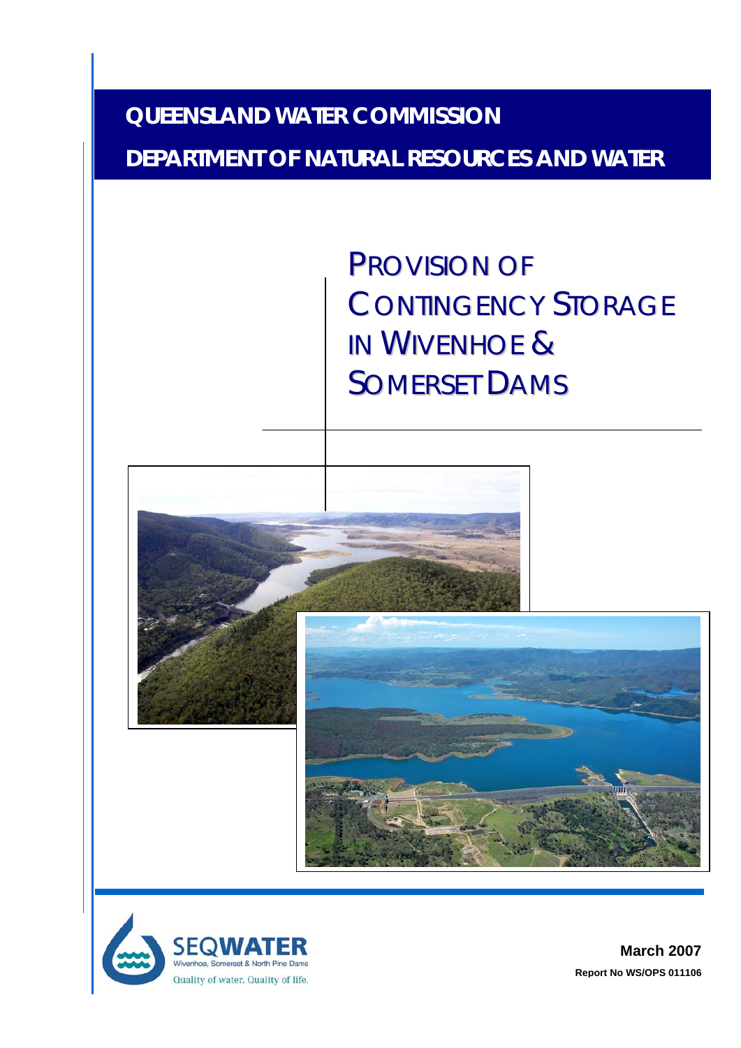**QUEENSLAND WATER COMMISSION**

**DEPARTMENT OF NATURAL RESOURCES AND WATER**

# PROVISION OF CONTINGENCY STORAGE IN WIVENHOE & SOMERSET DAMS

SEQWATER
Wivenhoe, Somerset & North Pine Dams
Quality of water. Quality of life.

**March 2007**

**Report No WS/OPS 011106**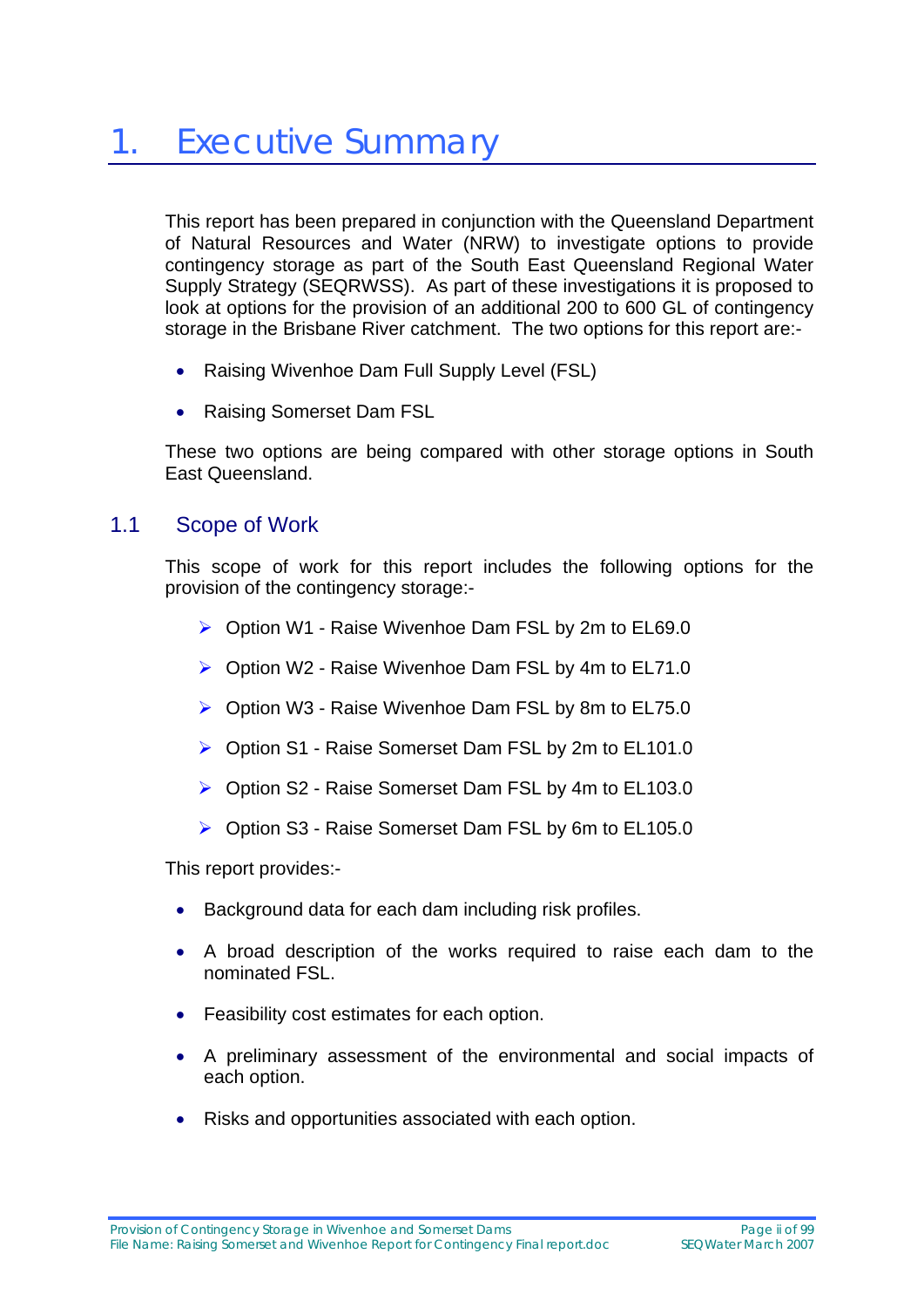# 1. Executive Summary

This report has been prepared in conjunction with the Queensland Department of Natural Resources and Water (NRW) to investigate options to provide contingency storage as part of the South East Queensland Regional Water Supply Strategy (SEQRWSS). As part of these investigations it is proposed to look at options for the provision of an additional 200 to 600 GL of contingency storage in the Brisbane River catchment. The two options for this report are:-

- Raising Wivenhoe Dam Full Supply Level (FSL)
- Raising Somerset Dam FSL

These two options are being compared with other storage options in South East Queensland.

## 1.1 Scope of Work

This scope of work for this report includes the following options for the provision of the contingency storage:-

- Option W1 - Raise Wivenhoe Dam FSL by 2m to EL69.0
- Option W2 - Raise Wivenhoe Dam FSL by 4m to EL71.0
- Option W3 - Raise Wivenhoe Dam FSL by 8m to EL75.0
- Option S1 - Raise Somerset Dam FSL by 2m to EL101.0
- Option S2 - Raise Somerset Dam FSL by 4m to EL103.0
- Option S3 - Raise Somerset Dam FSL by 6m to EL105.0

This report provides:-

- Background data for each dam including risk profiles.
- A broad description of the works required to raise each dam to the nominated FSL.
- Feasibility cost estimates for each option.
- A preliminary assessment of the environmental and social impacts of each option.
- Risks and opportunities associated with each option.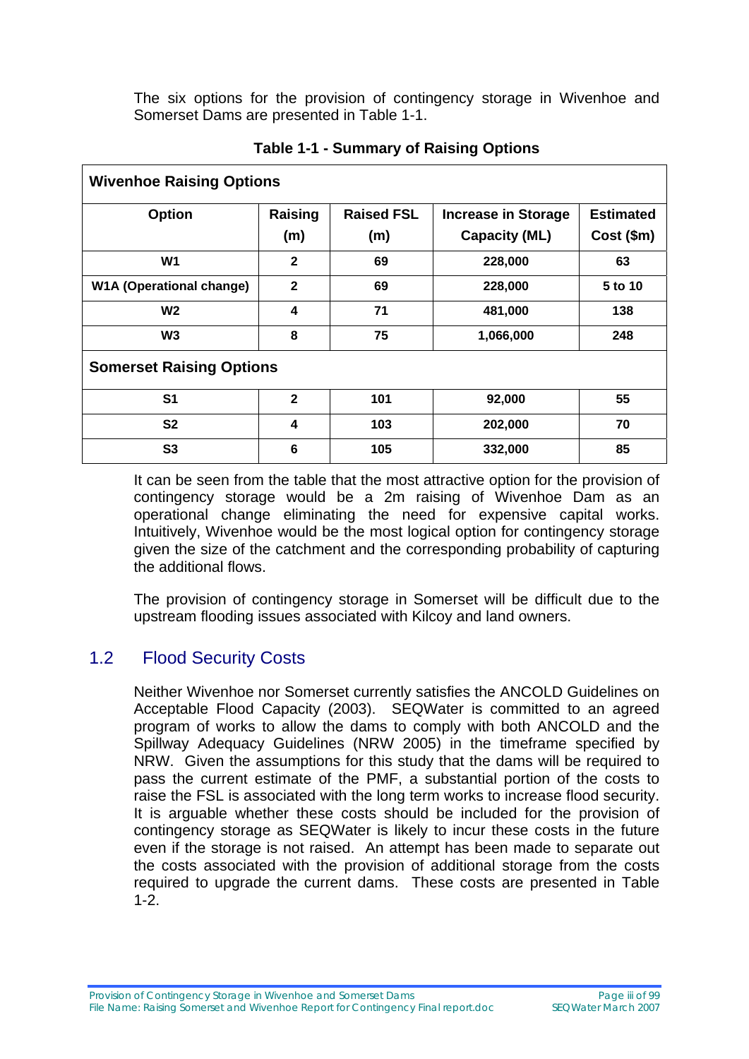The six options for the provision of contingency storage in Wivenhoe and Somerset Dams are presented in Table 1-1.

**Table 1-1 - Summary of Raising Options**

| **Wivenhoe Raising Options** | | | | |
|---|---|---|---|---|
| **Option** | **Raising (m)** | **Raised FSL (m)** | **Increase in Storage Capacity (ML)** | **Estimated Cost ($m)** |
| **W1** | **2** | **69** | **228,000** | **63** |
| **W1A (Operational change)** | **2** | **69** | **228,000** | **5 to 10** |
| **W2** | **4** | **71** | **481,000** | **138** |
| **W3** | **8** | **75** | **1,066,000** | **248** |
| **Somerset Raising Options** | | | | |
| **S1** | **2** | **101** | **92,000** | **55** |
| **S2** | **4** | **103** | **202,000** | **70** |
| **S3** | **6** | **105** | **332,000** | **85** |

It can be seen from the table that the most attractive option for the provision of contingency storage would be a 2m raising of Wivenhoe Dam as an operational change eliminating the need for expensive capital works. Intuitively, Wivenhoe would be the most logical option for contingency storage given the size of the catchment and the corresponding probability of capturing the additional flows.

The provision of contingency storage in Somerset will be difficult due to the upstream flooding issues associated with Kilcoy and land owners.

## 1.2 Flood Security Costs

Neither Wivenhoe nor Somerset currently satisfies the ANCOLD Guidelines on Acceptable Flood Capacity (2003). SEQWater is committed to an agreed program of works to allow the dams to comply with both ANCOLD and the Spillway Adequacy Guidelines (NRW 2005) in the timeframe specified by NRW. Given the assumptions for this study that the dams will be required to pass the current estimate of the PMF, a substantial portion of the costs to raise the FSL is associated with the long term works to increase flood security. It is arguable whether these costs should be included for the provision of contingency storage as SEQWater is likely to incur these costs in the future even if the storage is not raised. An attempt has been made to separate out the costs associated with the provision of additional storage from the costs required to upgrade the current dams. These costs are presented in Table 1-2.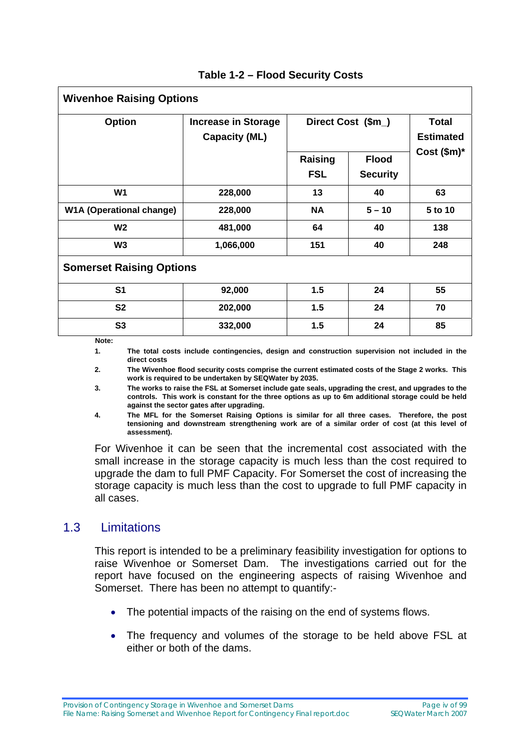**Table 1-2 – Flood Security Costs**

| Option | Increase in Storage Capacity (ML) | Direct Cost ($m_) | | Total Estimated Cost ($m)* |
|---|---|---|---|---|
| | | Raising FSL | Flood Security | |
| **Wivenhoe Raising Options** | | | | |
| W1 | 228,000 | 13 | 40 | 63 |
| W1A (Operational change) | 228,000 | NA | 5 – 10 | 5 to 10 |
| W2 | 481,000 | 64 | 40 | 138 |
| W3 | 1,066,000 | 151 | 40 | 248 |
| **Somerset Raising Options** | | | | |
| S1 | 92,000 | 1.5 | 24 | 55 |
| S2 | 202,000 | 1.5 | 24 | 70 |
| S3 | 332,000 | 1.5 | 24 | 85 |

**Note:**

1. **The total costs include contingencies, design and construction supervision not included in the direct costs**
2. **The Wivenhoe flood security costs comprise the current estimated costs of the Stage 2 works. This work is required to be undertaken by SEQWater by 2035.**
3. **The works to raise the FSL at Somerset include gate seals, upgrading the crest, and upgrades to the controls. This work is constant for the three options as up to 6m additional storage could be held against the sector gates after upgrading.**
4. **The MFL for the Somerset Raising Options is similar for all three cases. Therefore, the post tensioning and downstream strengthening work are of a similar order of cost (at this level of assessment).**

For Wivenhoe it can be seen that the incremental cost associated with the small increase in the storage capacity is much less than the cost required to upgrade the dam to full PMF Capacity. For Somerset the cost of increasing the storage capacity is much less than the cost to upgrade to full PMF capacity in all cases.

## 1.3 Limitations

This report is intended to be a preliminary feasibility investigation for options to raise Wivenhoe or Somerset Dam. The investigations carried out for the report have focused on the engineering aspects of raising Wivenhoe and Somerset. There has been no attempt to quantify:-

- The potential impacts of the raising on the end of systems flows.
- The frequency and volumes of the storage to be held above FSL at either or both of the dams.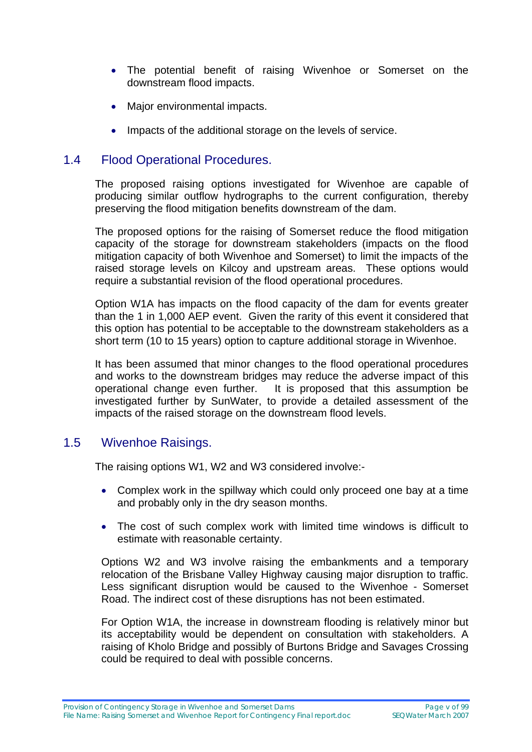- The potential benefit of raising Wivenhoe or Somerset on the downstream flood impacts.
- Major environmental impacts.
- Impacts of the additional storage on the levels of service.

## 1.4 Flood Operational Procedures.

The proposed raising options investigated for Wivenhoe are capable of producing similar outflow hydrographs to the current configuration, thereby preserving the flood mitigation benefits downstream of the dam.

The proposed options for the raising of Somerset reduce the flood mitigation capacity of the storage for downstream stakeholders (impacts on the flood mitigation capacity of both Wivenhoe and Somerset) to limit the impacts of the raised storage levels on Kilcoy and upstream areas. These options would require a substantial revision of the flood operational procedures.

Option W1A has impacts on the flood capacity of the dam for events greater than the 1 in 1,000 AEP event. Given the rarity of this event it considered that this option has potential to be acceptable to the downstream stakeholders as a short term (10 to 15 years) option to capture additional storage in Wivenhoe.

It has been assumed that minor changes to the flood operational procedures and works to the downstream bridges may reduce the adverse impact of this operational change even further. It is proposed that this assumption be investigated further by SunWater, to provide a detailed assessment of the impacts of the raised storage on the downstream flood levels.

## 1.5 Wivenhoe Raisings.

The raising options W1, W2 and W3 considered involve:-

- Complex work in the spillway which could only proceed one bay at a time and probably only in the dry season months.
- The cost of such complex work with limited time windows is difficult to estimate with reasonable certainty.

Options W2 and W3 involve raising the embankments and a temporary relocation of the Brisbane Valley Highway causing major disruption to traffic. Less significant disruption would be caused to the Wivenhoe - Somerset Road. The indirect cost of these disruptions has not been estimated.

For Option W1A, the increase in downstream flooding is relatively minor but its acceptability would be dependent on consultation with stakeholders. A raising of Kholo Bridge and possibly of Burtons Bridge and Savages Crossing could be required to deal with possible concerns.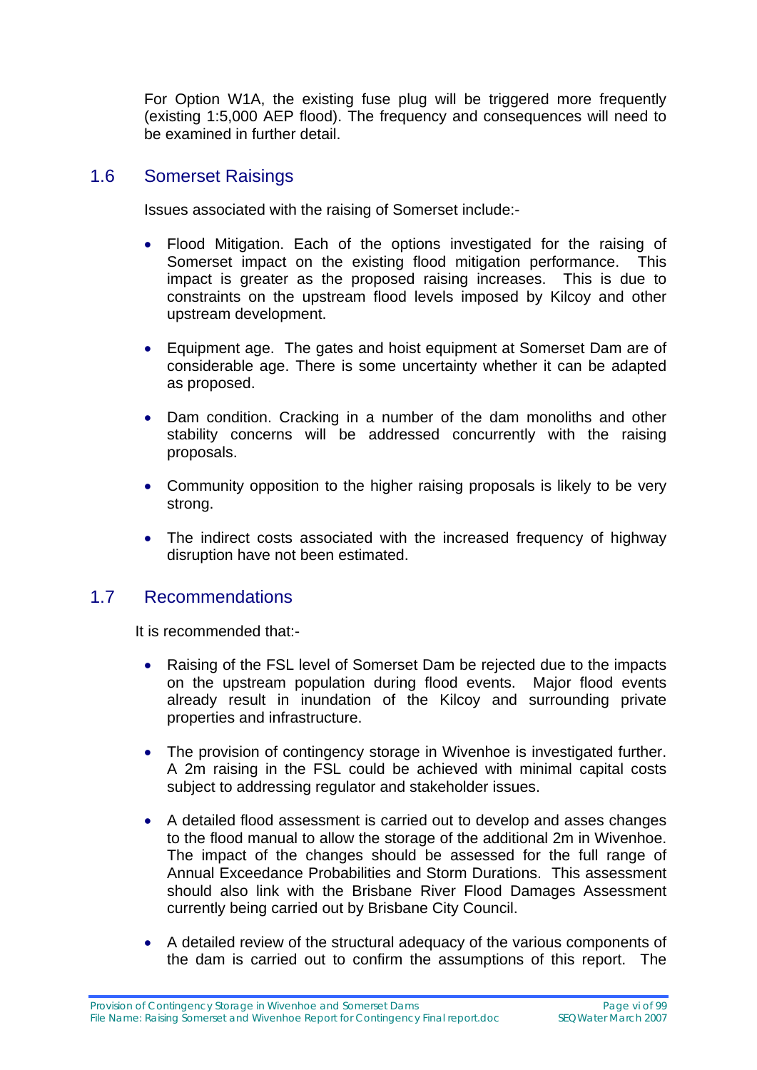For Option W1A, the existing fuse plug will be triggered more frequently (existing 1:5,000 AEP flood). The frequency and consequences will need to be examined in further detail.

## 1.6 Somerset Raisings

Issues associated with the raising of Somerset include:-

- Flood Mitigation. Each of the options investigated for the raising of Somerset impact on the existing flood mitigation performance. This impact is greater as the proposed raising increases. This is due to constraints on the upstream flood levels imposed by Kilcoy and other upstream development.
- Equipment age. The gates and hoist equipment at Somerset Dam are of considerable age. There is some uncertainty whether it can be adapted as proposed.
- Dam condition. Cracking in a number of the dam monoliths and other stability concerns will be addressed concurrently with the raising proposals.
- Community opposition to the higher raising proposals is likely to be very strong.
- The indirect costs associated with the increased frequency of highway disruption have not been estimated.

## 1.7 Recommendations

It is recommended that:-

- Raising of the FSL level of Somerset Dam be rejected due to the impacts on the upstream population during flood events. Major flood events already result in inundation of the Kilcoy and surrounding private properties and infrastructure.
- The provision of contingency storage in Wivenhoe is investigated further. A 2m raising in the FSL could be achieved with minimal capital costs subject to addressing regulator and stakeholder issues.
- A detailed flood assessment is carried out to develop and asses changes to the flood manual to allow the storage of the additional 2m in Wivenhoe. The impact of the changes should be assessed for the full range of Annual Exceedance Probabilities and Storm Durations. This assessment should also link with the Brisbane River Flood Damages Assessment currently being carried out by Brisbane City Council.
- A detailed review of the structural adequacy of the various components of the dam is carried out to confirm the assumptions of this report. The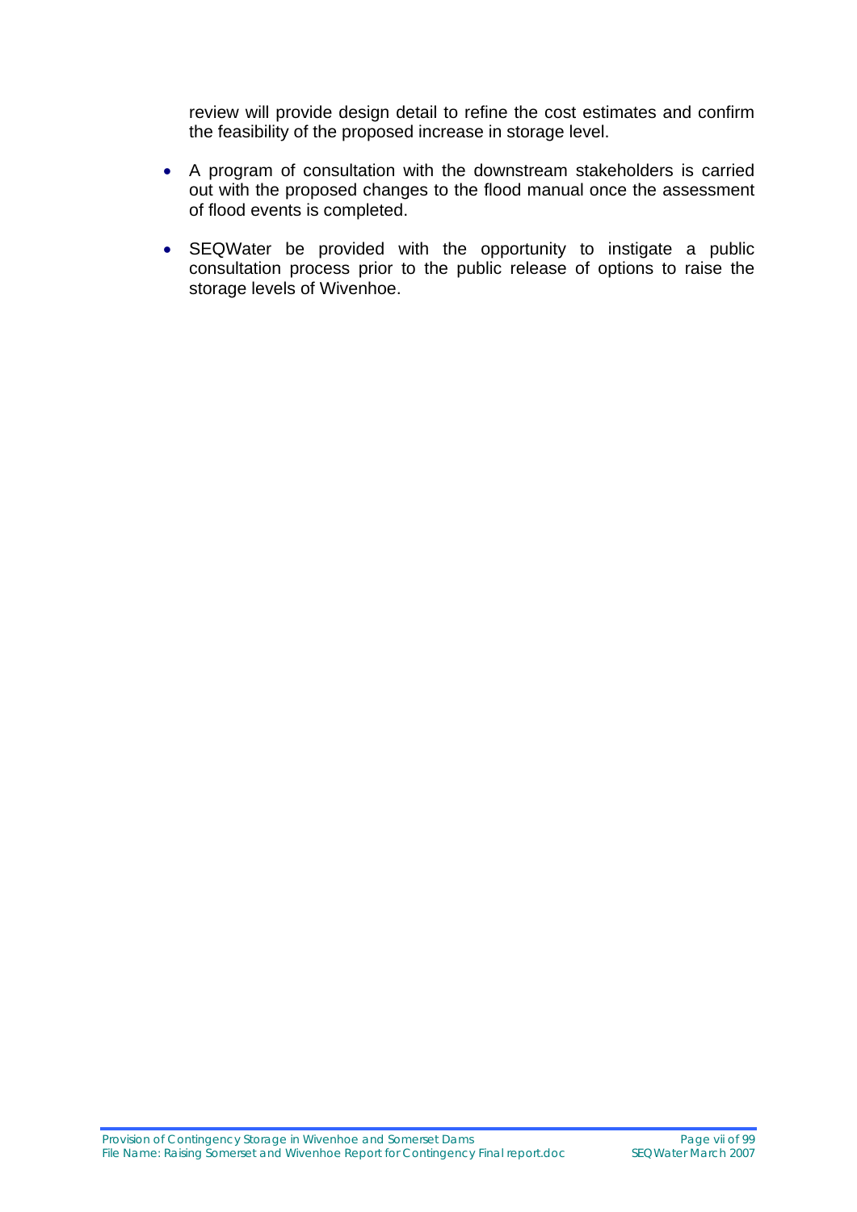review will provide design detail to refine the cost estimates and confirm the feasibility of the proposed increase in storage level.

- A program of consultation with the downstream stakeholders is carried out with the proposed changes to the flood manual once the assessment of flood events is completed.
- SEQWater be provided with the opportunity to instigate a public consultation process prior to the public release of options to raise the storage levels of Wivenhoe.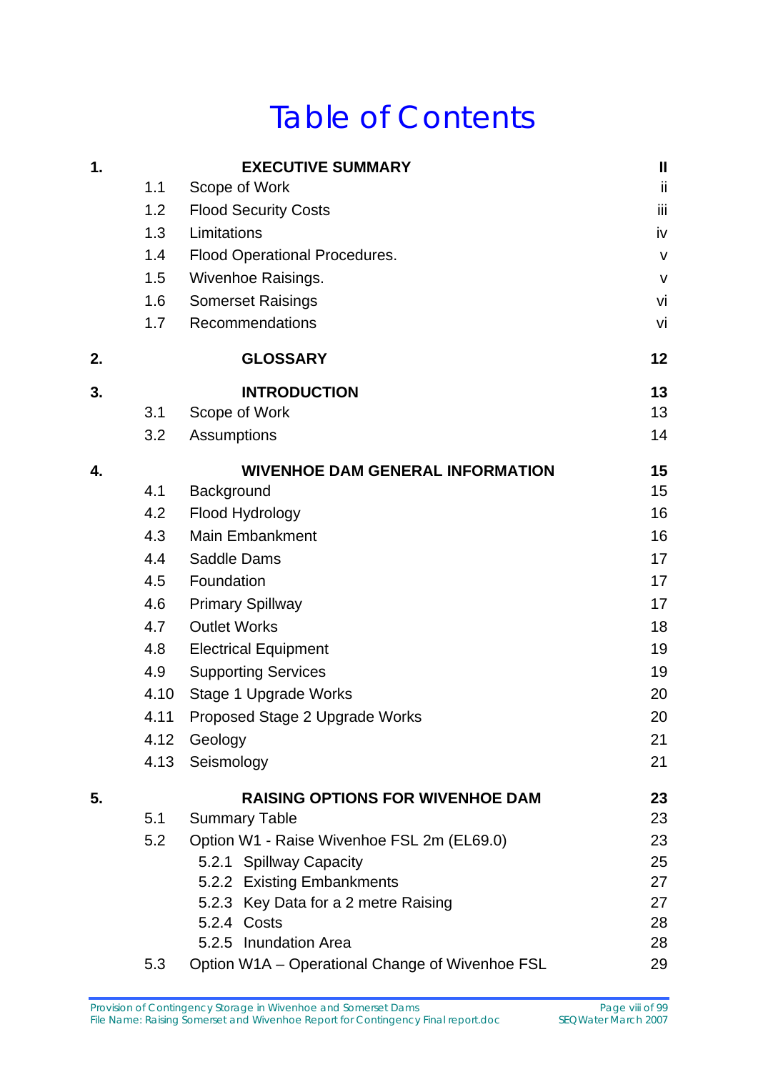# Table of Contents

| | | | |
|---|---|---|---|
| **1.** | | **EXECUTIVE SUMMARY** | **II** |
| | 1.1 | Scope of Work | ii |
| | 1.2 | Flood Security Costs | iii |
| | 1.3 | Limitations | iv |
| | 1.4 | Flood Operational Procedures. | v |
| | 1.5 | Wivenhoe Raisings. | v |
| | 1.6 | Somerset Raisings | vi |
| | 1.7 | Recommendations | vi |
| **2.** | | **GLOSSARY** | **12** |
| **3.** | | **INTRODUCTION** | **13** |
| | 3.1 | Scope of Work | 13 |
| | 3.2 | Assumptions | 14 |
| **4.** | | **WIVENHOE DAM GENERAL INFORMATION** | **15** |
| | 4.1 | Background | 15 |
| | 4.2 | Flood Hydrology | 16 |
| | 4.3 | Main Embankment | 16 |
| | 4.4 | Saddle Dams | 17 |
| | 4.5 | Foundation | 17 |
| | 4.6 | Primary Spillway | 17 |
| | 4.7 | Outlet Works | 18 |
| | 4.8 | Electrical Equipment | 19 |
| | 4.9 | Supporting Services | 19 |
| | 4.10 | Stage 1 Upgrade Works | 20 |
| | 4.11 | Proposed Stage 2 Upgrade Works | 20 |
| | 4.12 | Geology | 21 |
| | 4.13 | Seismology | 21 |
| **5.** | | **RAISING OPTIONS FOR WIVENHOE DAM** | **23** |
| | 5.1 | Summary Table | 23 |
| | 5.2 | Option W1 - Raise Wivenhoe FSL 2m (EL69.0) | 23 |
| | | 5.2.1 Spillway Capacity | 25 |
| | | 5.2.2 Existing Embankments | 27 |
| | | 5.2.3 Key Data for a 2 metre Raising | 27 |
| | | 5.2.4 Costs | 28 |
| | | 5.2.5 Inundation Area | 28 |
| | 5.3 | Option W1A – Operational Change of Wivenhoe FSL | 29 |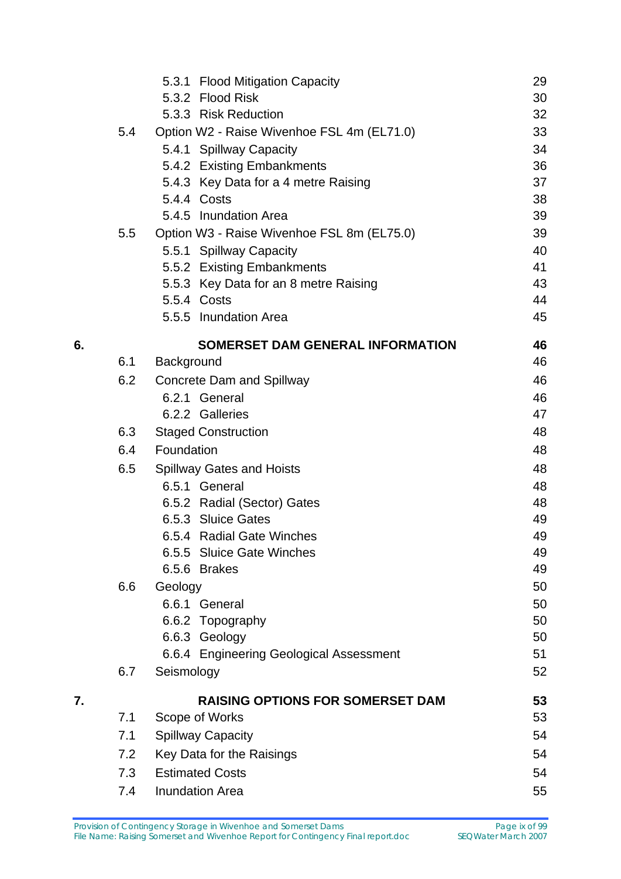| | | | |
|---|---|---|---|
| | | 5.3.1 Flood Mitigation Capacity | 29 |
| | | 5.3.2 Flood Risk | 30 |
| | | 5.3.3 Risk Reduction | 32 |
| | 5.4 | Option W2 - Raise Wivenhoe FSL 4m (EL71.0) | 33 |
| | | 5.4.1 Spillway Capacity | 34 |
| | | 5.4.2 Existing Embankments | 36 |
| | | 5.4.3 Key Data for a 4 metre Raising | 37 |
| | | 5.4.4 Costs | 38 |
| | | 5.4.5 Inundation Area | 39 |
| | 5.5 | Option W3 - Raise Wivenhoe FSL 8m (EL75.0) | 39 |
| | | 5.5.1 Spillway Capacity | 40 |
| | | 5.5.2 Existing Embankments | 41 |
| | | 5.5.3 Key Data for an 8 metre Raising | 43 |
| | | 5.5.4 Costs | 44 |
| | | 5.5.5 Inundation Area | 45 |
| **6.** | | **SOMERSET DAM GENERAL INFORMATION** | **46** |
| | 6.1 | Background | 46 |
| | 6.2 | Concrete Dam and Spillway | 46 |
| | | 6.2.1 General | 46 |
| | | 6.2.2 Galleries | 47 |
| | 6.3 | Staged Construction | 48 |
| | 6.4 | Foundation | 48 |
| | 6.5 | Spillway Gates and Hoists | 48 |
| | | 6.5.1 General | 48 |
| | | 6.5.2 Radial (Sector) Gates | 48 |
| | | 6.5.3 Sluice Gates | 49 |
| | | 6.5.4 Radial Gate Winches | 49 |
| | | 6.5.5 Sluice Gate Winches | 49 |
| | | 6.5.6 Brakes | 49 |
| | 6.6 | Geology | 50 |
| | | 6.6.1 General | 50 |
| | | 6.6.2 Topography | 50 |
| | | 6.6.3 Geology | 50 |
| | | 6.6.4 Engineering Geological Assessment | 51 |
| | 6.7 | Seismology | 52 |
| **7.** | | **RAISING OPTIONS FOR SOMERSET DAM** | **53** |
| | 7.1 | Scope of Works | 53 |
| | 7.1 | Spillway Capacity | 54 |
| | 7.2 | Key Data for the Raisings | 54 |
| | 7.3 | Estimated Costs | 54 |
| | 7.4 | Inundation Area | 55 |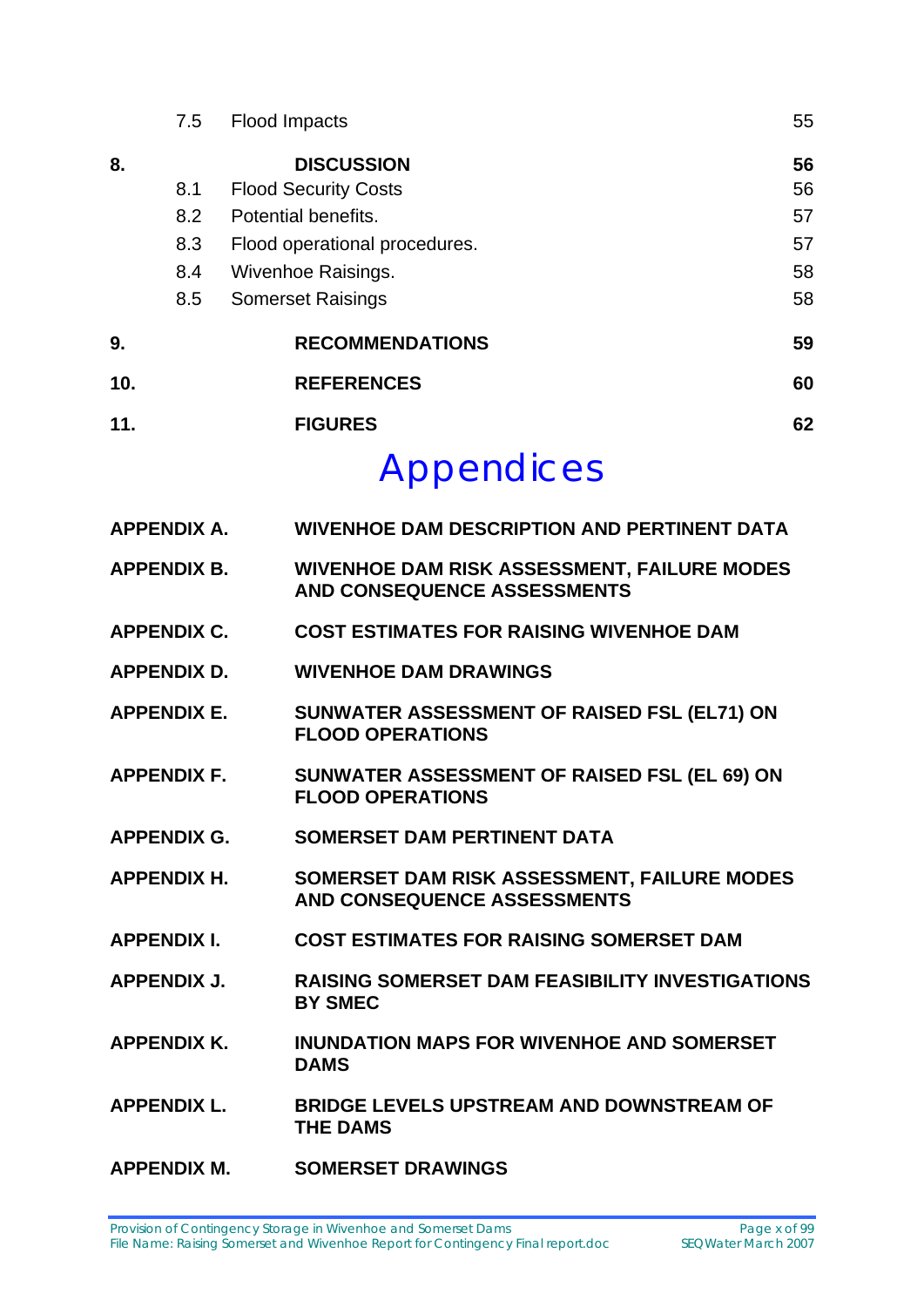| | | | |
|---|---|---|---|
| | 7.5 | Flood Impacts | 55 |
| **8.** | | **DISCUSSION** | **56** |
| | 8.1 | Flood Security Costs | 56 |
| | 8.2 | Potential benefits. | 57 |
| | 8.3 | Flood operational procedures. | 57 |
| | 8.4 | Wivenhoe Raisings. | 58 |
| | 8.5 | Somerset Raisings | 58 |
| **9.** | | **RECOMMENDATIONS** | **59** |
| **10.** | | **REFERENCES** | **60** |
| **11.** | | **FIGURES** | **62** |

# Appendices

| | |
|---|---|
| **APPENDIX A.** | **WIVENHOE DAM DESCRIPTION AND PERTINENT DATA** |
| **APPENDIX B.** | **WIVENHOE DAM RISK ASSESSMENT, FAILURE MODES AND CONSEQUENCE ASSESSMENTS** |
| **APPENDIX C.** | **COST ESTIMATES FOR RAISING WIVENHOE DAM** |
| **APPENDIX D.** | **WIVENHOE DAM DRAWINGS** |
| **APPENDIX E.** | **SUNWATER ASSESSMENT OF RAISED FSL (EL71) ON FLOOD OPERATIONS** |
| **APPENDIX F.** | **SUNWATER ASSESSMENT OF RAISED FSL (EL 69) ON FLOOD OPERATIONS** |
| **APPENDIX G.** | **SOMERSET DAM PERTINENT DATA** |
| **APPENDIX H.** | **SOMERSET DAM RISK ASSESSMENT, FAILURE MODES AND CONSEQUENCE ASSESSMENTS** |
| **APPENDIX I.** | **COST ESTIMATES FOR RAISING SOMERSET DAM** |
| **APPENDIX J.** | **RAISING SOMERSET DAM FEASIBILITY INVESTIGATIONS BY SMEC** |
| **APPENDIX K.** | **INUNDATION MAPS FOR WIVENHOE AND SOMERSET DAMS** |
| **APPENDIX L.** | **BRIDGE LEVELS UPSTREAM AND DOWNSTREAM OF THE DAMS** |
| **APPENDIX M.** | **SOMERSET DRAWINGS** |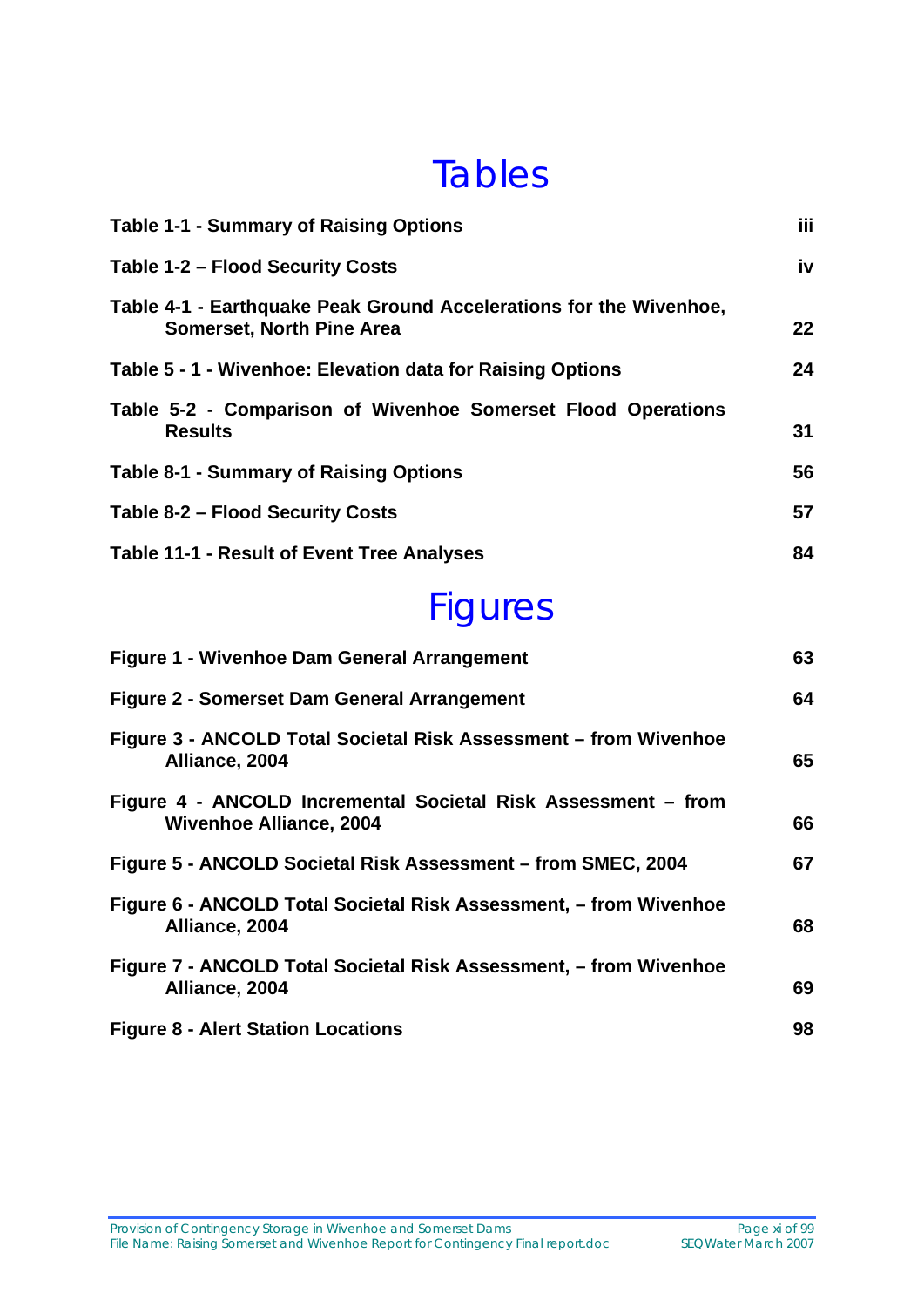# Tables

| | |
|---|---|
| **Table 1-1 - Summary of Raising Options** | **iii** |
| **Table 1-2 – Flood Security Costs** | **iv** |
| **Table 4-1 - Earthquake Peak Ground Accelerations for the Wivenhoe, Somerset, North Pine Area** | **22** |
| **Table 5 - 1 - Wivenhoe: Elevation data for Raising Options** | **24** |
| **Table 5-2 - Comparison of Wivenhoe Somerset Flood Operations Results** | **31** |
| **Table 8-1 - Summary of Raising Options** | **56** |
| **Table 8-2 – Flood Security Costs** | **57** |
| **Table 11-1 - Result of Event Tree Analyses** | **84** |

# Figures

| | |
|---|---|
| **Figure 1 - Wivenhoe Dam General Arrangement** | **63** |
| **Figure 2 - Somerset Dam General Arrangement** | **64** |
| **Figure 3 - ANCOLD Total Societal Risk Assessment – from Wivenhoe Alliance, 2004** | **65** |
| **Figure 4 - ANCOLD Incremental Societal Risk Assessment – from Wivenhoe Alliance, 2004** | **66** |
| **Figure 5 - ANCOLD Societal Risk Assessment – from SMEC, 2004** | **67** |
| **Figure 6 - ANCOLD Total Societal Risk Assessment, – from Wivenhoe Alliance, 2004** | **68** |
| **Figure 7 - ANCOLD Total Societal Risk Assessment, – from Wivenhoe Alliance, 2004** | **69** |
| **Figure 8 - Alert Station Locations** | **98** |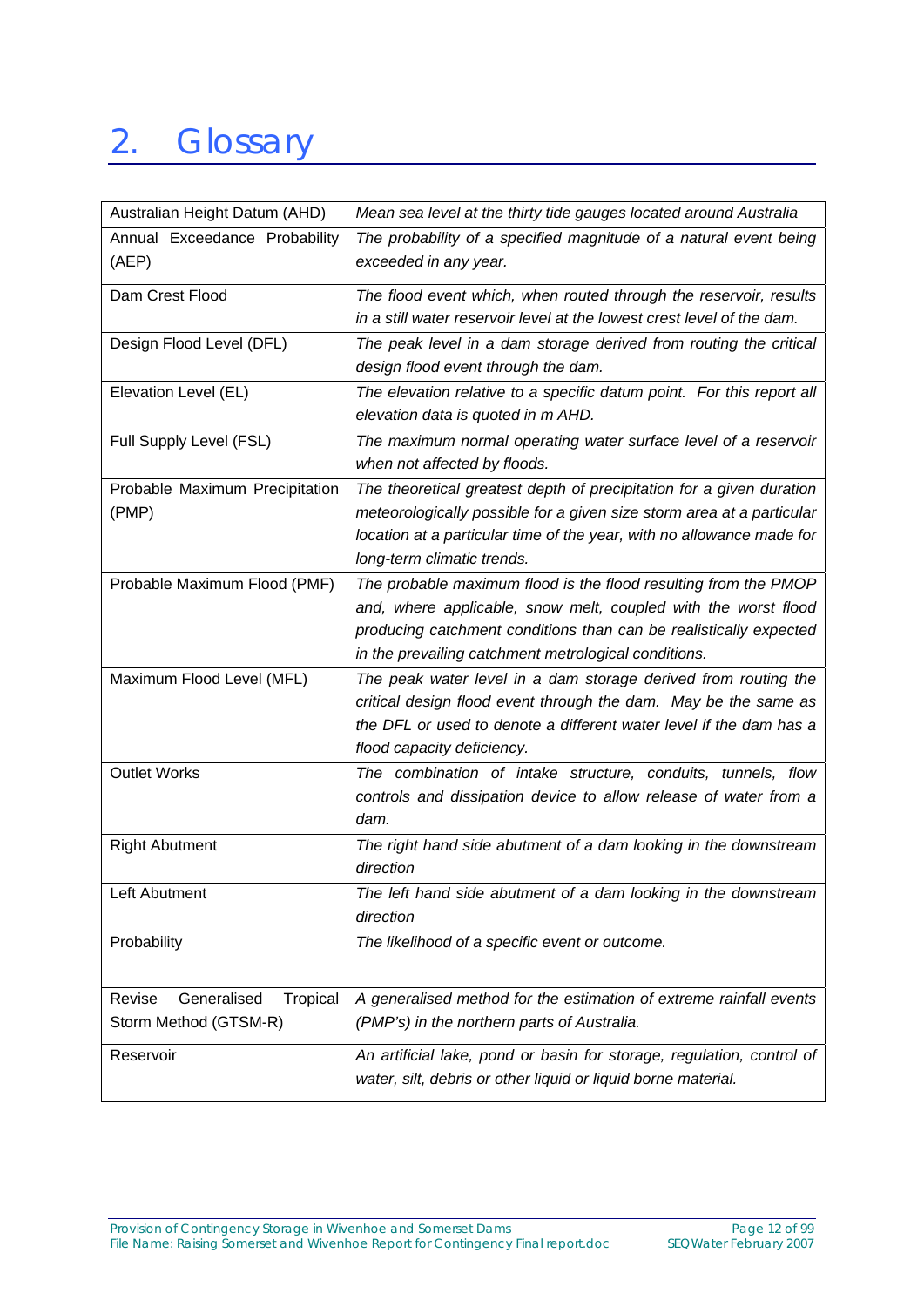# 2. Glossary

| | |
|---|---|
| Australian Height Datum (AHD) | *Mean sea level at the thirty tide gauges located around Australia* |
| Annual Exceedance Probability (AEP) | *The probability of a specified magnitude of a natural event being exceeded in any year.* |
| Dam Crest Flood | *The flood event which, when routed through the reservoir, results in a still water reservoir level at the lowest crest level of the dam.* |
| Design Flood Level (DFL) | *The peak level in a dam storage derived from routing the critical design flood event through the dam.* |
| Elevation Level (EL) | *The elevation relative to a specific datum point. For this report all elevation data is quoted in m AHD.* |
| Full Supply Level (FSL) | *The maximum normal operating water surface level of a reservoir when not affected by floods.* |
| Probable Maximum Precipitation (PMP) | *The theoretical greatest depth of precipitation for a given duration meteorologically possible for a given size storm area at a particular location at a particular time of the year, with no allowance made for long-term climatic trends.* |
| Probable Maximum Flood (PMF) | *The probable maximum flood is the flood resulting from the PMOP and, where applicable, snow melt, coupled with the worst flood producing catchment conditions than can be realistically expected in the prevailing catchment metrological conditions.* |
| Maximum Flood Level (MFL) | *The peak water level in a dam storage derived from routing the critical design flood event through the dam. May be the same as the DFL or used to denote a different water level if the dam has a flood capacity deficiency.* |
| Outlet Works | *The combination of intake structure, conduits, tunnels, flow controls and dissipation device to allow release of water from a dam.* |
| Right Abutment | *The right hand side abutment of a dam looking in the downstream direction* |
| Left Abutment | *The left hand side abutment of a dam looking in the downstream direction* |
| Probability | *The likelihood of a specific event or outcome.* |
| Revise Generalised Tropical Storm Method (GTSM-R) | *A generalised method for the estimation of extreme rainfall events (PMP's) in the northern parts of Australia.* |
| Reservoir | *An artificial lake, pond or basin for storage, regulation, control of water, silt, debris or other liquid or liquid borne material.* |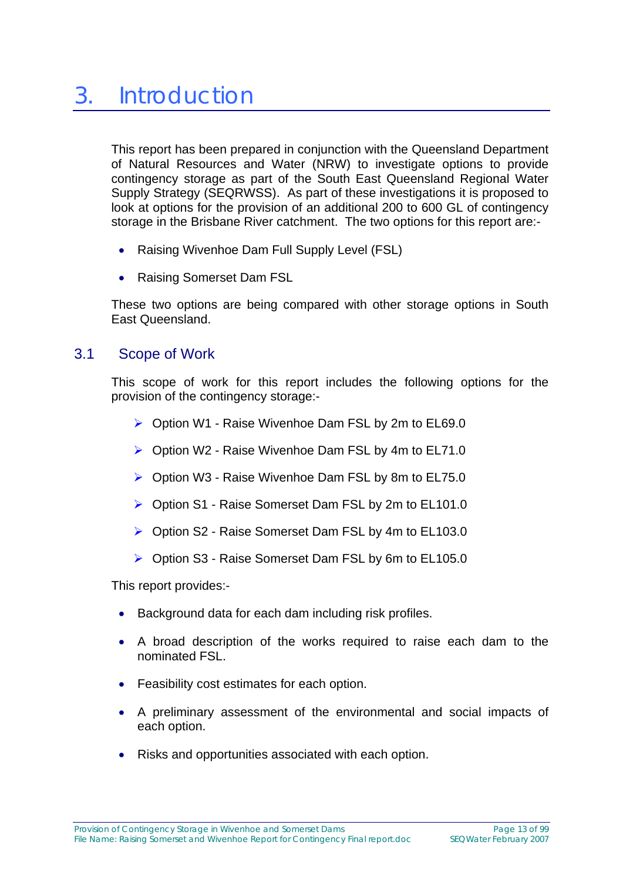# 3. Introduction

This report has been prepared in conjunction with the Queensland Department of Natural Resources and Water (NRW) to investigate options to provide contingency storage as part of the South East Queensland Regional Water Supply Strategy (SEQRWSS). As part of these investigations it is proposed to look at options for the provision of an additional 200 to 600 GL of contingency storage in the Brisbane River catchment. The two options for this report are:-

- Raising Wivenhoe Dam Full Supply Level (FSL)
- Raising Somerset Dam FSL

These two options are being compared with other storage options in South East Queensland.

## 3.1 Scope of Work

This scope of work for this report includes the following options for the provision of the contingency storage:-

- Option W1 - Raise Wivenhoe Dam FSL by 2m to EL69.0
- Option W2 - Raise Wivenhoe Dam FSL by 4m to EL71.0
- Option W3 - Raise Wivenhoe Dam FSL by 8m to EL75.0
- Option S1 - Raise Somerset Dam FSL by 2m to EL101.0
- Option S2 - Raise Somerset Dam FSL by 4m to EL103.0
- Option S3 - Raise Somerset Dam FSL by 6m to EL105.0

This report provides:-

- Background data for each dam including risk profiles.
- A broad description of the works required to raise each dam to the nominated FSL.
- Feasibility cost estimates for each option.
- A preliminary assessment of the environmental and social impacts of each option.
- Risks and opportunities associated with each option.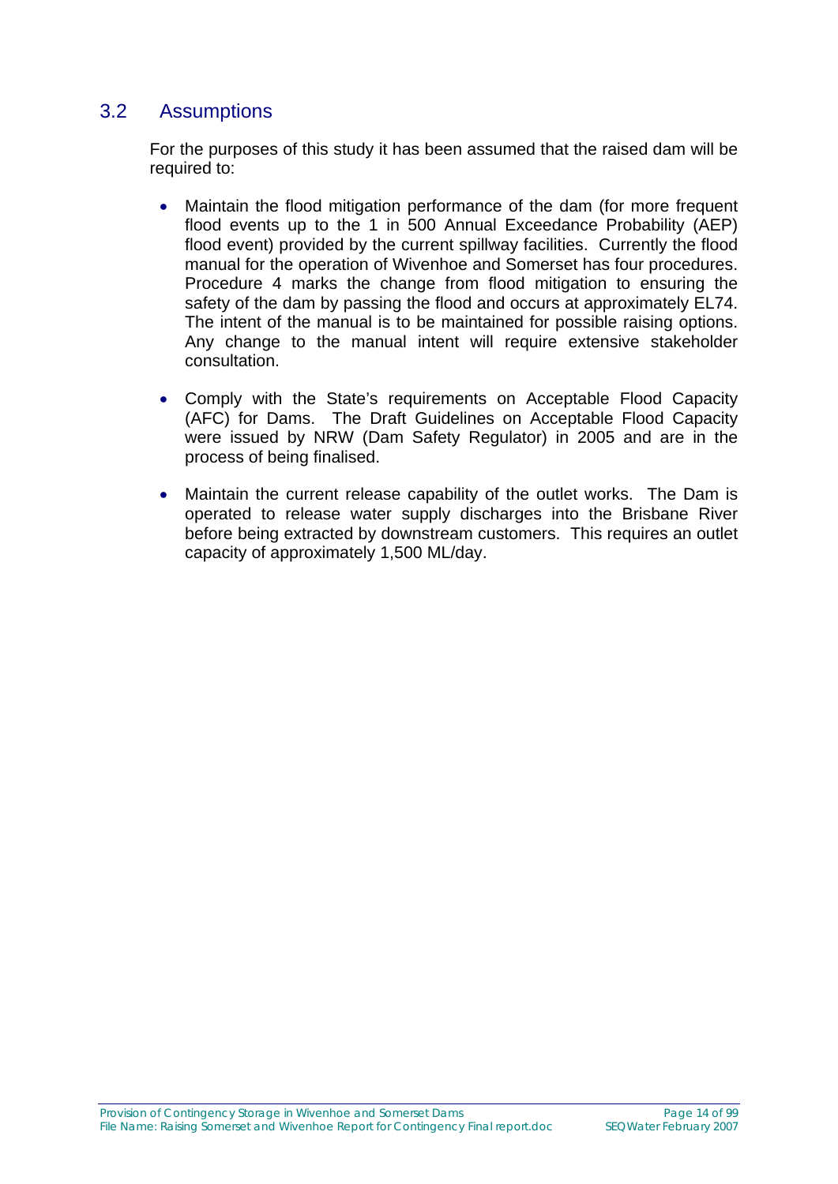## 3.2 Assumptions

For the purposes of this study it has been assumed that the raised dam will be required to:

- Maintain the flood mitigation performance of the dam (for more frequent flood events up to the 1 in 500 Annual Exceedance Probability (AEP) flood event) provided by the current spillway facilities. Currently the flood manual for the operation of Wivenhoe and Somerset has four procedures. Procedure 4 marks the change from flood mitigation to ensuring the safety of the dam by passing the flood and occurs at approximately EL74. The intent of the manual is to be maintained for possible raising options. Any change to the manual intent will require extensive stakeholder consultation.

- Comply with the State's requirements on Acceptable Flood Capacity (AFC) for Dams. The Draft Guidelines on Acceptable Flood Capacity were issued by NRW (Dam Safety Regulator) in 2005 and are in the process of being finalised.

- Maintain the current release capability of the outlet works. The Dam is operated to release water supply discharges into the Brisbane River before being extracted by downstream customers. This requires an outlet capacity of approximately 1,500 ML/day.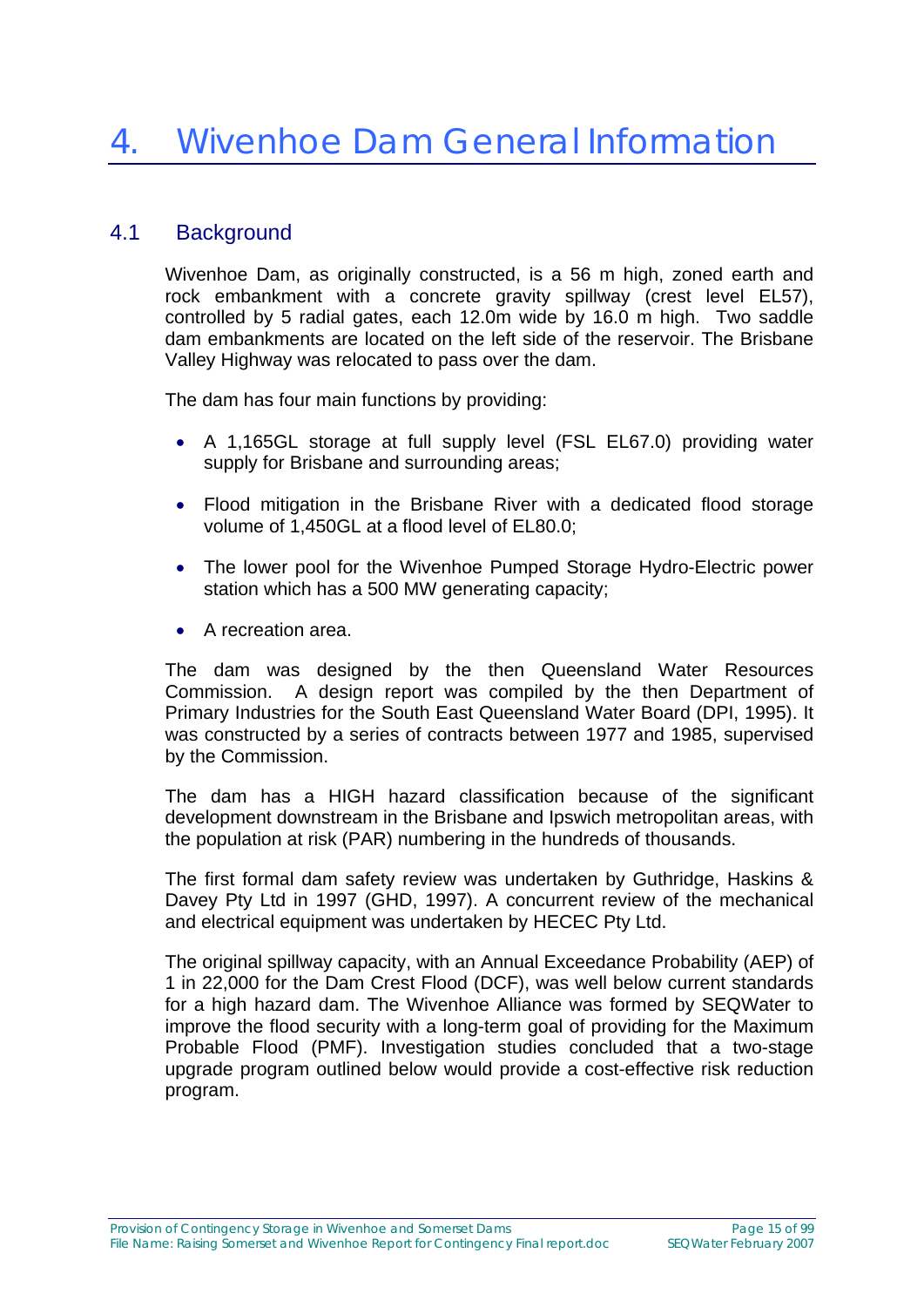# 4. Wivenhoe Dam General Information

## 4.1 Background

Wivenhoe Dam, as originally constructed, is a 56 m high, zoned earth and rock embankment with a concrete gravity spillway (crest level EL57), controlled by 5 radial gates, each 12.0m wide by 16.0 m high. Two saddle dam embankments are located on the left side of the reservoir. The Brisbane Valley Highway was relocated to pass over the dam.

The dam has four main functions by providing:

- A 1,165GL storage at full supply level (FSL EL67.0) providing water supply for Brisbane and surrounding areas;
- Flood mitigation in the Brisbane River with a dedicated flood storage volume of 1,450GL at a flood level of EL80.0;
- The lower pool for the Wivenhoe Pumped Storage Hydro-Electric power station which has a 500 MW generating capacity;
- A recreation area.

The dam was designed by the then Queensland Water Resources Commission. A design report was compiled by the then Department of Primary Industries for the South East Queensland Water Board (DPI, 1995). It was constructed by a series of contracts between 1977 and 1985, supervised by the Commission.

The dam has a HIGH hazard classification because of the significant development downstream in the Brisbane and Ipswich metropolitan areas, with the population at risk (PAR) numbering in the hundreds of thousands.

The first formal dam safety review was undertaken by Guthridge, Haskins & Davey Pty Ltd in 1997 (GHD, 1997). A concurrent review of the mechanical and electrical equipment was undertaken by HECEC Pty Ltd.

The original spillway capacity, with an Annual Exceedance Probability (AEP) of 1 in 22,000 for the Dam Crest Flood (DCF), was well below current standards for a high hazard dam. The Wivenhoe Alliance was formed by SEQWater to improve the flood security with a long-term goal of providing for the Maximum Probable Flood (PMF). Investigation studies concluded that a two-stage upgrade program outlined below would provide a cost-effective risk reduction program.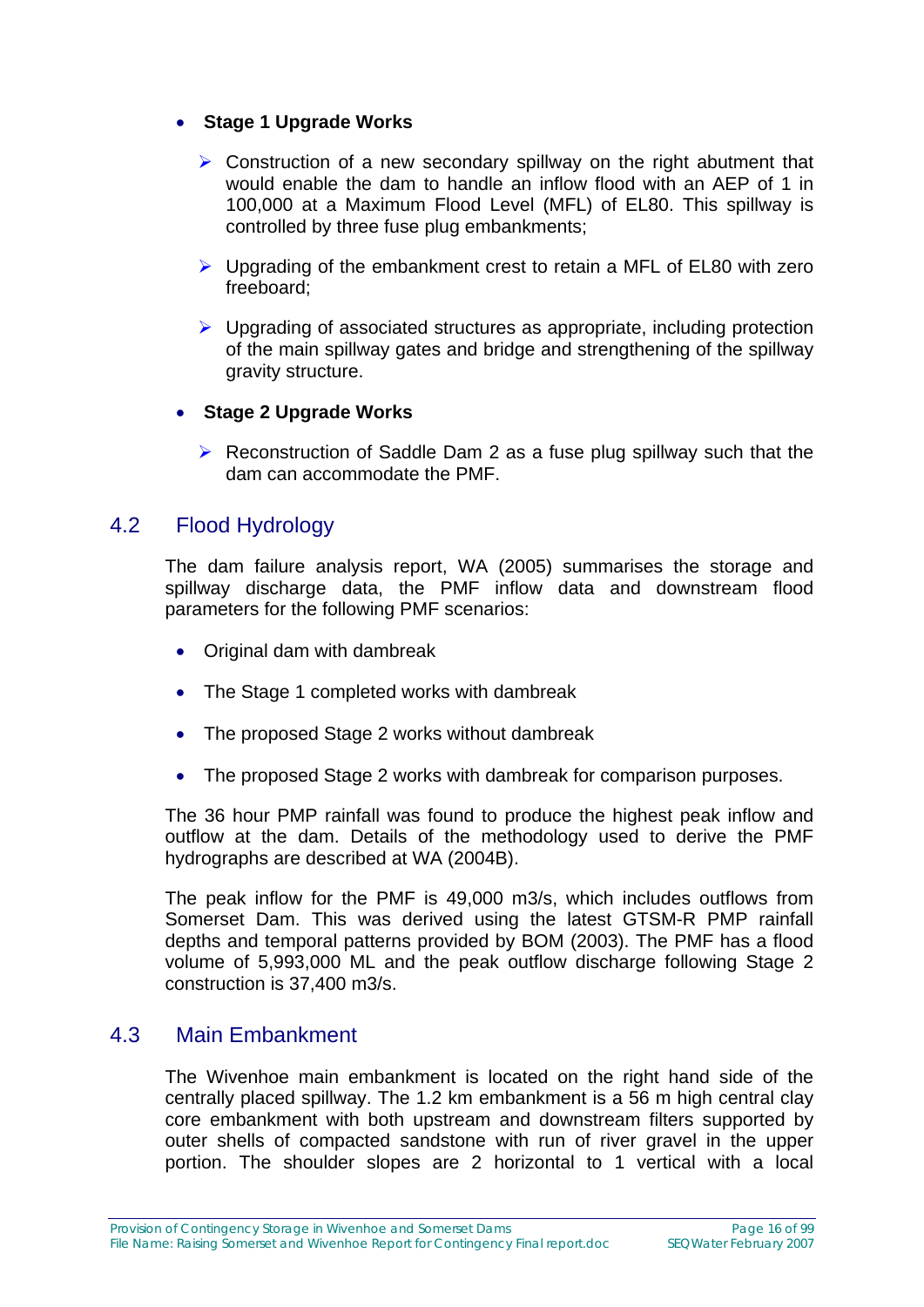- **Stage 1 Upgrade Works**
  - Construction of a new secondary spillway on the right abutment that would enable the dam to handle an inflow flood with an AEP of 1 in 100,000 at a Maximum Flood Level (MFL) of EL80. This spillway is controlled by three fuse plug embankments;
  - Upgrading of the embankment crest to retain a MFL of EL80 with zero freeboard;
  - Upgrading of associated structures as appropriate, including protection of the main spillway gates and bridge and strengthening of the spillway gravity structure.
- **Stage 2 Upgrade Works**
  - Reconstruction of Saddle Dam 2 as a fuse plug spillway such that the dam can accommodate the PMF.

## 4.2 Flood Hydrology

The dam failure analysis report, WA (2005) summarises the storage and spillway discharge data, the PMF inflow data and downstream flood parameters for the following PMF scenarios:

- Original dam with dambreak
- The Stage 1 completed works with dambreak
- The proposed Stage 2 works without dambreak
- The proposed Stage 2 works with dambreak for comparison purposes.

The 36 hour PMP rainfall was found to produce the highest peak inflow and outflow at the dam. Details of the methodology used to derive the PMF hydrographs are described at WA (2004B).

The peak inflow for the PMF is 49,000 m3/s, which includes outflows from Somerset Dam. This was derived using the latest GTSM-R PMP rainfall depths and temporal patterns provided by BOM (2003). The PMF has a flood volume of 5,993,000 ML and the peak outflow discharge following Stage 2 construction is 37,400 m3/s.

## 4.3 Main Embankment

The Wivenhoe main embankment is located on the right hand side of the centrally placed spillway. The 1.2 km embankment is a 56 m high central clay core embankment with both upstream and downstream filters supported by outer shells of compacted sandstone with run of river gravel in the upper portion. The shoulder slopes are 2 horizontal to 1 vertical with a local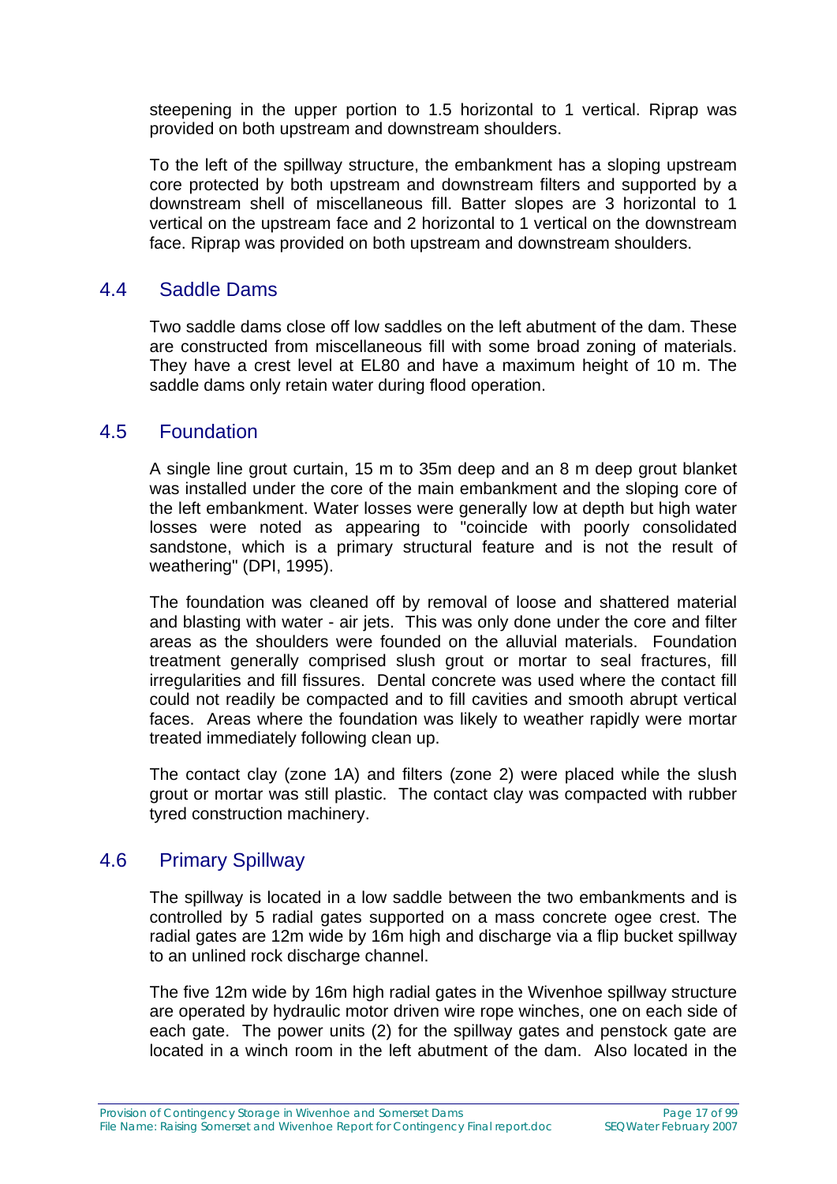steepening in the upper portion to 1.5 horizontal to 1 vertical. Riprap was provided on both upstream and downstream shoulders.

To the left of the spillway structure, the embankment has a sloping upstream core protected by both upstream and downstream filters and supported by a downstream shell of miscellaneous fill. Batter slopes are 3 horizontal to 1 vertical on the upstream face and 2 horizontal to 1 vertical on the downstream face. Riprap was provided on both upstream and downstream shoulders.

## 4.4 Saddle Dams

Two saddle dams close off low saddles on the left abutment of the dam. These are constructed from miscellaneous fill with some broad zoning of materials. They have a crest level at EL80 and have a maximum height of 10 m. The saddle dams only retain water during flood operation.

## 4.5 Foundation

A single line grout curtain, 15 m to 35m deep and an 8 m deep grout blanket was installed under the core of the main embankment and the sloping core of the left embankment. Water losses were generally low at depth but high water losses were noted as appearing to "coincide with poorly consolidated sandstone, which is a primary structural feature and is not the result of weathering" (DPI, 1995).

The foundation was cleaned off by removal of loose and shattered material and blasting with water - air jets. This was only done under the core and filter areas as the shoulders were founded on the alluvial materials. Foundation treatment generally comprised slush grout or mortar to seal fractures, fill irregularities and fill fissures. Dental concrete was used where the contact fill could not readily be compacted and to fill cavities and smooth abrupt vertical faces. Areas where the foundation was likely to weather rapidly were mortar treated immediately following clean up.

The contact clay (zone 1A) and filters (zone 2) were placed while the slush grout or mortar was still plastic. The contact clay was compacted with rubber tyred construction machinery.

## 4.6 Primary Spillway

The spillway is located in a low saddle between the two embankments and is controlled by 5 radial gates supported on a mass concrete ogee crest. The radial gates are 12m wide by 16m high and discharge via a flip bucket spillway to an unlined rock discharge channel.

The five 12m wide by 16m high radial gates in the Wivenhoe spillway structure are operated by hydraulic motor driven wire rope winches, one on each side of each gate. The power units (2) for the spillway gates and penstock gate are located in a winch room in the left abutment of the dam. Also located in the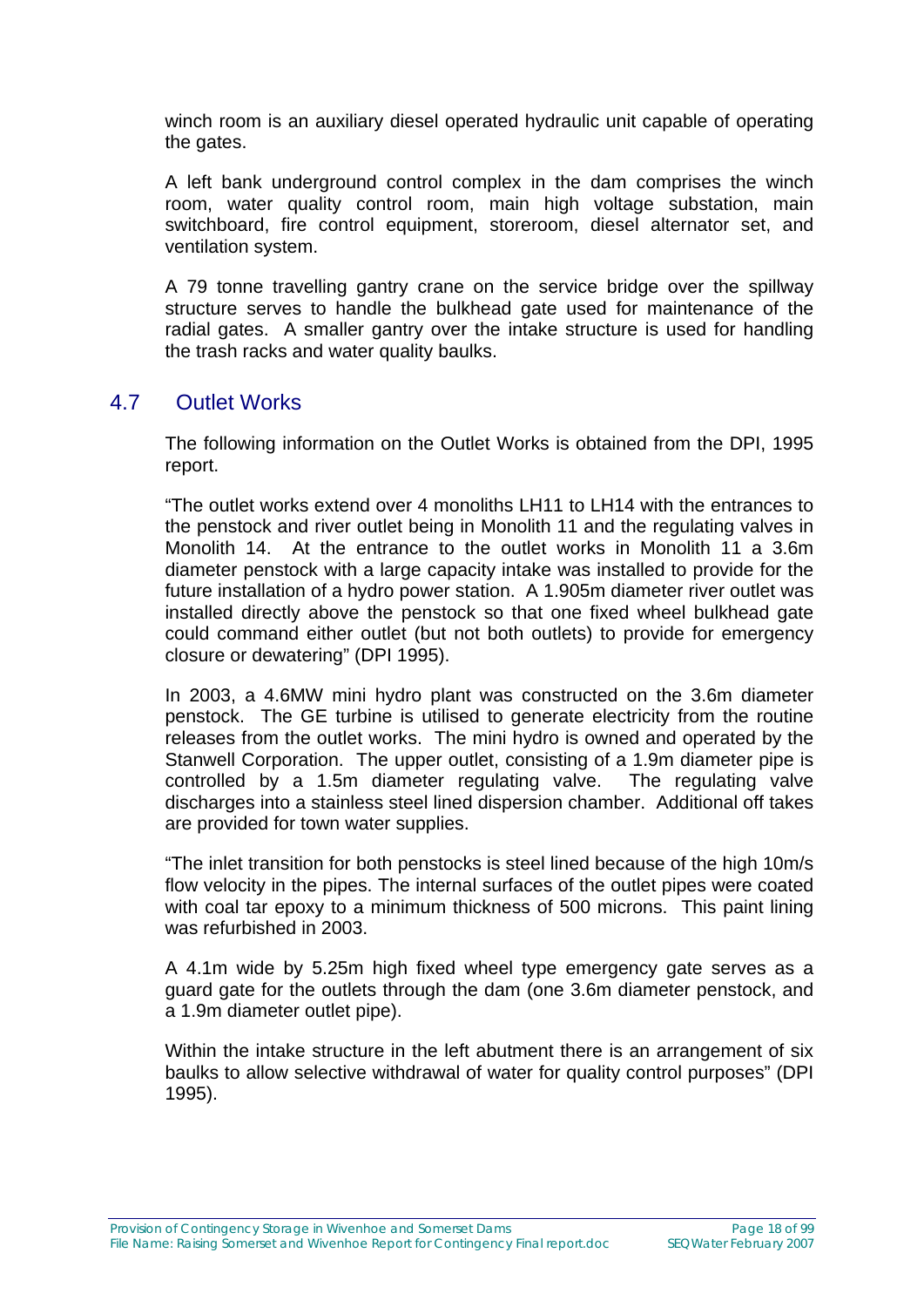winch room is an auxiliary diesel operated hydraulic unit capable of operating the gates.

A left bank underground control complex in the dam comprises the winch room, water quality control room, main high voltage substation, main switchboard, fire control equipment, storeroom, diesel alternator set, and ventilation system.

A 79 tonne travelling gantry crane on the service bridge over the spillway structure serves to handle the bulkhead gate used for maintenance of the radial gates. A smaller gantry over the intake structure is used for handling the trash racks and water quality baulks.

## 4.7 Outlet Works

The following information on the Outlet Works is obtained from the DPI, 1995 report.

"The outlet works extend over 4 monoliths LH11 to LH14 with the entrances to the penstock and river outlet being in Monolith 11 and the regulating valves in Monolith 14. At the entrance to the outlet works in Monolith 11 a 3.6m diameter penstock with a large capacity intake was installed to provide for the future installation of a hydro power station. A 1.905m diameter river outlet was installed directly above the penstock so that one fixed wheel bulkhead gate could command either outlet (but not both outlets) to provide for emergency closure or dewatering" (DPI 1995).

In 2003, a 4.6MW mini hydro plant was constructed on the 3.6m diameter penstock. The GE turbine is utilised to generate electricity from the routine releases from the outlet works. The mini hydro is owned and operated by the Stanwell Corporation. The upper outlet, consisting of a 1.9m diameter pipe is controlled by a 1.5m diameter regulating valve. The regulating valve discharges into a stainless steel lined dispersion chamber. Additional off takes are provided for town water supplies.

"The inlet transition for both penstocks is steel lined because of the high 10m/s flow velocity in the pipes. The internal surfaces of the outlet pipes were coated with coal tar epoxy to a minimum thickness of 500 microns. This paint lining was refurbished in 2003.

A 4.1m wide by 5.25m high fixed wheel type emergency gate serves as a guard gate for the outlets through the dam (one 3.6m diameter penstock, and a 1.9m diameter outlet pipe).

Within the intake structure in the left abutment there is an arrangement of six baulks to allow selective withdrawal of water for quality control purposes" (DPI 1995).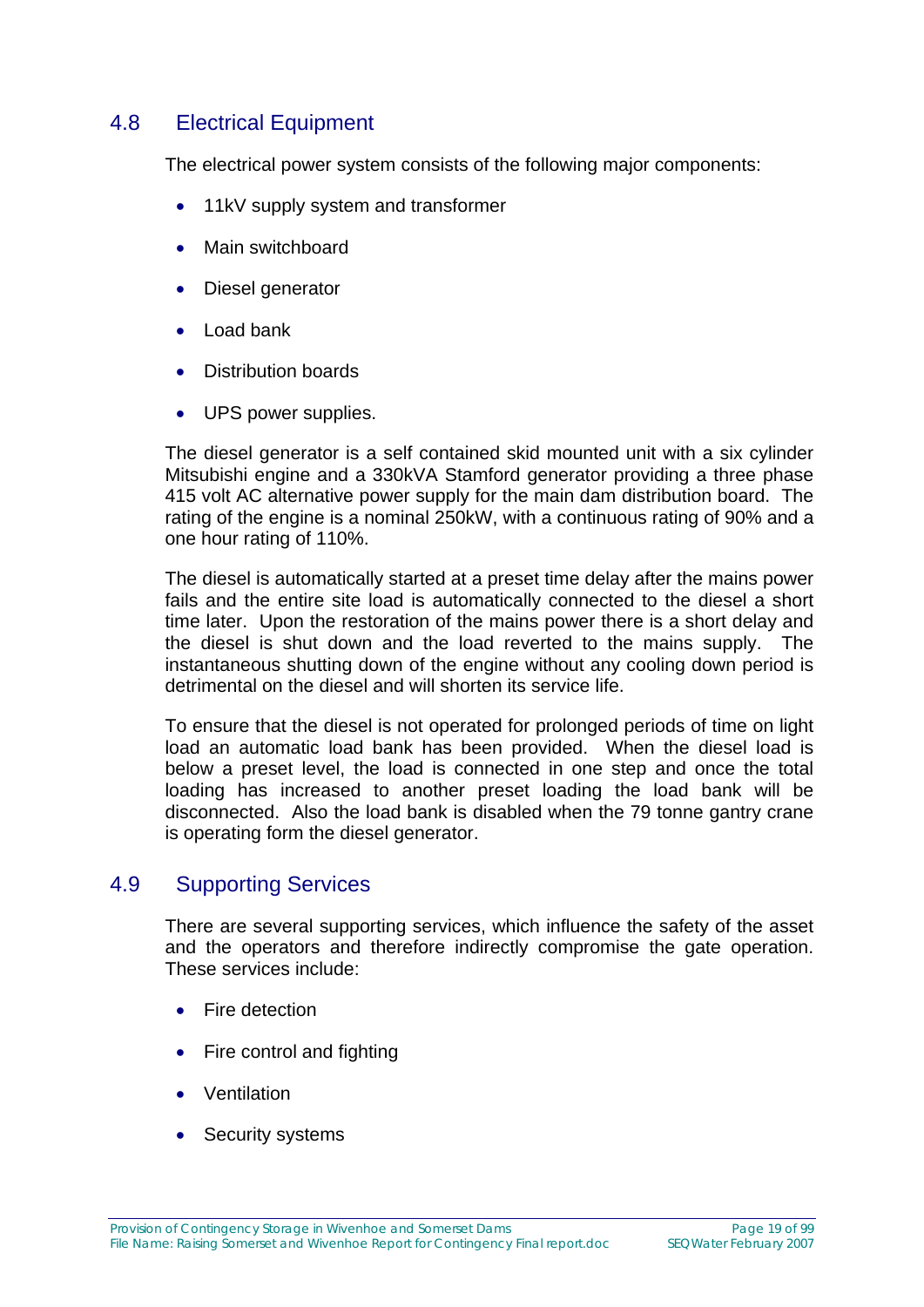## 4.8 Electrical Equipment

The electrical power system consists of the following major components:

- 11kV supply system and transformer
- Main switchboard
- Diesel generator
- Load bank
- Distribution boards
- UPS power supplies.

The diesel generator is a self contained skid mounted unit with a six cylinder Mitsubishi engine and a 330kVA Stamford generator providing a three phase 415 volt AC alternative power supply for the main dam distribution board. The rating of the engine is a nominal 250kW, with a continuous rating of 90% and a one hour rating of 110%.

The diesel is automatically started at a preset time delay after the mains power fails and the entire site load is automatically connected to the diesel a short time later. Upon the restoration of the mains power there is a short delay and the diesel is shut down and the load reverted to the mains supply. The instantaneous shutting down of the engine without any cooling down period is detrimental on the diesel and will shorten its service life.

To ensure that the diesel is not operated for prolonged periods of time on light load an automatic load bank has been provided. When the diesel load is below a preset level, the load is connected in one step and once the total loading has increased to another preset loading the load bank will be disconnected. Also the load bank is disabled when the 79 tonne gantry crane is operating form the diesel generator.

## 4.9 Supporting Services

There are several supporting services, which influence the safety of the asset and the operators and therefore indirectly compromise the gate operation. These services include:

- Fire detection
- Fire control and fighting
- Ventilation
- Security systems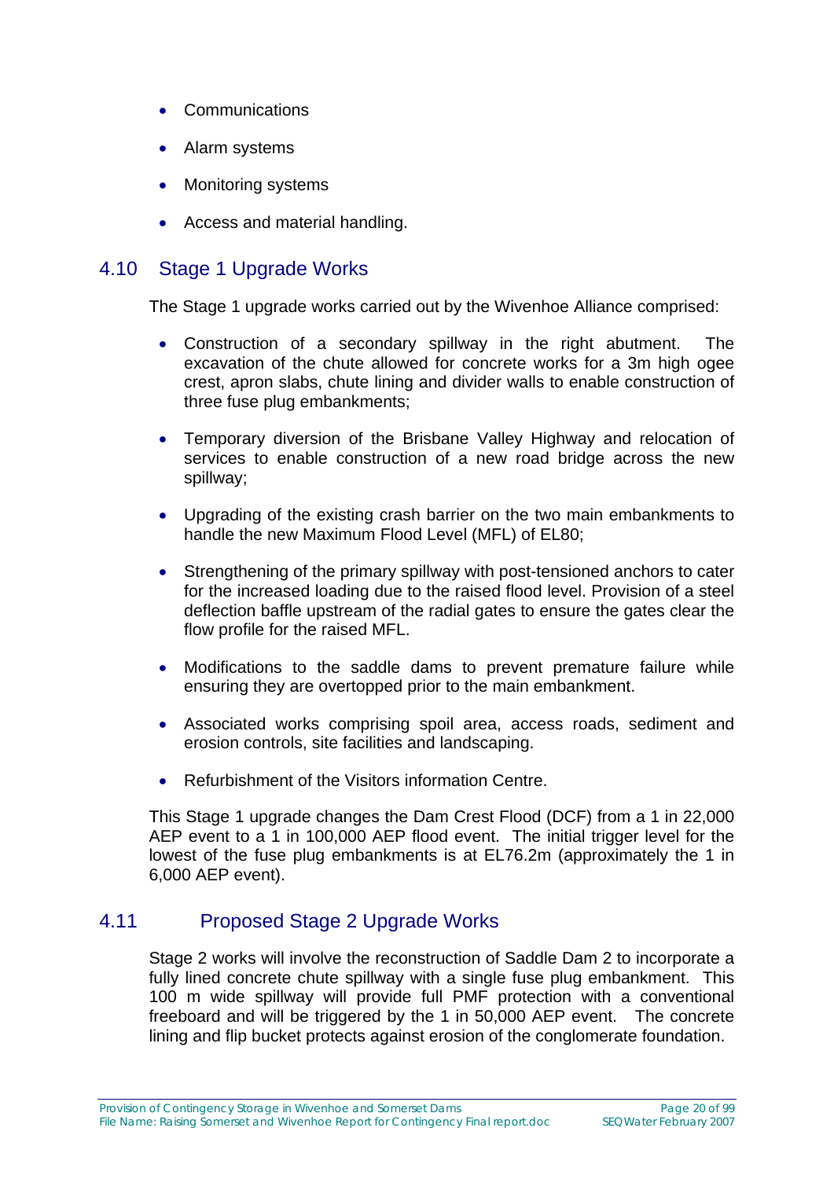- Communications
- Alarm systems
- Monitoring systems
- Access and material handling.

## 4.10 Stage 1 Upgrade Works

The Stage 1 upgrade works carried out by the Wivenhoe Alliance comprised:

- Construction of a secondary spillway in the right abutment. The excavation of the chute allowed for concrete works for a 3m high ogee crest, apron slabs, chute lining and divider walls to enable construction of three fuse plug embankments;
- Temporary diversion of the Brisbane Valley Highway and relocation of services to enable construction of a new road bridge across the new spillway;
- Upgrading of the existing crash barrier on the two main embankments to handle the new Maximum Flood Level (MFL) of EL80;
- Strengthening of the primary spillway with post-tensioned anchors to cater for the increased loading due to the raised flood level. Provision of a steel deflection baffle upstream of the radial gates to ensure the gates clear the flow profile for the raised MFL.
- Modifications to the saddle dams to prevent premature failure while ensuring they are overtopped prior to the main embankment.
- Associated works comprising spoil area, access roads, sediment and erosion controls, site facilities and landscaping.
- Refurbishment of the Visitors information Centre.

This Stage 1 upgrade changes the Dam Crest Flood (DCF) from a 1 in 22,000 AEP event to a 1 in 100,000 AEP flood event. The initial trigger level for the lowest of the fuse plug embankments is at EL76.2m (approximately the 1 in 6,000 AEP event).

## 4.11 Proposed Stage 2 Upgrade Works

Stage 2 works will involve the reconstruction of Saddle Dam 2 to incorporate a fully lined concrete chute spillway with a single fuse plug embankment. This 100 m wide spillway will provide full PMF protection with a conventional freeboard and will be triggered by the 1 in 50,000 AEP event. The concrete lining and flip bucket protects against erosion of the conglomerate foundation.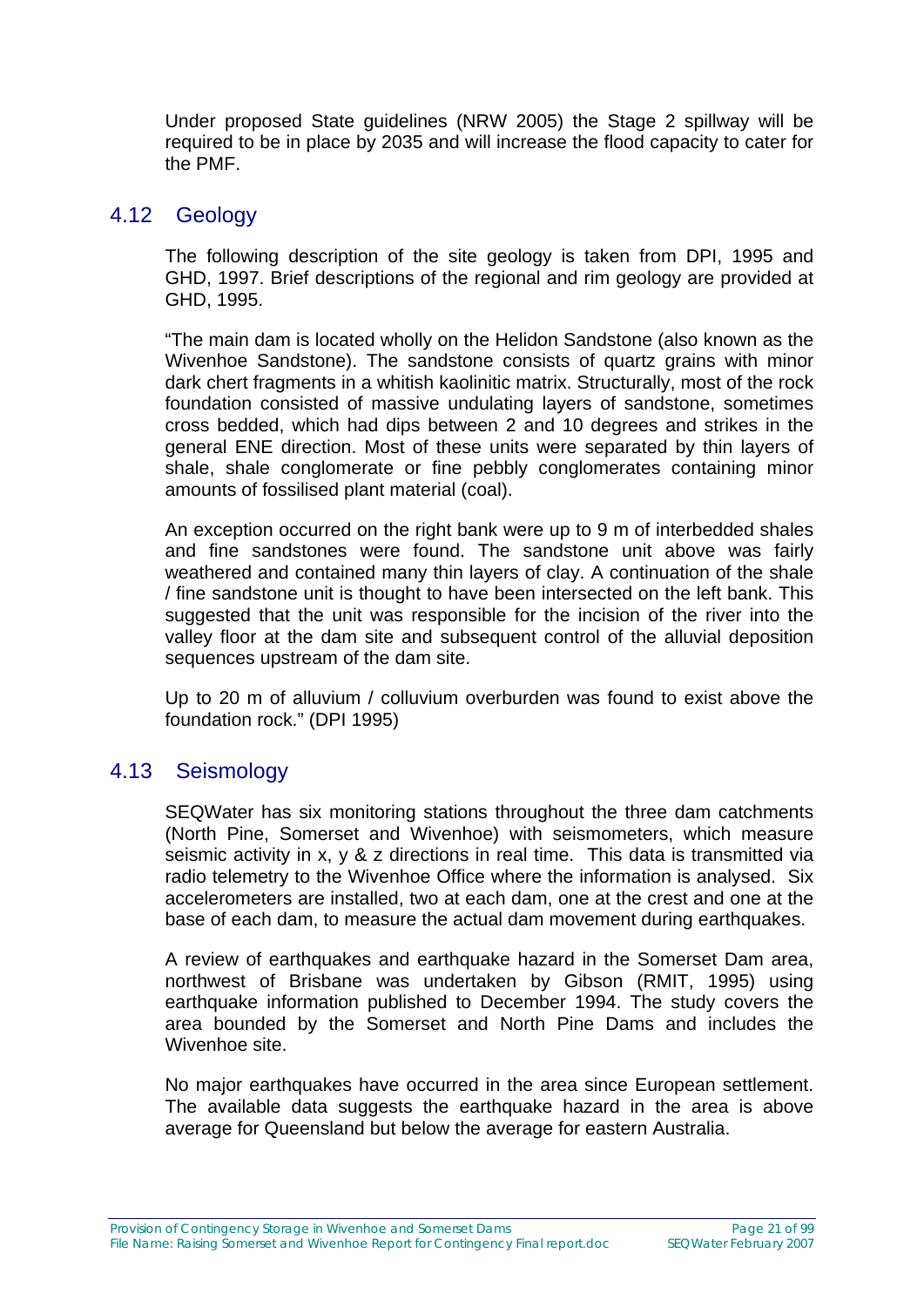Under proposed State guidelines (NRW 2005) the Stage 2 spillway will be required to be in place by 2035 and will increase the flood capacity to cater for the PMF.

## 4.12 Geology

The following description of the site geology is taken from DPI, 1995 and GHD, 1997. Brief descriptions of the regional and rim geology are provided at GHD, 1995.

"The main dam is located wholly on the Helidon Sandstone (also known as the Wivenhoe Sandstone). The sandstone consists of quartz grains with minor dark chert fragments in a whitish kaolinitic matrix. Structurally, most of the rock foundation consisted of massive undulating layers of sandstone, sometimes cross bedded, which had dips between 2 and 10 degrees and strikes in the general ENE direction. Most of these units were separated by thin layers of shale, shale conglomerate or fine pebbly conglomerates containing minor amounts of fossilised plant material (coal).

An exception occurred on the right bank were up to 9 m of interbedded shales and fine sandstones were found. The sandstone unit above was fairly weathered and contained many thin layers of clay. A continuation of the shale / fine sandstone unit is thought to have been intersected on the left bank. This suggested that the unit was responsible for the incision of the river into the valley floor at the dam site and subsequent control of the alluvial deposition sequences upstream of the dam site.

Up to 20 m of alluvium / colluvium overburden was found to exist above the foundation rock." (DPI 1995)

## 4.13 Seismology

SEQWater has six monitoring stations throughout the three dam catchments (North Pine, Somerset and Wivenhoe) with seismometers, which measure seismic activity in x, y & z directions in real time. This data is transmitted via radio telemetry to the Wivenhoe Office where the information is analysed. Six accelerometers are installed, two at each dam, one at the crest and one at the base of each dam, to measure the actual dam movement during earthquakes.

A review of earthquakes and earthquake hazard in the Somerset Dam area, northwest of Brisbane was undertaken by Gibson (RMIT, 1995) using earthquake information published to December 1994. The study covers the area bounded by the Somerset and North Pine Dams and includes the Wivenhoe site.

No major earthquakes have occurred in the area since European settlement. The available data suggests the earthquake hazard in the area is above average for Queensland but below the average for eastern Australia.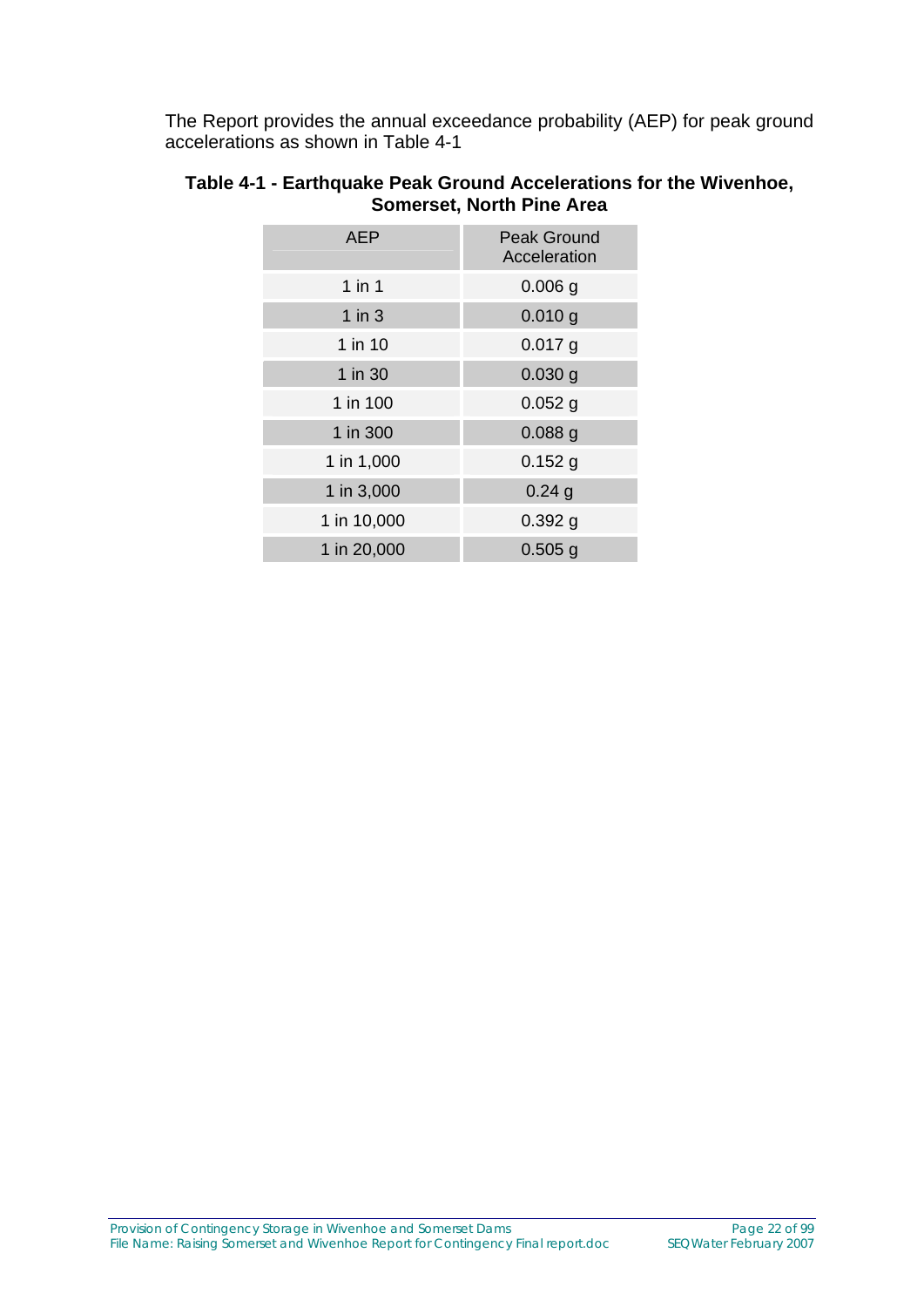The Report provides the annual exceedance probability (AEP) for peak ground accelerations as shown in Table 4-1

**Table 4-1 - Earthquake Peak Ground Accelerations for the Wivenhoe, Somerset, North Pine Area**

| AEP | Peak Ground Acceleration |
|---|---|
| 1 in 1 | 0.006 g |
| 1 in 3 | 0.010 g |
| 1 in 10 | 0.017 g |
| 1 in 30 | 0.030 g |
| 1 in 100 | 0.052 g |
| 1 in 300 | 0.088 g |
| 1 in 1,000 | 0.152 g |
| 1 in 3,000 | 0.24 g |
| 1 in 10,000 | 0.392 g |
| 1 in 20,000 | 0.505 g |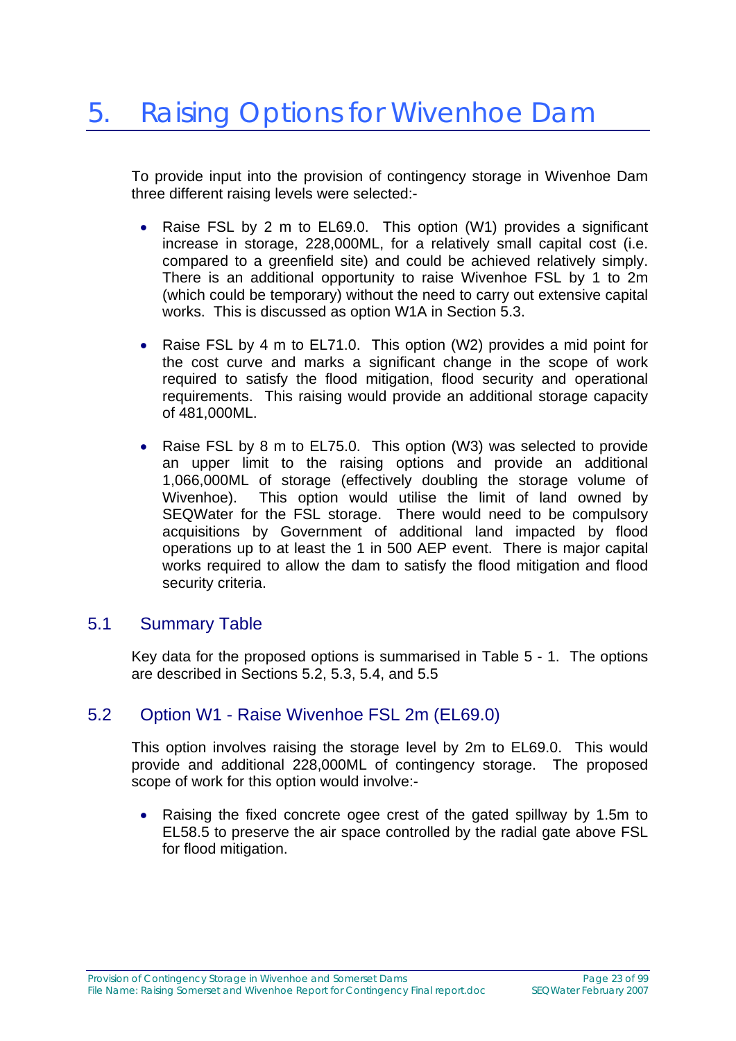# 5. Raising Options for Wivenhoe Dam

To provide input into the provision of contingency storage in Wivenhoe Dam three different raising levels were selected:-

- Raise FSL by 2 m to EL69.0. This option (W1) provides a significant increase in storage, 228,000ML, for a relatively small capital cost (i.e. compared to a greenfield site) and could be achieved relatively simply. There is an additional opportunity to raise Wivenhoe FSL by 1 to 2m (which could be temporary) without the need to carry out extensive capital works. This is discussed as option W1A in Section 5.3.

- Raise FSL by 4 m to EL71.0. This option (W2) provides a mid point for the cost curve and marks a significant change in the scope of work required to satisfy the flood mitigation, flood security and operational requirements. This raising would provide an additional storage capacity of 481,000ML.

- Raise FSL by 8 m to EL75.0. This option (W3) was selected to provide an upper limit to the raising options and provide an additional 1,066,000ML of storage (effectively doubling the storage volume of Wivenhoe). This option would utilise the limit of land owned by SEQWater for the FSL storage. There would need to be compulsory acquisitions by Government of additional land impacted by flood operations up to at least the 1 in 500 AEP event. There is major capital works required to allow the dam to satisfy the flood mitigation and flood security criteria.

## 5.1 Summary Table

Key data for the proposed options is summarised in Table 5 - 1. The options are described in Sections 5.2, 5.3, 5.4, and 5.5

## 5.2 Option W1 - Raise Wivenhoe FSL 2m (EL69.0)

This option involves raising the storage level by 2m to EL69.0. This would provide and additional 228,000ML of contingency storage. The proposed scope of work for this option would involve:-

- Raising the fixed concrete ogee crest of the gated spillway by 1.5m to EL58.5 to preserve the air space controlled by the radial gate above FSL for flood mitigation.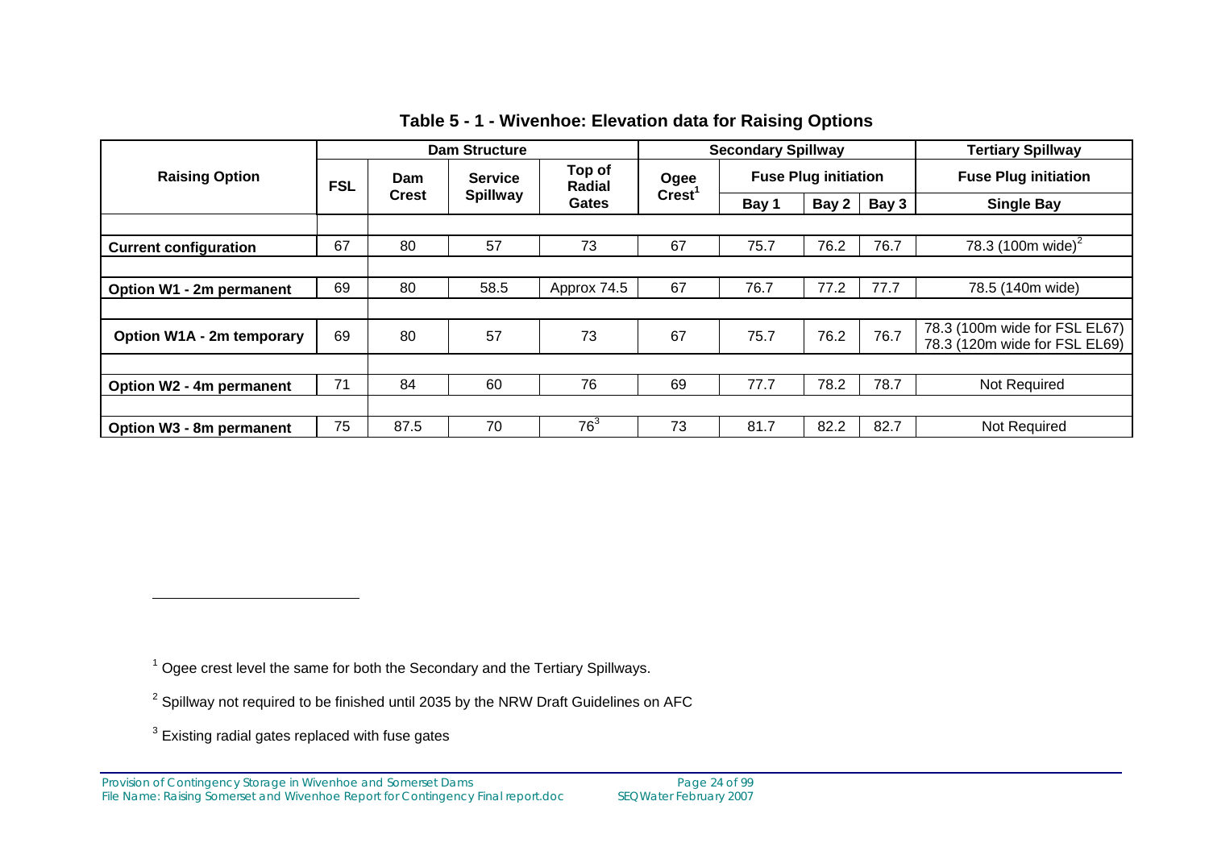**Table 5 - 1 - Wivenhoe: Elevation data for Raising Options**

| Raising Option | Dam Structure | | | | Secondary Spillway | | | | Tertiary Spillway |
|---|---|---|---|---|---|---|---|---|---|
| | FSL | Dam Crest | Service Spillway | Top of Radial Gates | Ogee Crest[1] | Fuse Plug initiation | | | Fuse Plug initiation |
| | | | | | | Bay 1 | Bay 2 | Bay 3 | Single Bay |
| **Current configuration** | 67 | 80 | 57 | 73 | 67 | 75.7 | 76.2 | 76.7 | 78.3 (100m wide)[2] |
| **Option W1 - 2m permanent** | 69 | 80 | 58.5 | Approx 74.5 | 67 | 76.7 | 77.2 | 77.7 | 78.5 (140m wide) |
| **Option W1A - 2m temporary** | 69 | 80 | 57 | 73 | 67 | 75.7 | 76.2 | 76.7 | 78.3 (100m wide for FSL EL67) 78.3 (120m wide for FSL EL69) |
| **Option W2 - 4m permanent** | 71 | 84 | 60 | 76 | 69 | 77.7 | 78.2 | 78.7 | Not Required |
| **Option W3 - 8m permanent** | 75 | 87.5 | 70 | 76[3] | 73 | 81.7 | 82.2 | 82.7 | Not Required |

[1] Ogee crest level the same for both the Secondary and the Tertiary Spillways.

[2] Spillway not required to be finished until 2035 by the NRW Draft Guidelines on AFC

[3] Existing radial gates replaced with fuse gates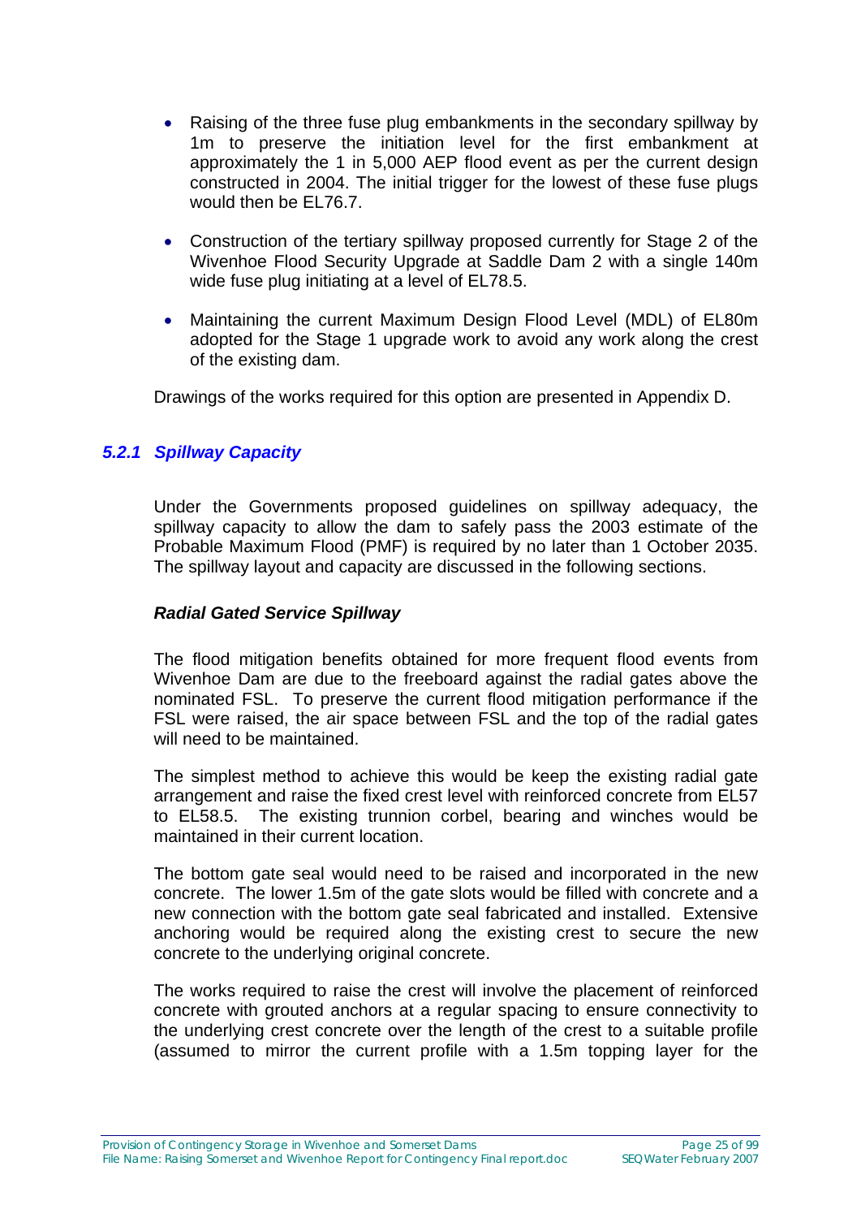- Raising of the three fuse plug embankments in the secondary spillway by 1m to preserve the initiation level for the first embankment at approximately the 1 in 5,000 AEP flood event as per the current design constructed in 2004. The initial trigger for the lowest of these fuse plugs would then be EL76.7.

- Construction of the tertiary spillway proposed currently for Stage 2 of the Wivenhoe Flood Security Upgrade at Saddle Dam 2 with a single 140m wide fuse plug initiating at a level of EL78.5.

- Maintaining the current Maximum Design Flood Level (MDL) of EL80m adopted for the Stage 1 upgrade work to avoid any work along the crest of the existing dam.

Drawings of the works required for this option are presented in Appendix D.

### *5.2.1 Spillway Capacity*

Under the Governments proposed guidelines on spillway adequacy, the spillway capacity to allow the dam to safely pass the 2003 estimate of the Probable Maximum Flood (PMF) is required by no later than 1 October 2035. The spillway layout and capacity are discussed in the following sections.

***Radial Gated Service Spillway***

The flood mitigation benefits obtained for more frequent flood events from Wivenhoe Dam are due to the freeboard against the radial gates above the nominated FSL. To preserve the current flood mitigation performance if the FSL were raised, the air space between FSL and the top of the radial gates will need to be maintained.

The simplest method to achieve this would be keep the existing radial gate arrangement and raise the fixed crest level with reinforced concrete from EL57 to EL58.5. The existing trunnion corbel, bearing and winches would be maintained in their current location.

The bottom gate seal would need to be raised and incorporated in the new concrete. The lower 1.5m of the gate slots would be filled with concrete and a new connection with the bottom gate seal fabricated and installed. Extensive anchoring would be required along the existing crest to secure the new concrete to the underlying original concrete.

The works required to raise the crest will involve the placement of reinforced concrete with grouted anchors at a regular spacing to ensure connectivity to the underlying crest concrete over the length of the crest to a suitable profile (assumed to mirror the current profile with a 1.5m topping layer for the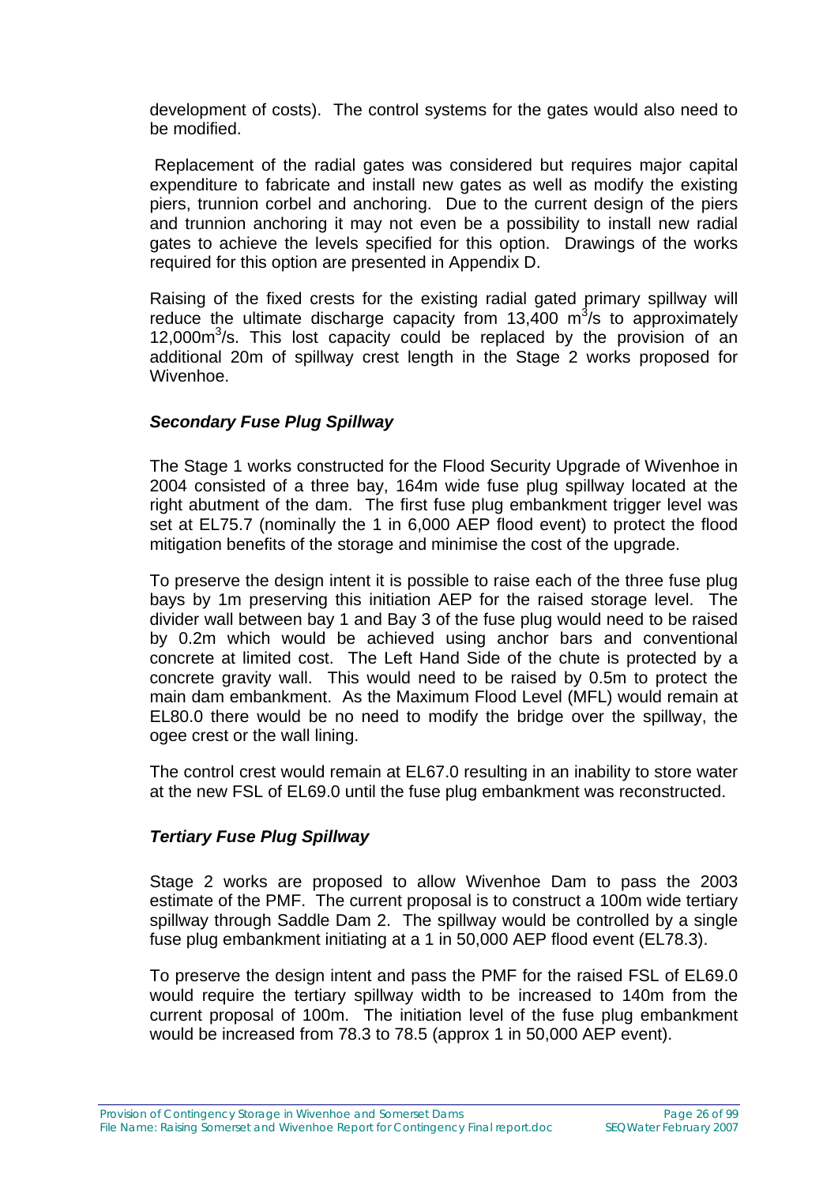development of costs). The control systems for the gates would also need to be modified.

Replacement of the radial gates was considered but requires major capital expenditure to fabricate and install new gates as well as modify the existing piers, trunnion corbel and anchoring. Due to the current design of the piers and trunnion anchoring it may not even be a possibility to install new radial gates to achieve the levels specified for this option. Drawings of the works required for this option are presented in Appendix D.

Raising of the fixed crests for the existing radial gated primary spillway will reduce the ultimate discharge capacity from 13,400 $m^3$/s to approximately 12,000$m^3$/s. This lost capacity could be replaced by the provision of an additional 20m of spillway crest length in the Stage 2 works proposed for Wivenhoe.

***Secondary Fuse Plug Spillway***

The Stage 1 works constructed for the Flood Security Upgrade of Wivenhoe in 2004 consisted of a three bay, 164m wide fuse plug spillway located at the right abutment of the dam. The first fuse plug embankment trigger level was set at EL75.7 (nominally the 1 in 6,000 AEP flood event) to protect the flood mitigation benefits of the storage and minimise the cost of the upgrade.

To preserve the design intent it is possible to raise each of the three fuse plug bays by 1m preserving this initiation AEP for the raised storage level. The divider wall between bay 1 and Bay 3 of the fuse plug would need to be raised by 0.2m which would be achieved using anchor bars and conventional concrete at limited cost. The Left Hand Side of the chute is protected by a concrete gravity wall. This would need to be raised by 0.5m to protect the main dam embankment. As the Maximum Flood Level (MFL) would remain at EL80.0 there would be no need to modify the bridge over the spillway, the ogee crest or the wall lining.

The control crest would remain at EL67.0 resulting in an inability to store water at the new FSL of EL69.0 until the fuse plug embankment was reconstructed.

***Tertiary Fuse Plug Spillway***

Stage 2 works are proposed to allow Wivenhoe Dam to pass the 2003 estimate of the PMF. The current proposal is to construct a 100m wide tertiary spillway through Saddle Dam 2. The spillway would be controlled by a single fuse plug embankment initiating at a 1 in 50,000 AEP flood event (EL78.3).

To preserve the design intent and pass the PMF for the raised FSL of EL69.0 would require the tertiary spillway width to be increased to 140m from the current proposal of 100m. The initiation level of the fuse plug embankment would be increased from 78.3 to 78.5 (approx 1 in 50,000 AEP event).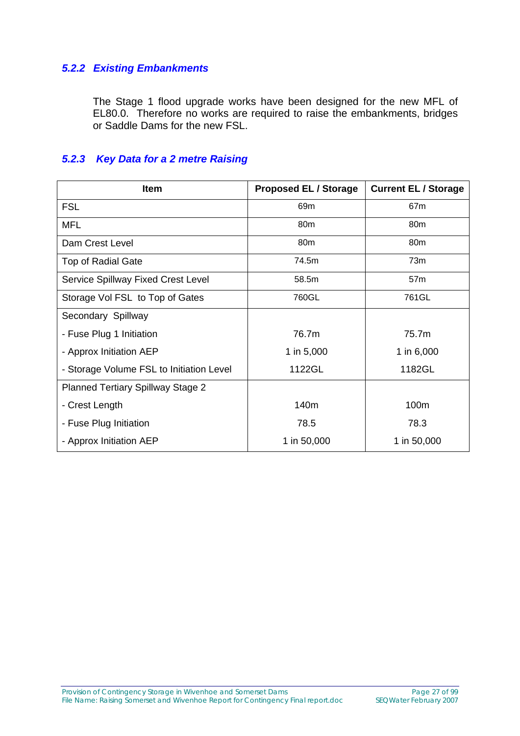### 5.2.2 Existing Embankments

The Stage 1 flood upgrade works have been designed for the new MFL of EL80.0. Therefore no works are required to raise the embankments, bridges or Saddle Dams for the new FSL.

### 5.2.3 Key Data for a 2 metre Raising

| Item | Proposed EL / Storage | Current EL / Storage |
|---|---|---|
| FSL | 69m | 67m |
| MFL | 80m | 80m |
| Dam Crest Level | 80m | 80m |
| Top of Radial Gate | 74.5m | 73m |
| Service Spillway Fixed Crest Level | 58.5m | 57m |
| Storage Vol FSL to Top of Gates | 760GL | 761GL |
| Secondary Spillway | | |
| - Fuse Plug 1 Initiation | 76.7m | 75.7m |
| - Approx Initiation AEP | 1 in 5,000 | 1 in 6,000 |
| - Storage Volume FSL to Initiation Level | 1122GL | 1182GL |
| Planned Tertiary Spillway Stage 2 | | |
| - Crest Length | 140m | 100m |
| - Fuse Plug Initiation | 78.5 | 78.3 |
| - Approx Initiation AEP | 1 in 50,000 | 1 in 50,000 |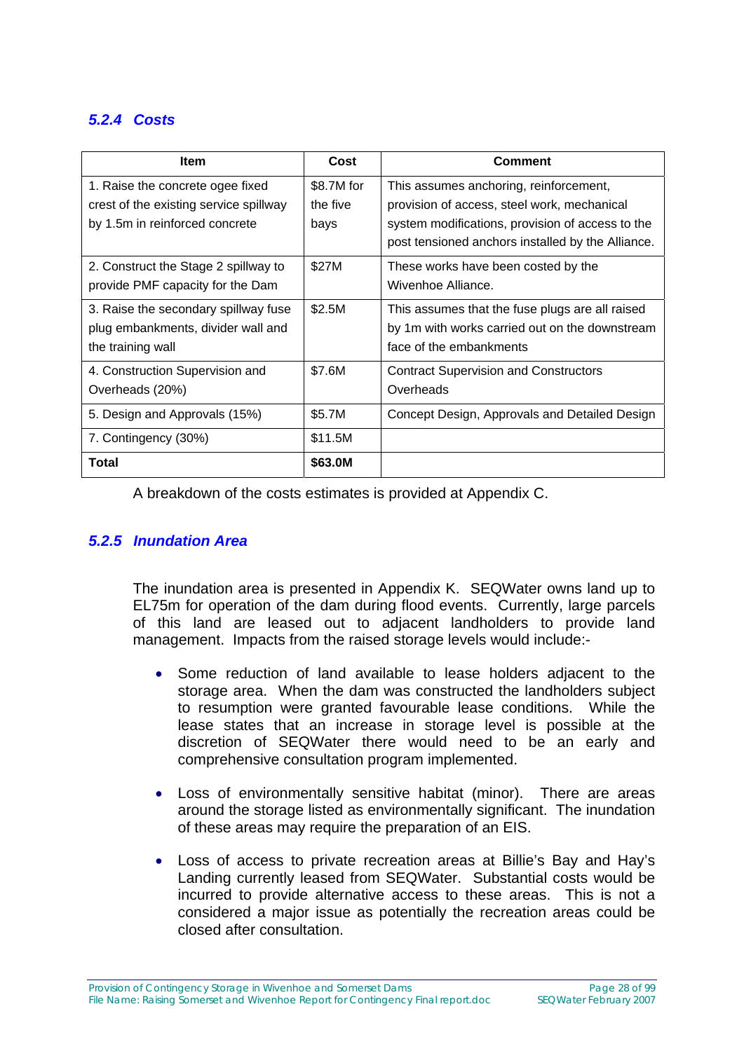### *5.2.4 Costs*

| Item | Cost | Comment |
|---|---|---|
| 1. Raise the concrete ogee fixed crest of the existing service spillway by 1.5m in reinforced concrete | $8.7M for the five bays | This assumes anchoring, reinforcement, provision of access, steel work, mechanical system modifications, provision of access to the post tensioned anchors installed by the Alliance. |
| 2. Construct the Stage 2 spillway to provide PMF capacity for the Dam | $27M | These works have been costed by the Wivenhoe Alliance. |
| 3. Raise the secondary spillway fuse plug embankments, divider wall and the training wall | $2.5M | This assumes that the fuse plugs are all raised by 1m with works carried out on the downstream face of the embankments |
| 4. Construction Supervision and Overheads (20%) | $7.6M | Contract Supervision and Constructors Overheads |
| 5. Design and Approvals (15%) | $5.7M | Concept Design, Approvals and Detailed Design |
| 7. Contingency (30%) | $11.5M | |
| **Total** | **$63.0M** | |

A breakdown of the costs estimates is provided at Appendix C.

### *5.2.5 Inundation Area*

The inundation area is presented in Appendix K. SEQWater owns land up to EL75m for operation of the dam during flood events. Currently, large parcels of this land are leased out to adjacent landholders to provide land management. Impacts from the raised storage levels would include:-

- Some reduction of land available to lease holders adjacent to the storage area. When the dam was constructed the landholders subject to resumption were granted favourable lease conditions. While the lease states that an increase in storage level is possible at the discretion of SEQWater there would need to be an early and comprehensive consultation program implemented.
- Loss of environmentally sensitive habitat (minor). There are areas around the storage listed as environmentally significant. The inundation of these areas may require the preparation of an EIS.
- Loss of access to private recreation areas at Billie's Bay and Hay's Landing currently leased from SEQWater. Substantial costs would be incurred to provide alternative access to these areas. This is not a considered a major issue as potentially the recreation areas could be closed after consultation.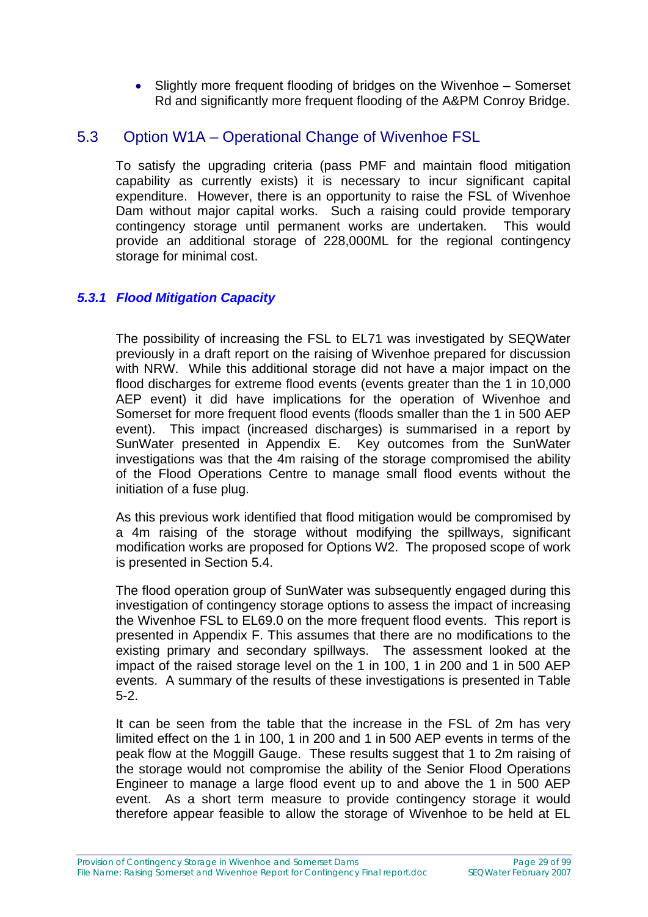- Slightly more frequent flooding of bridges on the Wivenhoe – Somerset Rd and significantly more frequent flooding of the A&PM Conroy Bridge.

## 5.3 Option W1A – Operational Change of Wivenhoe FSL

To satisfy the upgrading criteria (pass PMF and maintain flood mitigation capability as currently exists) it is necessary to incur significant capital expenditure. However, there is an opportunity to raise the FSL of Wivenhoe Dam without major capital works. Such a raising could provide temporary contingency storage until permanent works are undertaken. This would provide an additional storage of 228,000ML for the regional contingency storage for minimal cost.

### *5.3.1 Flood Mitigation Capacity*

The possibility of increasing the FSL to EL71 was investigated by SEQWater previously in a draft report on the raising of Wivenhoe prepared for discussion with NRW. While this additional storage did not have a major impact on the flood discharges for extreme flood events (events greater than the 1 in 10,000 AEP event) it did have implications for the operation of Wivenhoe and Somerset for more frequent flood events (floods smaller than the 1 in 500 AEP event). This impact (increased discharges) is summarised in a report by SunWater presented in Appendix E. Key outcomes from the SunWater investigations was that the 4m raising of the storage compromised the ability of the Flood Operations Centre to manage small flood events without the initiation of a fuse plug.

As this previous work identified that flood mitigation would be compromised by a 4m raising of the storage without modifying the spillways, significant modification works are proposed for Options W2. The proposed scope of work is presented in Section 5.4.

The flood operation group of SunWater was subsequently engaged during this investigation of contingency storage options to assess the impact of increasing the Wivenhoe FSL to EL69.0 on the more frequent flood events. This report is presented in Appendix F. This assumes that there are no modifications to the existing primary and secondary spillways. The assessment looked at the impact of the raised storage level on the 1 in 100, 1 in 200 and 1 in 500 AEP events. A summary of the results of these investigations is presented in Table 5-2.

It can be seen from the table that the increase in the FSL of 2m has very limited effect on the 1 in 100, 1 in 200 and 1 in 500 AEP events in terms of the peak flow at the Moggill Gauge. These results suggest that 1 to 2m raising of the storage would not compromise the ability of the Senior Flood Operations Engineer to manage a large flood event up to and above the 1 in 500 AEP event. As a short term measure to provide contingency storage it would therefore appear feasible to allow the storage of Wivenhoe to be held at EL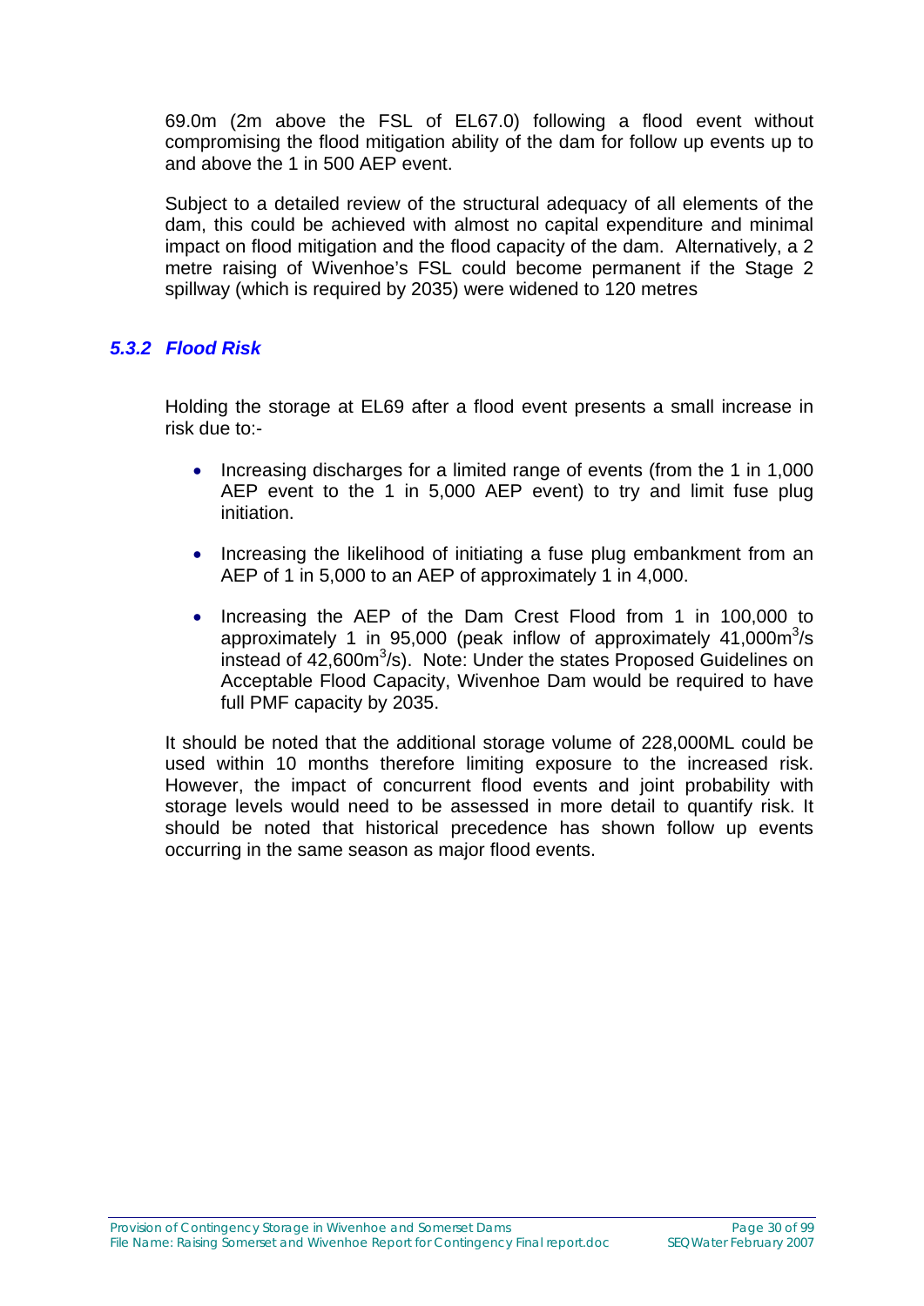69.0m (2m above the FSL of EL67.0) following a flood event without compromising the flood mitigation ability of the dam for follow up events up to and above the 1 in 500 AEP event.

Subject to a detailed review of the structural adequacy of all elements of the dam, this could be achieved with almost no capital expenditure and minimal impact on flood mitigation and the flood capacity of the dam. Alternatively, a 2 metre raising of Wivenhoe's FSL could become permanent if the Stage 2 spillway (which is required by 2035) were widened to 120 metres

### *5.3.2 Flood Risk*

Holding the storage at EL69 after a flood event presents a small increase in risk due to:-

- Increasing discharges for a limited range of events (from the 1 in 1,000 AEP event to the 1 in 5,000 AEP event) to try and limit fuse plug initiation.
- Increasing the likelihood of initiating a fuse plug embankment from an AEP of 1 in 5,000 to an AEP of approximately 1 in 4,000.
- Increasing the AEP of the Dam Crest Flood from 1 in 100,000 to approximately 1 in 95,000 (peak inflow of approximately 41,000$m^3$/s instead of 42,600$m^3$/s). Note: Under the states Proposed Guidelines on Acceptable Flood Capacity, Wivenhoe Dam would be required to have full PMF capacity by 2035.

It should be noted that the additional storage volume of 228,000ML could be used within 10 months therefore limiting exposure to the increased risk. However, the impact of concurrent flood events and joint probability with storage levels would need to be assessed in more detail to quantify risk. It should be noted that historical precedence has shown follow up events occurring in the same season as major flood events.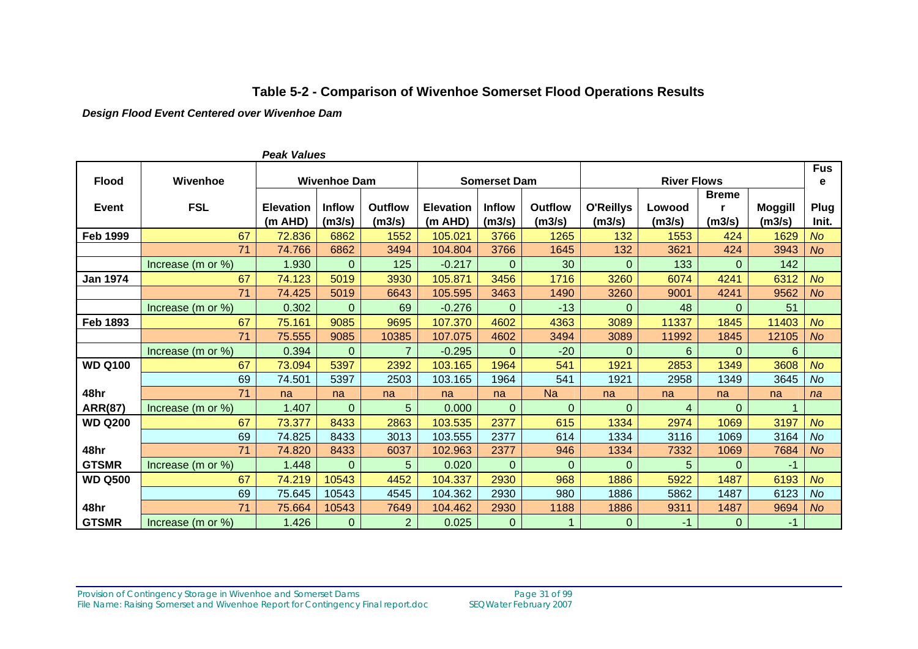### Table 5-2 - Comparison of Wivenhoe Somerset Flood Operations Results

***Design Flood Event Centered over Wivenhoe Dam***

*Peak Values*

| Flood | Wivenhoe | Wivenhoe Dam | | | Somerset Dam | | | River Flows | | | | Fuse |
|---|---|---|---|---|---|---|---|---|---|---|---|---|
| **Event** | **FSL** | **Elevation (m AHD)** | **Inflow (m3/s)** | **Outflow (m3/s)** | **Elevation (m AHD)** | **Inflow (m3/s)** | **Outflow (m3/s)** | **O'Reillys (m3/s)** | **Lowood (m3/s)** | **Bremer (m3/s)** | **Moggill (m3/s)** | **Plug Init.** |
| **Feb 1999** | 67 | 72.836 | 6862 | 1552 | 105.021 | 3766 | 1265 | 132 | 1553 | 424 | 1629 | *No* |
| | 71 | 74.766 | 6862 | 3494 | 104.804 | 3766 | 1645 | 132 | 3621 | 424 | 3943 | *No* |
| | Increase (m or %) | 1.930 | 0 | 125 | -0.217 | 0 | 30 | 0 | 133 | 0 | 142 | |
| **Jan 1974** | 67 | 74.123 | 5019 | 3930 | 105.871 | 3456 | 1716 | 3260 | 6074 | 4241 | 6312 | *No* |
| | 71 | 74.425 | 5019 | 6643 | 105.595 | 3463 | 1490 | 3260 | 9001 | 4241 | 9562 | *No* |
| | Increase (m or %) | 0.302 | 0 | 69 | -0.276 | 0 | -13 | 0 | 48 | 0 | 51 | |
| **Feb 1893** | 67 | 75.161 | 9085 | 9695 | 107.370 | 4602 | 4363 | 3089 | 11337 | 1845 | 11403 | *No* |
| | 71 | 75.555 | 9085 | 10385 | 107.075 | 4602 | 3494 | 3089 | 11992 | 1845 | 12105 | *No* |
| | Increase (m or %) | 0.394 | 0 | 7 | -0.295 | 0 | -20 | 0 | 6 | 0 | 6 | |
| **WD Q100** | 67 | 73.094 | 5397 | 2392 | 103.165 | 1964 | 541 | 1921 | 2853 | 1349 | 3608 | *No* |
| | 69 | 74.501 | 5397 | 2503 | 103.165 | 1964 | 541 | 1921 | 2958 | 1349 | 3645 | *No* |
| **48hr** | 71 | na | na | na | na | na | Na | na | na | na | na | *na* |
| **ARR(87)** | Increase (m or %) | 1.407 | 0 | 5 | 0.000 | 0 | 0 | 0 | 4 | 0 | 1 | |
| **WD Q200** | 67 | 73.377 | 8433 | 2863 | 103.535 | 2377 | 615 | 1334 | 2974 | 1069 | 3197 | *No* |
| | 69 | 74.825 | 8433 | 3013 | 103.555 | 2377 | 614 | 1334 | 3116 | 1069 | 3164 | *No* |
| **48hr** | 71 | 74.820 | 8433 | 6037 | 102.963 | 2377 | 946 | 1334 | 7332 | 1069 | 7684 | *No* |
| **GTSMR** | Increase (m or %) | 1.448 | 0 | 5 | 0.020 | 0 | 0 | 0 | 5 | 0 | -1 | |
| **WD Q500** | 67 | 74.219 | 10543 | 4452 | 104.337 | 2930 | 968 | 1886 | 5922 | 1487 | 6193 | *No* |
| | 69 | 75.645 | 10543 | 4545 | 104.362 | 2930 | 980 | 1886 | 5862 | 1487 | 6123 | *No* |
| **48hr** | 71 | 75.664 | 10543 | 7649 | 104.462 | 2930 | 1188 | 1886 | 9311 | 1487 | 9694 | *No* |
| **GTSMR** | Increase (m or %) | 1.426 | 0 | 2 | 0.025 | 0 | 1 | 0 | -1 | 0 | -1 | |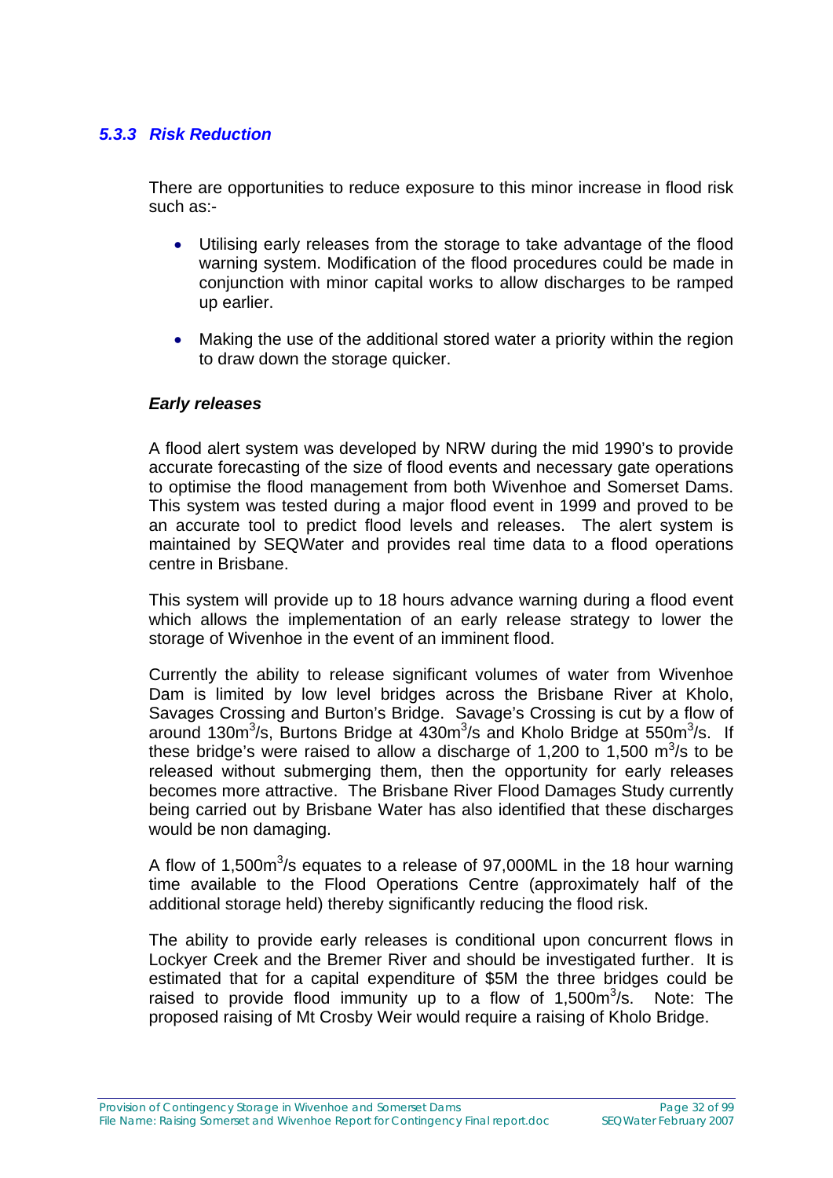### *5.3.3 Risk Reduction*

There are opportunities to reduce exposure to this minor increase in flood risk such as:-

- Utilising early releases from the storage to take advantage of the flood warning system. Modification of the flood procedures could be made in conjunction with minor capital works to allow discharges to be ramped up earlier.

- Making the use of the additional stored water a priority within the region to draw down the storage quicker.

***Early releases***

A flood alert system was developed by NRW during the mid 1990's to provide accurate forecasting of the size of flood events and necessary gate operations to optimise the flood management from both Wivenhoe and Somerset Dams. This system was tested during a major flood event in 1999 and proved to be an accurate tool to predict flood levels and releases. The alert system is maintained by SEQWater and provides real time data to a flood operations centre in Brisbane.

This system will provide up to 18 hours advance warning during a flood event which allows the implementation of an early release strategy to lower the storage of Wivenhoe in the event of an imminent flood.

Currently the ability to release significant volumes of water from Wivenhoe Dam is limited by low level bridges across the Brisbane River at Kholo, Savages Crossing and Burton's Bridge. Savage's Crossing is cut by a flow of around $130m^3/s$, Burtons Bridge at $430m^3/s$ and Kholo Bridge at $550m^3/s$. If these bridge's were raised to allow a discharge of 1,200 to 1,500 $m^3/s$ to be released without submerging them, then the opportunity for early releases becomes more attractive. The Brisbane River Flood Damages Study currently being carried out by Brisbane Water has also identified that these discharges would be non damaging.

A flow of $1{,}500m^3/s$ equates to a release of 97,000ML in the 18 hour warning time available to the Flood Operations Centre (approximately half of the additional storage held) thereby significantly reducing the flood risk.

The ability to provide early releases is conditional upon concurrent flows in Lockyer Creek and the Bremer River and should be investigated further. It is estimated that for a capital expenditure of $5M the three bridges could be raised to provide flood immunity up to a flow of $1{,}500m^3/s$. Note: The proposed raising of Mt Crosby Weir would require a raising of Kholo Bridge.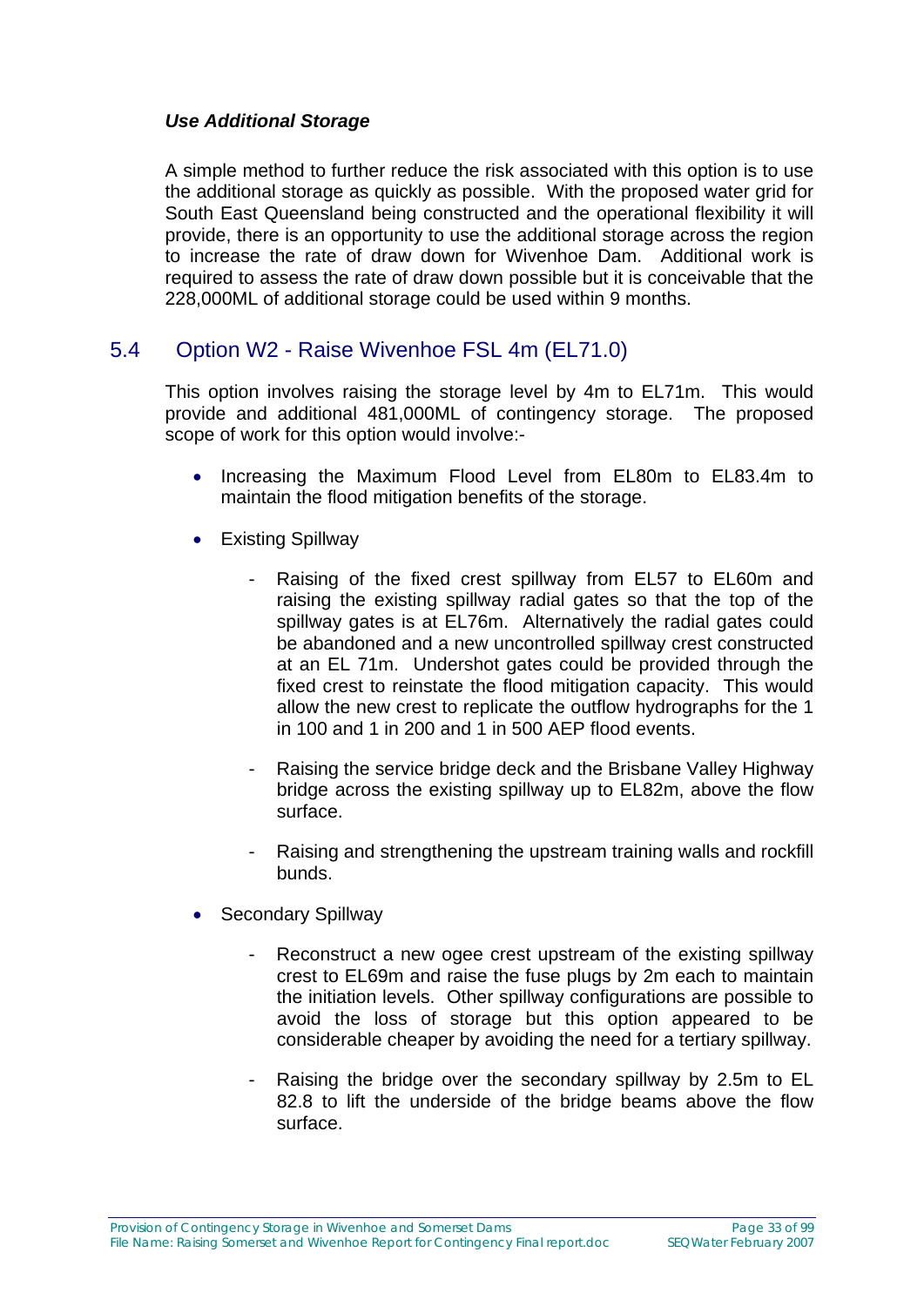***Use Additional Storage***

A simple method to further reduce the risk associated with this option is to use the additional storage as quickly as possible. With the proposed water grid for South East Queensland being constructed and the operational flexibility it will provide, there is an opportunity to use the additional storage across the region to increase the rate of draw down for Wivenhoe Dam. Additional work is required to assess the rate of draw down possible but it is conceivable that the 228,000ML of additional storage could be used within 9 months.

## 5.4 Option W2 - Raise Wivenhoe FSL 4m (EL71.0)

This option involves raising the storage level by 4m to EL71m. This would provide and additional 481,000ML of contingency storage. The proposed scope of work for this option would involve:-

- Increasing the Maximum Flood Level from EL80m to EL83.4m to maintain the flood mitigation benefits of the storage.
- Existing Spillway
  - Raising of the fixed crest spillway from EL57 to EL60m and raising the existing spillway radial gates so that the top of the spillway gates is at EL76m. Alternatively the radial gates could be abandoned and a new uncontrolled spillway crest constructed at an EL 71m. Undershot gates could be provided through the fixed crest to reinstate the flood mitigation capacity. This would allow the new crest to replicate the outflow hydrographs for the 1 in 100 and 1 in 200 and 1 in 500 AEP flood events.
  - Raising the service bridge deck and the Brisbane Valley Highway bridge across the existing spillway up to EL82m, above the flow surface.
  - Raising and strengthening the upstream training walls and rockfill bunds.
- Secondary Spillway
  - Reconstruct a new ogee crest upstream of the existing spillway crest to EL69m and raise the fuse plugs by 2m each to maintain the initiation levels. Other spillway configurations are possible to avoid the loss of storage but this option appeared to be considerable cheaper by avoiding the need for a tertiary spillway.
  - Raising the bridge over the secondary spillway by 2.5m to EL 82.8 to lift the underside of the bridge beams above the flow surface.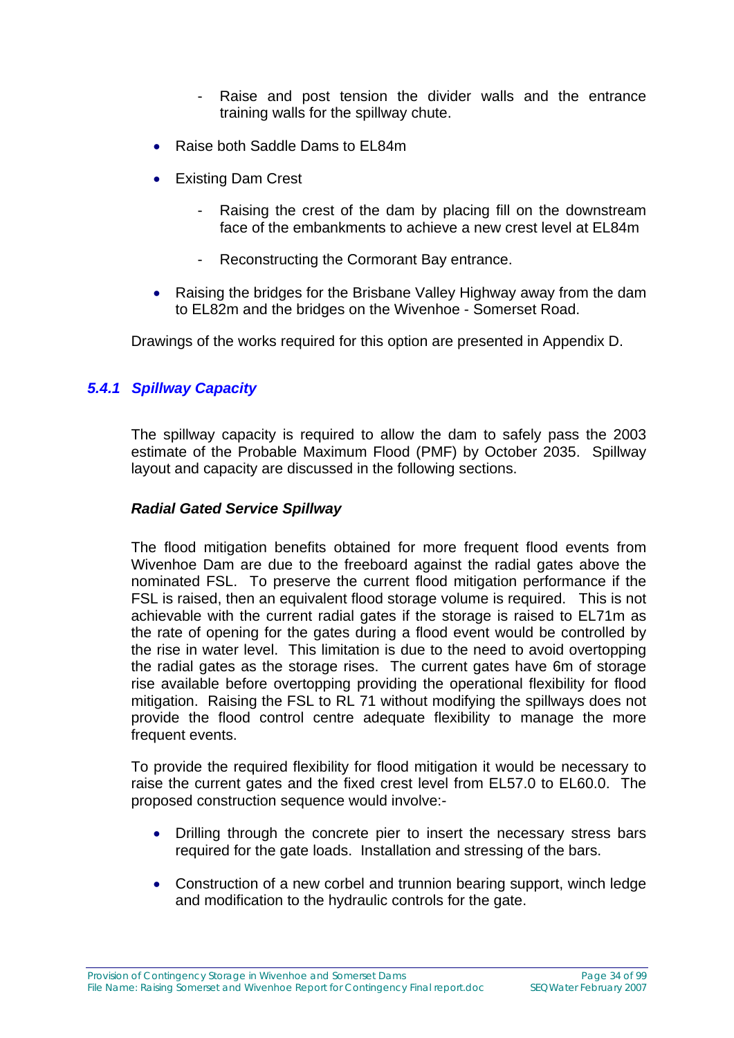- Raise and post tension the divider walls and the entrance training walls for the spillway chute.

- Raise both Saddle Dams to EL84m
- Existing Dam Crest
    - Raising the crest of the dam by placing fill on the downstream face of the embankments to achieve a new crest level at EL84m
    - Reconstructing the Cormorant Bay entrance.
- Raising the bridges for the Brisbane Valley Highway away from the dam to EL82m and the bridges on the Wivenhoe - Somerset Road.

Drawings of the works required for this option are presented in Appendix D.

### *5.4.1 Spillway Capacity*

The spillway capacity is required to allow the dam to safely pass the 2003 estimate of the Probable Maximum Flood (PMF) by October 2035. Spillway layout and capacity are discussed in the following sections.

***Radial Gated Service Spillway***

The flood mitigation benefits obtained for more frequent flood events from Wivenhoe Dam are due to the freeboard against the radial gates above the nominated FSL. To preserve the current flood mitigation performance if the FSL is raised, then an equivalent flood storage volume is required. This is not achievable with the current radial gates if the storage is raised to EL71m as the rate of opening for the gates during a flood event would be controlled by the rise in water level. This limitation is due to the need to avoid overtopping the radial gates as the storage rises. The current gates have 6m of storage rise available before overtopping providing the operational flexibility for flood mitigation. Raising the FSL to RL 71 without modifying the spillways does not provide the flood control centre adequate flexibility to manage the more frequent events.

To provide the required flexibility for flood mitigation it would be necessary to raise the current gates and the fixed crest level from EL57.0 to EL60.0. The proposed construction sequence would involve:-

- Drilling through the concrete pier to insert the necessary stress bars required for the gate loads. Installation and stressing of the bars.
- Construction of a new corbel and trunnion bearing support, winch ledge and modification to the hydraulic controls for the gate.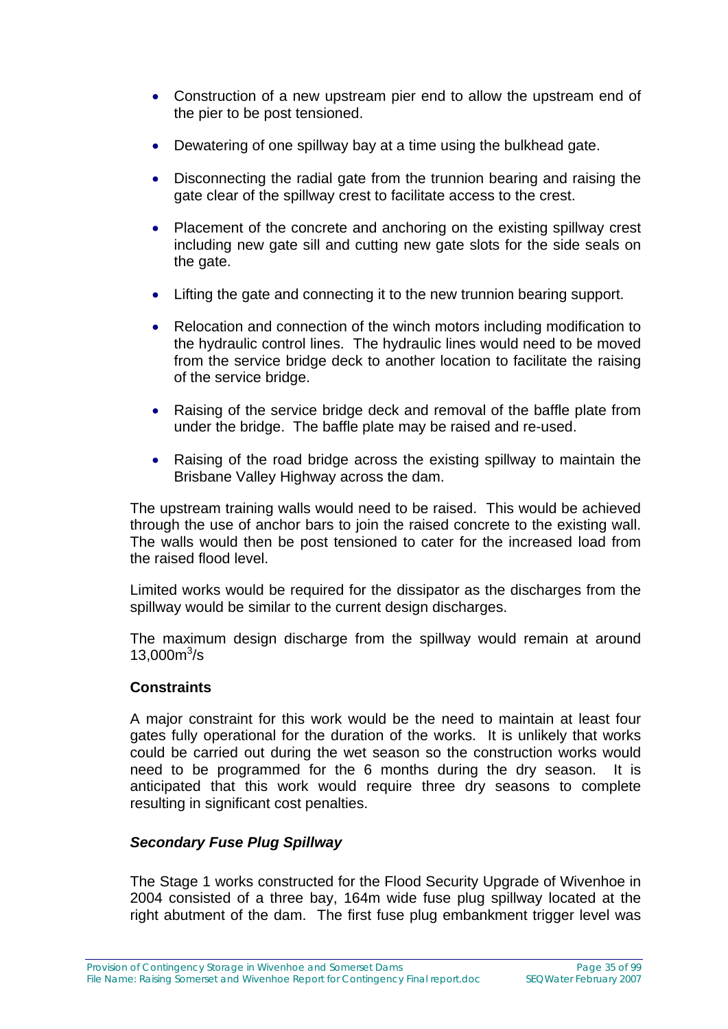- Construction of a new upstream pier end to allow the upstream end of the pier to be post tensioned.
- Dewatering of one spillway bay at a time using the bulkhead gate.
- Disconnecting the radial gate from the trunnion bearing and raising the gate clear of the spillway crest to facilitate access to the crest.
- Placement of the concrete and anchoring on the existing spillway crest including new gate sill and cutting new gate slots for the side seals on the gate.
- Lifting the gate and connecting it to the new trunnion bearing support.
- Relocation and connection of the winch motors including modification to the hydraulic control lines. The hydraulic lines would need to be moved from the service bridge deck to another location to facilitate the raising of the service bridge.
- Raising of the service bridge deck and removal of the baffle plate from under the bridge. The baffle plate may be raised and re-used.
- Raising of the road bridge across the existing spillway to maintain the Brisbane Valley Highway across the dam.

The upstream training walls would need to be raised. This would be achieved through the use of anchor bars to join the raised concrete to the existing wall. The walls would then be post tensioned to cater for the increased load from the raised flood level.

Limited works would be required for the dissipator as the discharges from the spillway would be similar to the current design discharges.

The maximum design discharge from the spillway would remain at around 13,000$m^3$/s

**Constraints**

A major constraint for this work would be the need to maintain at least four gates fully operational for the duration of the works. It is unlikely that works could be carried out during the wet season so the construction works would need to be programmed for the 6 months during the dry season. It is anticipated that this work would require three dry seasons to complete resulting in significant cost penalties.

***Secondary Fuse Plug Spillway***

The Stage 1 works constructed for the Flood Security Upgrade of Wivenhoe in 2004 consisted of a three bay, 164m wide fuse plug spillway located at the right abutment of the dam. The first fuse plug embankment trigger level was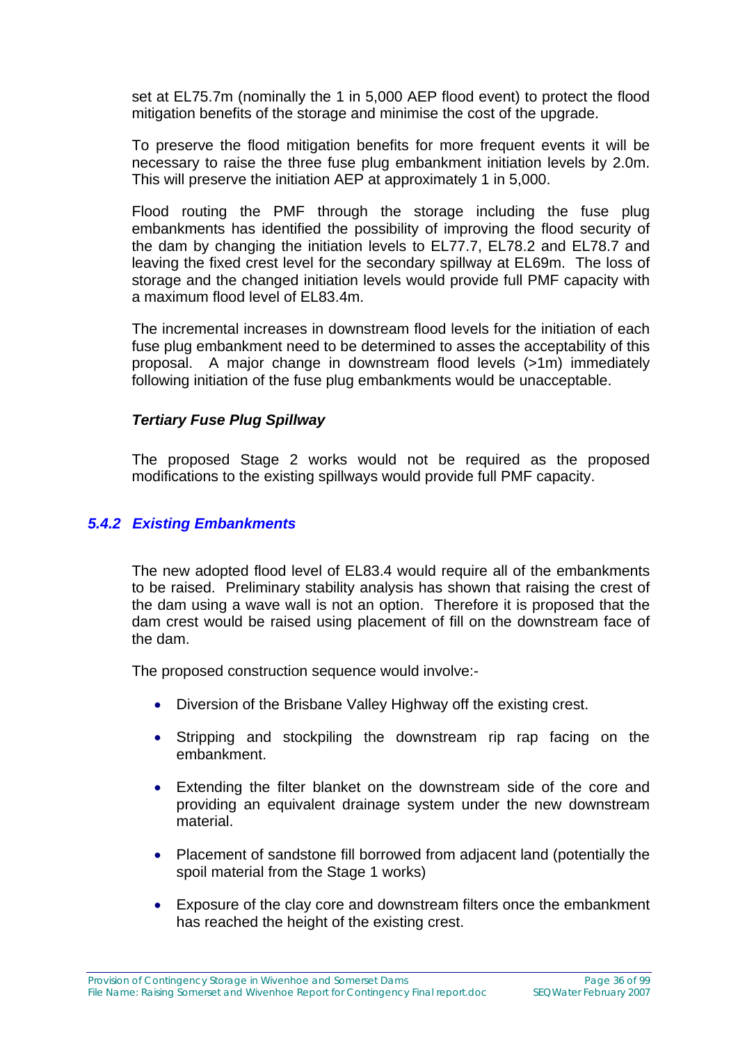set at EL75.7m (nominally the 1 in 5,000 AEP flood event) to protect the flood mitigation benefits of the storage and minimise the cost of the upgrade.

To preserve the flood mitigation benefits for more frequent events it will be necessary to raise the three fuse plug embankment initiation levels by 2.0m. This will preserve the initiation AEP at approximately 1 in 5,000.

Flood routing the PMF through the storage including the fuse plug embankments has identified the possibility of improving the flood security of the dam by changing the initiation levels to EL77.7, EL78.2 and EL78.7 and leaving the fixed crest level for the secondary spillway at EL69m. The loss of storage and the changed initiation levels would provide full PMF capacity with a maximum flood level of EL83.4m.

The incremental increases in downstream flood levels for the initiation of each fuse plug embankment need to be determined to asses the acceptability of this proposal. A major change in downstream flood levels (>1m) immediately following initiation of the fuse plug embankments would be unacceptable.

***Tertiary Fuse Plug Spillway***

The proposed Stage 2 works would not be required as the proposed modifications to the existing spillways would provide full PMF capacity.

### *5.4.2 Existing Embankments*

The new adopted flood level of EL83.4 would require all of the embankments to be raised. Preliminary stability analysis has shown that raising the crest of the dam using a wave wall is not an option. Therefore it is proposed that the dam crest would be raised using placement of fill on the downstream face of the dam.

The proposed construction sequence would involve:-

- Diversion of the Brisbane Valley Highway off the existing crest.
- Stripping and stockpiling the downstream rip rap facing on the embankment.
- Extending the filter blanket on the downstream side of the core and providing an equivalent drainage system under the new downstream material.
- Placement of sandstone fill borrowed from adjacent land (potentially the spoil material from the Stage 1 works)
- Exposure of the clay core and downstream filters once the embankment has reached the height of the existing crest.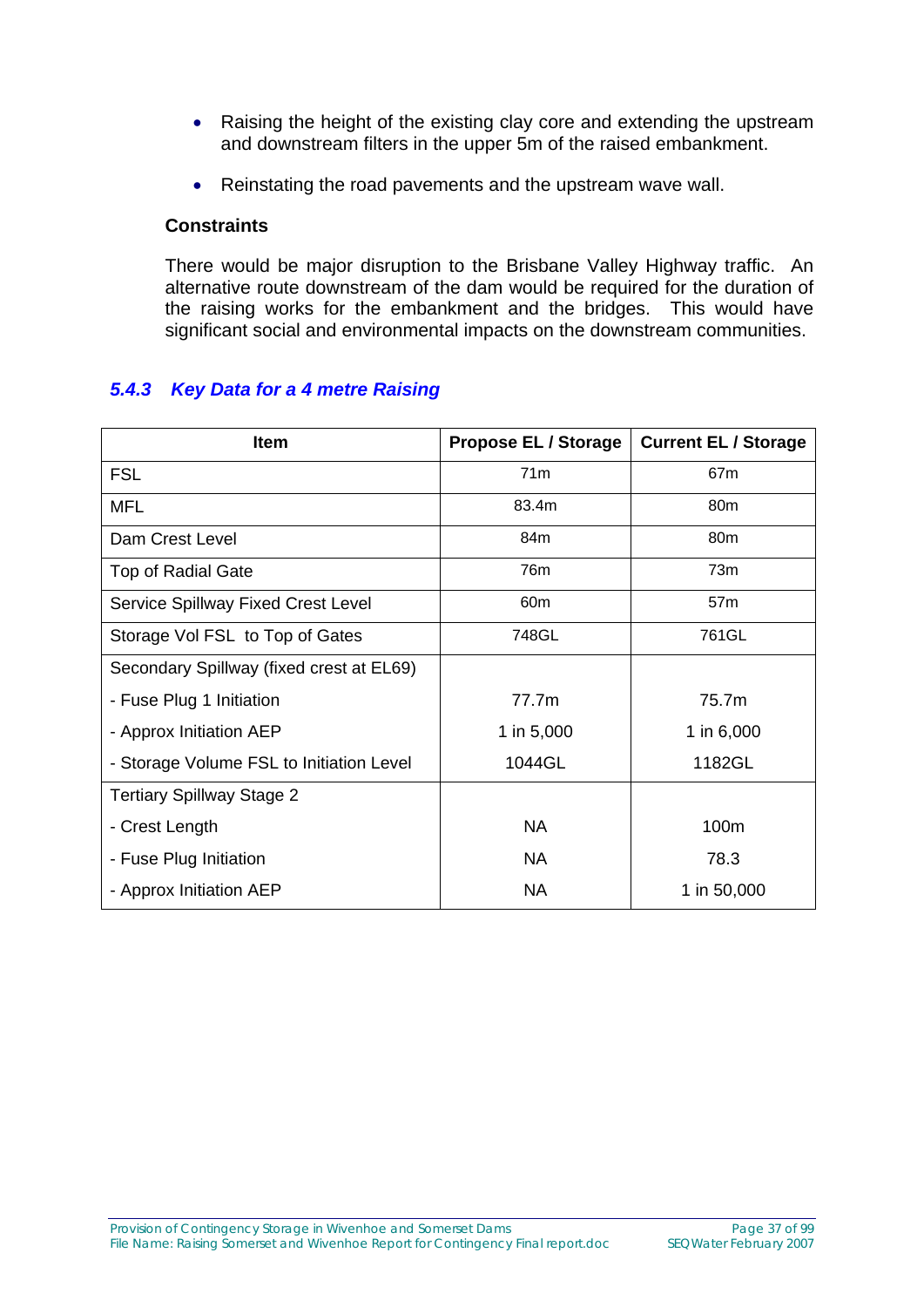- Raising the height of the existing clay core and extending the upstream and downstream filters in the upper 5m of the raised embankment.
- Reinstating the road pavements and the upstream wave wall.

**Constraints**

There would be major disruption to the Brisbane Valley Highway traffic. An alternative route downstream of the dam would be required for the duration of the raising works for the embankment and the bridges. This would have significant social and environmental impacts on the downstream communities.

### *5.4.3 Key Data for a 4 metre Raising*

| Item | Propose EL / Storage | Current EL / Storage |
|---|---|---|
| FSL | 71m | 67m |
| MFL | 83.4m | 80m |
| Dam Crest Level | 84m | 80m |
| Top of Radial Gate | 76m | 73m |
| Service Spillway Fixed Crest Level | 60m | 57m |
| Storage Vol FSL to Top of Gates | 748GL | 761GL |
| Secondary Spillway (fixed crest at EL69) | | |
| - Fuse Plug 1 Initiation | 77.7m | 75.7m |
| - Approx Initiation AEP | 1 in 5,000 | 1 in 6,000 |
| - Storage Volume FSL to Initiation Level | 1044GL | 1182GL |
| Tertiary Spillway Stage 2 | | |
| - Crest Length | NA | 100m |
| - Fuse Plug Initiation | NA | 78.3 |
| - Approx Initiation AEP | NA | 1 in 50,000 |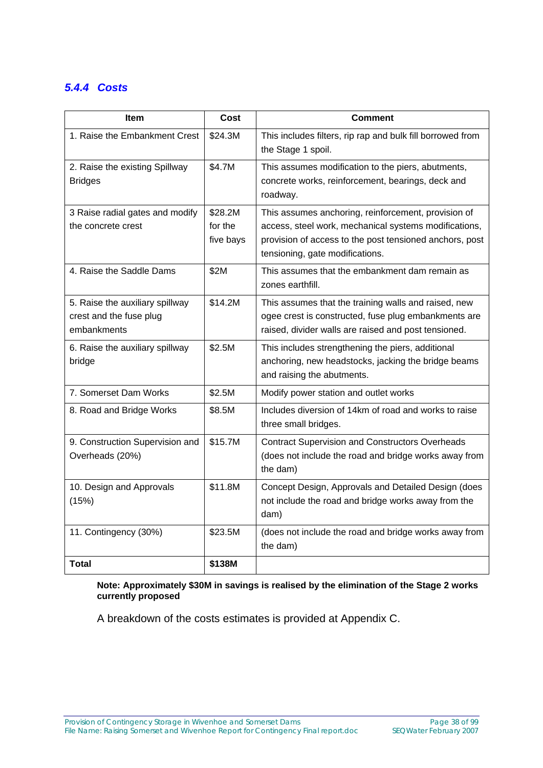### *5.4.4 Costs*

| Item | Cost | Comment |
|---|---|---|
| 1. Raise the Embankment Crest | $24.3M | This includes filters, rip rap and bulk fill borrowed from the Stage 1 spoil. |
| 2. Raise the existing Spillway Bridges | $4.7M | This assumes modification to the piers, abutments, concrete works, reinforcement, bearings, deck and roadway. |
| 3 Raise radial gates and modify the concrete crest | $28.2M for the five bays | This assumes anchoring, reinforcement, provision of access, steel work, mechanical systems modifications, provision of access to the post tensioned anchors, post tensioning, gate modifications. |
| 4. Raise the Saddle Dams | $2M | This assumes that the embankment dam remain as zones earthfill. |
| 5. Raise the auxiliary spillway crest and the fuse plug embankments | $14.2M | This assumes that the training walls and raised, new ogee crest is constructed, fuse plug embankments are raised, divider walls are raised and post tensioned. |
| 6. Raise the auxiliary spillway bridge | $2.5M | This includes strengthening the piers, additional anchoring, new headstocks, jacking the bridge beams and raising the abutments. |
| 7. Somerset Dam Works | $2.5M | Modify power station and outlet works |
| 8. Road and Bridge Works | $8.5M | Includes diversion of 14km of road and works to raise three small bridges. |
| 9. Construction Supervision and Overheads (20%) | $15.7M | Contract Supervision and Constructors Overheads (does not include the road and bridge works away from the dam) |
| 10. Design and Approvals (15%) | $11.8M | Concept Design, Approvals and Detailed Design (does not include the road and bridge works away from the dam) |
| 11. Contingency (30%) | $23.5M | (does not include the road and bridge works away from the dam) |
| **Total** | **$138M** | |

**Note: Approximately $30M in savings is realised by the elimination of the Stage 2 works currently proposed**

A breakdown of the costs estimates is provided at Appendix C.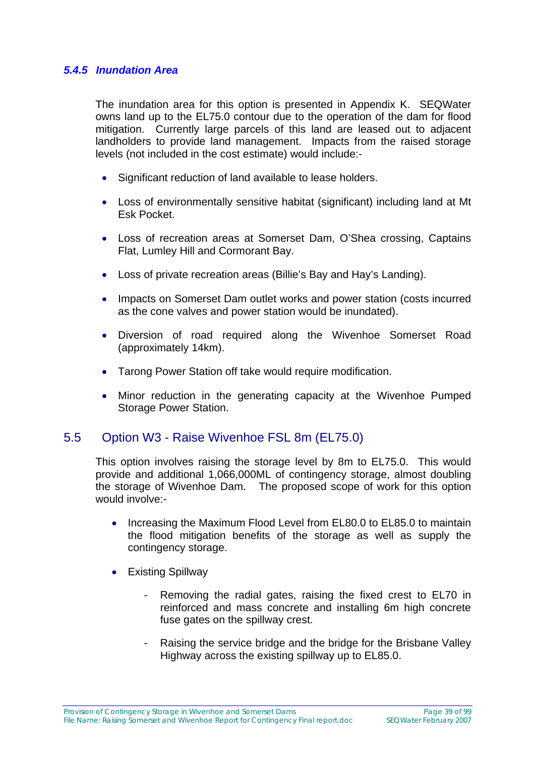#### *5.4.5 Inundation Area*

The inundation area for this option is presented in Appendix K. SEQWater owns land up to the EL75.0 contour due to the operation of the dam for flood mitigation. Currently large parcels of this land are leased out to adjacent landholders to provide land management. Impacts from the raised storage levels (not included in the cost estimate) would include:-

- Significant reduction of land available to lease holders.
- Loss of environmentally sensitive habitat (significant) including land at Mt Esk Pocket.
- Loss of recreation areas at Somerset Dam, O'Shea crossing, Captains Flat, Lumley Hill and Cormorant Bay.
- Loss of private recreation areas (Billie's Bay and Hay's Landing).
- Impacts on Somerset Dam outlet works and power station (costs incurred as the cone valves and power station would be inundated).
- Diversion of road required along the Wivenhoe Somerset Road (approximately 14km).
- Tarong Power Station off take would require modification.
- Minor reduction in the generating capacity at the Wivenhoe Pumped Storage Power Station.

## 5.5 Option W3 - Raise Wivenhoe FSL 8m (EL75.0)

This option involves raising the storage level by 8m to EL75.0. This would provide and additional 1,066,000ML of contingency storage, almost doubling the storage of Wivenhoe Dam. The proposed scope of work for this option would involve:-

- Increasing the Maximum Flood Level from EL80.0 to EL85.0 to maintain the flood mitigation benefits of the storage as well as supply the contingency storage.
- Existing Spillway
  - Removing the radial gates, raising the fixed crest to EL70 in reinforced and mass concrete and installing 6m high concrete fuse gates on the spillway crest.
  - Raising the service bridge and the bridge for the Brisbane Valley Highway across the existing spillway up to EL85.0.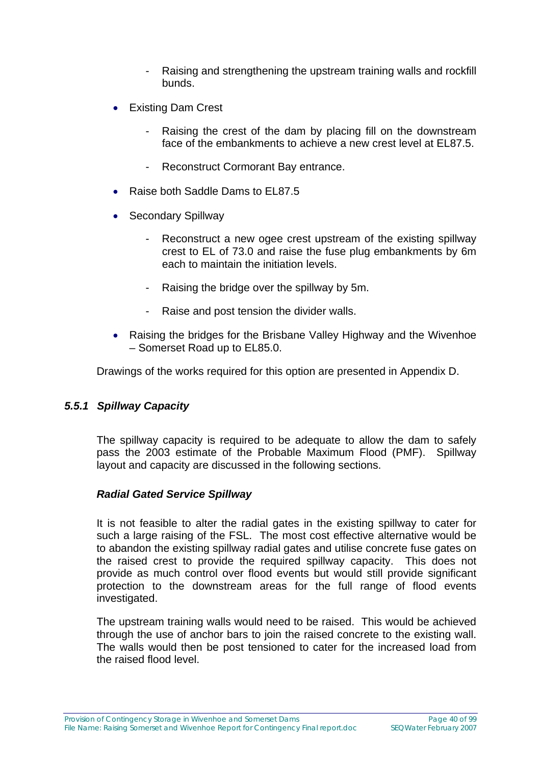- Raising and strengthening the upstream training walls and rockfill bunds.

- Existing Dam Crest

  - Raising the crest of the dam by placing fill on the downstream face of the embankments to achieve a new crest level at EL87.5.

  - Reconstruct Cormorant Bay entrance.

- Raise both Saddle Dams to EL87.5

- Secondary Spillway

  - Reconstruct a new ogee crest upstream of the existing spillway crest to EL of 73.0 and raise the fuse plug embankments by 6m each to maintain the initiation levels.

  - Raising the bridge over the spillway by 5m.

  - Raise and post tension the divider walls.

- Raising the bridges for the Brisbane Valley Highway and the Wivenhoe – Somerset Road up to EL85.0.

Drawings of the works required for this option are presented in Appendix D.

### *5.5.1 Spillway Capacity*

The spillway capacity is required to be adequate to allow the dam to safely pass the 2003 estimate of the Probable Maximum Flood (PMF). Spillway layout and capacity are discussed in the following sections.

***Radial Gated Service Spillway***

It is not feasible to alter the radial gates in the existing spillway to cater for such a large raising of the FSL. The most cost effective alternative would be to abandon the existing spillway radial gates and utilise concrete fuse gates on the raised crest to provide the required spillway capacity. This does not provide as much control over flood events but would still provide significant protection to the downstream areas for the full range of flood events investigated.

The upstream training walls would need to be raised. This would be achieved through the use of anchor bars to join the raised concrete to the existing wall. The walls would then be post tensioned to cater for the increased load from the raised flood level.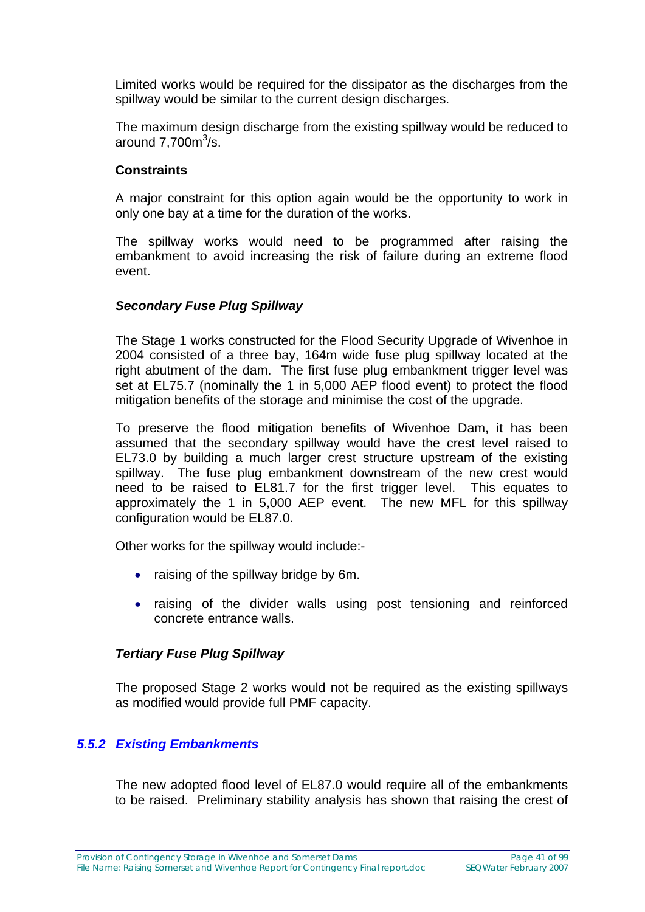Limited works would be required for the dissipator as the discharges from the spillway would be similar to the current design discharges.

The maximum design discharge from the existing spillway would be reduced to around 7,700m$^3$/s.

**Constraints**

A major constraint for this option again would be the opportunity to work in only one bay at a time for the duration of the works.

The spillway works would need to be programmed after raising the embankment to avoid increasing the risk of failure during an extreme flood event.

***Secondary Fuse Plug Spillway***

The Stage 1 works constructed for the Flood Security Upgrade of Wivenhoe in 2004 consisted of a three bay, 164m wide fuse plug spillway located at the right abutment of the dam. The first fuse plug embankment trigger level was set at EL75.7 (nominally the 1 in 5,000 AEP flood event) to protect the flood mitigation benefits of the storage and minimise the cost of the upgrade.

To preserve the flood mitigation benefits of Wivenhoe Dam, it has been assumed that the secondary spillway would have the crest level raised to EL73.0 by building a much larger crest structure upstream of the existing spillway. The fuse plug embankment downstream of the new crest would need to be raised to EL81.7 for the first trigger level. This equates to approximately the 1 in 5,000 AEP event. The new MFL for this spillway configuration would be EL87.0.

Other works for the spillway would include:-

- raising of the spillway bridge by 6m.
- raising of the divider walls using post tensioning and reinforced concrete entrance walls.

***Tertiary Fuse Plug Spillway***

The proposed Stage 2 works would not be required as the existing spillways as modified would provide full PMF capacity.

### *5.5.2 Existing Embankments*

The new adopted flood level of EL87.0 would require all of the embankments to be raised. Preliminary stability analysis has shown that raising the crest of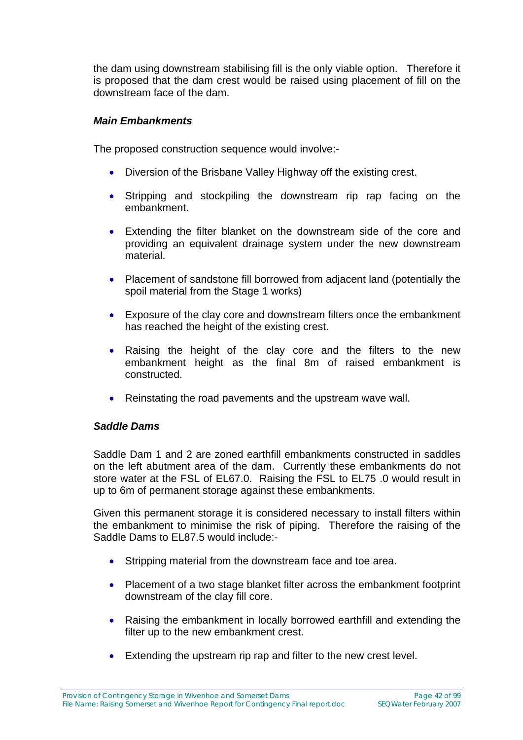the dam using downstream stabilising fill is the only viable option. Therefore it is proposed that the dam crest would be raised using placement of fill on the downstream face of the dam.

***Main Embankments***

The proposed construction sequence would involve:-

- Diversion of the Brisbane Valley Highway off the existing crest.
- Stripping and stockpiling the downstream rip rap facing on the embankment.
- Extending the filter blanket on the downstream side of the core and providing an equivalent drainage system under the new downstream material.
- Placement of sandstone fill borrowed from adjacent land (potentially the spoil material from the Stage 1 works)
- Exposure of the clay core and downstream filters once the embankment has reached the height of the existing crest.
- Raising the height of the clay core and the filters to the new embankment height as the final 8m of raised embankment is constructed.
- Reinstating the road pavements and the upstream wave wall.

***Saddle Dams***

Saddle Dam 1 and 2 are zoned earthfill embankments constructed in saddles on the left abutment area of the dam. Currently these embankments do not store water at the FSL of EL67.0. Raising the FSL to EL75 .0 would result in up to 6m of permanent storage against these embankments.

Given this permanent storage it is considered necessary to install filters within the embankment to minimise the risk of piping. Therefore the raising of the Saddle Dams to EL87.5 would include:-

- Stripping material from the downstream face and toe area.
- Placement of a two stage blanket filter across the embankment footprint downstream of the clay fill core.
- Raising the embankment in locally borrowed earthfill and extending the filter up to the new embankment crest.
- Extending the upstream rip rap and filter to the new crest level.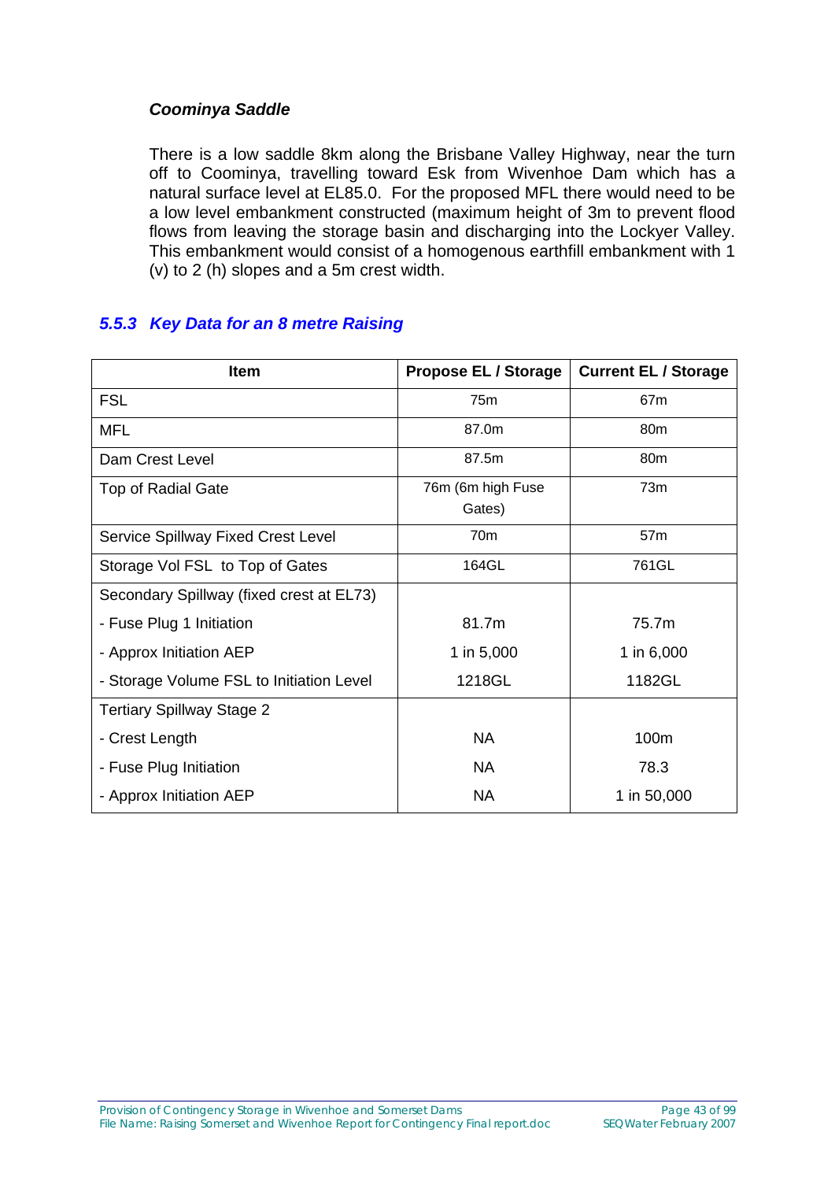***Coominya Saddle***

There is a low saddle 8km along the Brisbane Valley Highway, near the turn off to Coominya, travelling toward Esk from Wivenhoe Dam which has a natural surface level at EL85.0. For the proposed MFL there would need to be a low level embankment constructed (maximum height of 3m to prevent flood flows from leaving the storage basin and discharging into the Lockyer Valley. This embankment would consist of a homogenous earthfill embankment with 1 (v) to 2 (h) slopes and a 5m crest width.

### *5.5.3 Key Data for an 8 metre Raising*

| Item | Propose EL / Storage | Current EL / Storage |
|---|---|---|
| FSL | 75m | 67m |
| MFL | 87.0m | 80m |
| Dam Crest Level | 87.5m | 80m |
| Top of Radial Gate | 76m (6m high Fuse Gates) | 73m |
| Service Spillway Fixed Crest Level | 70m | 57m |
| Storage Vol FSL to Top of Gates | 164GL | 761GL |
| Secondary Spillway (fixed crest at EL73) | | |
| - Fuse Plug 1 Initiation | 81.7m | 75.7m |
| - Approx Initiation AEP | 1 in 5,000 | 1 in 6,000 |
| - Storage Volume FSL to Initiation Level | 1218GL | 1182GL |
| Tertiary Spillway Stage 2 | | |
| - Crest Length | NA | 100m |
| - Fuse Plug Initiation | NA | 78.3 |
| - Approx Initiation AEP | NA | 1 in 50,000 |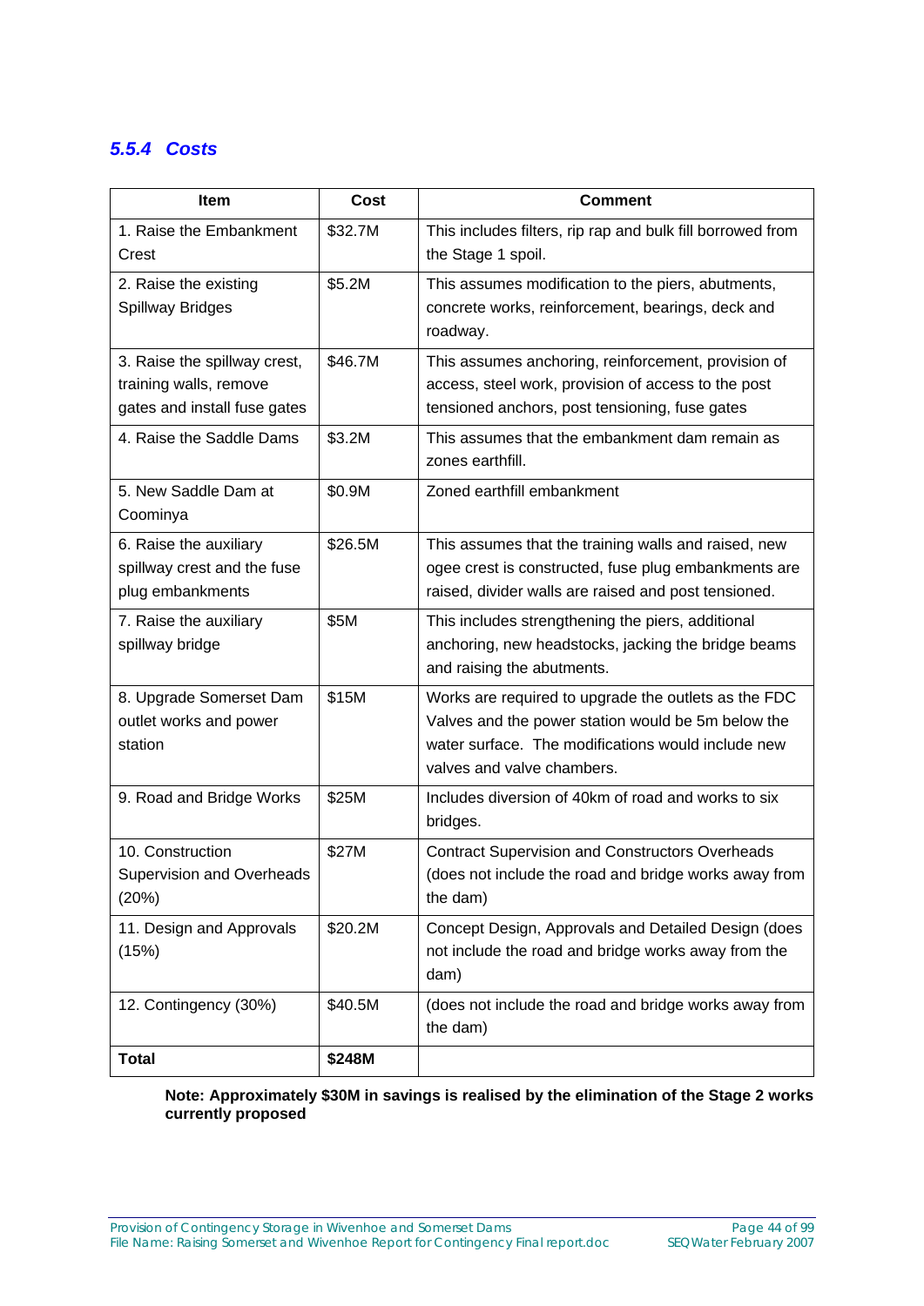### 5.5.4 Costs

| Item | Cost | Comment |
|---|---|---|
| 1. Raise the Embankment Crest | $32.7M | This includes filters, rip rap and bulk fill borrowed from the Stage 1 spoil. |
| 2. Raise the existing Spillway Bridges | $5.2M | This assumes modification to the piers, abutments, concrete works, reinforcement, bearings, deck and roadway. |
| 3. Raise the spillway crest, training walls, remove gates and install fuse gates | $46.7M | This assumes anchoring, reinforcement, provision of access, steel work, provision of access to the post tensioned anchors, post tensioning, fuse gates |
| 4. Raise the Saddle Dams | $3.2M | This assumes that the embankment dam remain as zones earthfill. |
| 5. New Saddle Dam at Coominya | $0.9M | Zoned earthfill embankment |
| 6. Raise the auxiliary spillway crest and the fuse plug embankments | $26.5M | This assumes that the training walls and raised, new ogee crest is constructed, fuse plug embankments are raised, divider walls are raised and post tensioned. |
| 7. Raise the auxiliary spillway bridge | $5M | This includes strengthening the piers, additional anchoring, new headstocks, jacking the bridge beams and raising the abutments. |
| 8. Upgrade Somerset Dam outlet works and power station | $15M | Works are required to upgrade the outlets as the FDC Valves and the power station would be 5m below the water surface. The modifications would include new valves and valve chambers. |
| 9. Road and Bridge Works | $25M | Includes diversion of 40km of road and works to six bridges. |
| 10. Construction Supervision and Overheads (20%) | $27M | Contract Supervision and Constructors Overheads (does not include the road and bridge works away from the dam) |
| 11. Design and Approvals (15%) | $20.2M | Concept Design, Approvals and Detailed Design (does not include the road and bridge works away from the dam) |
| 12. Contingency (30%) | $40.5M | (does not include the road and bridge works away from the dam) |
| **Total** | **$248M** | |

**Note: Approximately $30M in savings is realised by the elimination of the Stage 2 works currently proposed**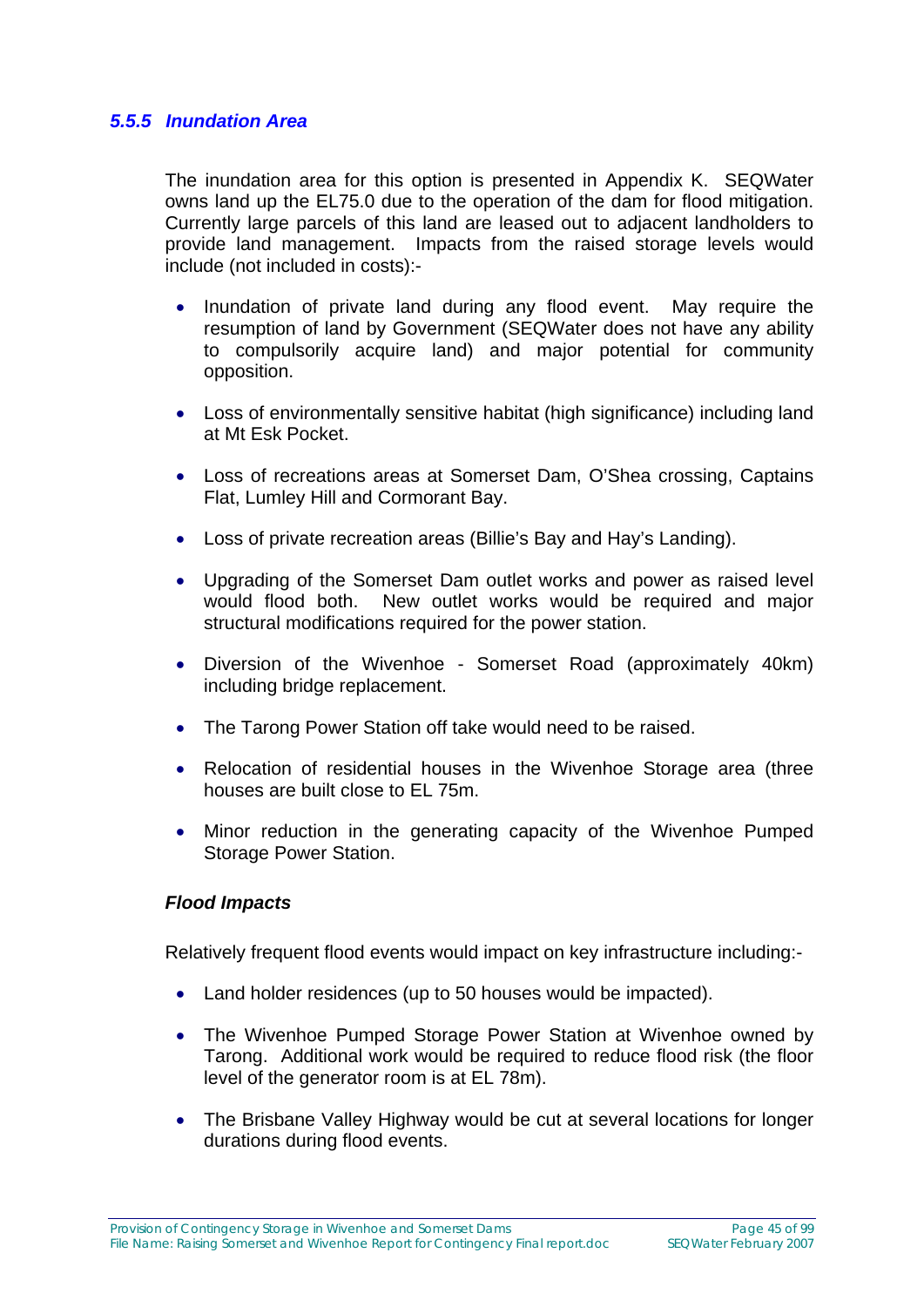### *5.5.5 Inundation Area*

The inundation area for this option is presented in Appendix K. SEQWater owns land up the EL75.0 due to the operation of the dam for flood mitigation. Currently large parcels of this land are leased out to adjacent landholders to provide land management. Impacts from the raised storage levels would include (not included in costs):-

- Inundation of private land during any flood event. May require the resumption of land by Government (SEQWater does not have any ability to compulsorily acquire land) and major potential for community opposition.
- Loss of environmentally sensitive habitat (high significance) including land at Mt Esk Pocket.
- Loss of recreations areas at Somerset Dam, O'Shea crossing, Captains Flat, Lumley Hill and Cormorant Bay.
- Loss of private recreation areas (Billie's Bay and Hay's Landing).
- Upgrading of the Somerset Dam outlet works and power as raised level would flood both. New outlet works would be required and major structural modifications required for the power station.
- Diversion of the Wivenhoe - Somerset Road (approximately 40km) including bridge replacement.
- The Tarong Power Station off take would need to be raised.
- Relocation of residential houses in the Wivenhoe Storage area (three houses are built close to EL 75m.
- Minor reduction in the generating capacity of the Wivenhoe Pumped Storage Power Station.

***Flood Impacts***

Relatively frequent flood events would impact on key infrastructure including:-

- Land holder residences (up to 50 houses would be impacted).
- The Wivenhoe Pumped Storage Power Station at Wivenhoe owned by Tarong. Additional work would be required to reduce flood risk (the floor level of the generator room is at EL 78m).
- The Brisbane Valley Highway would be cut at several locations for longer durations during flood events.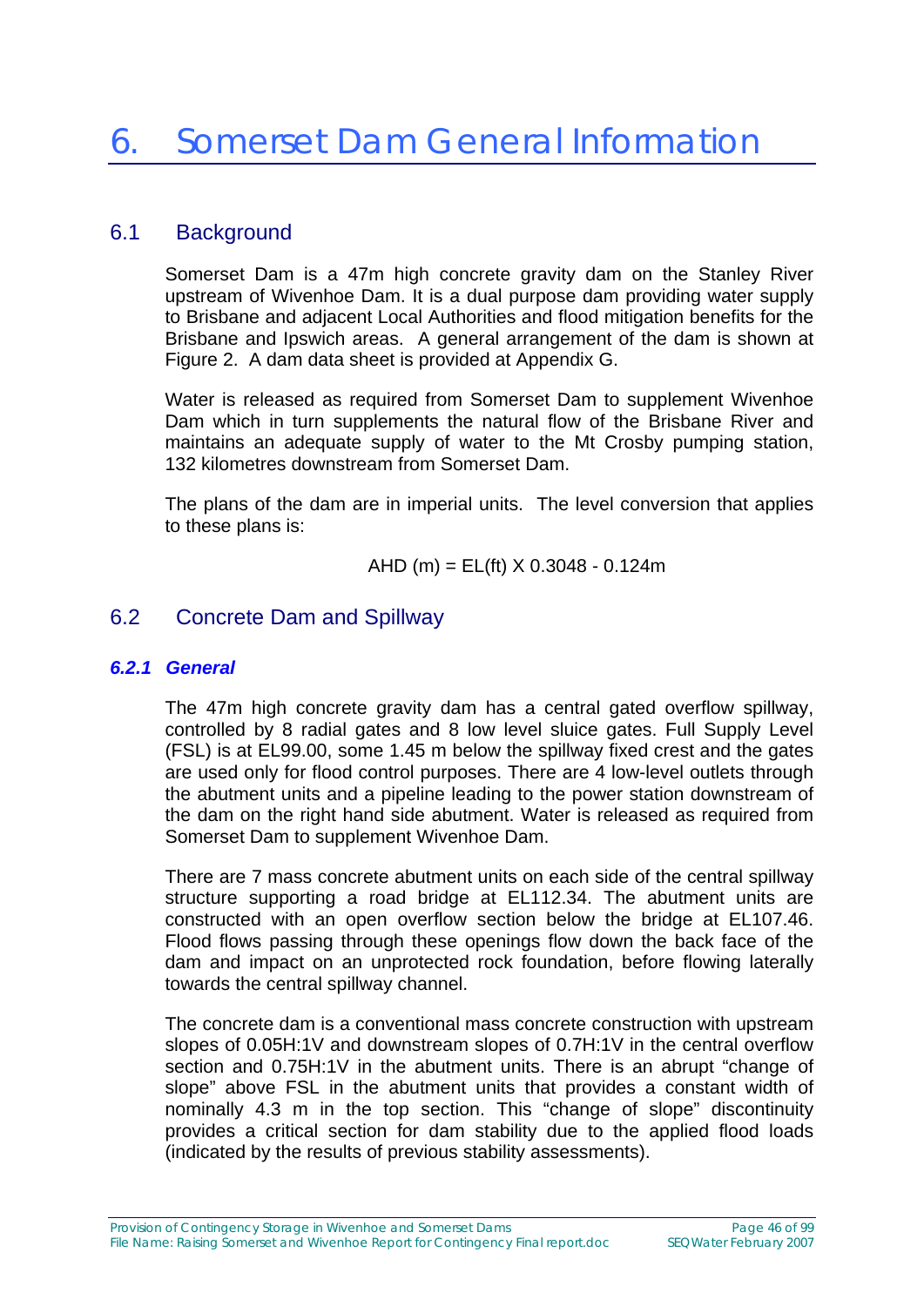# 6. Somerset Dam General Information

## 6.1 Background

Somerset Dam is a 47m high concrete gravity dam on the Stanley River upstream of Wivenhoe Dam. It is a dual purpose dam providing water supply to Brisbane and adjacent Local Authorities and flood mitigation benefits for the Brisbane and Ipswich areas. A general arrangement of the dam is shown at Figure 2. A dam data sheet is provided at Appendix G.

Water is released as required from Somerset Dam to supplement Wivenhoe Dam which in turn supplements the natural flow of the Brisbane River and maintains an adequate supply of water to the Mt Crosby pumping station, 132 kilometres downstream from Somerset Dam.

The plans of the dam are in imperial units. The level conversion that applies to these plans is:

$$AHD\ (m) = EL(ft) \times 0.3048 - 0.124m$$

## 6.2 Concrete Dam and Spillway

### *6.2.1 General*

The 47m high concrete gravity dam has a central gated overflow spillway, controlled by 8 radial gates and 8 low level sluice gates. Full Supply Level (FSL) is at EL99.00, some 1.45 m below the spillway fixed crest and the gates are used only for flood control purposes. There are 4 low-level outlets through the abutment units and a pipeline leading to the power station downstream of the dam on the right hand side abutment. Water is released as required from Somerset Dam to supplement Wivenhoe Dam.

There are 7 mass concrete abutment units on each side of the central spillway structure supporting a road bridge at EL112.34. The abutment units are constructed with an open overflow section below the bridge at EL107.46. Flood flows passing through these openings flow down the back face of the dam and impact on an unprotected rock foundation, before flowing laterally towards the central spillway channel.

The concrete dam is a conventional mass concrete construction with upstream slopes of 0.05H:1V and downstream slopes of 0.7H:1V in the central overflow section and 0.75H:1V in the abutment units. There is an abrupt "change of slope" above FSL in the abutment units that provides a constant width of nominally 4.3 m in the top section. This "change of slope" discontinuity provides a critical section for dam stability due to the applied flood loads (indicated by the results of previous stability assessments).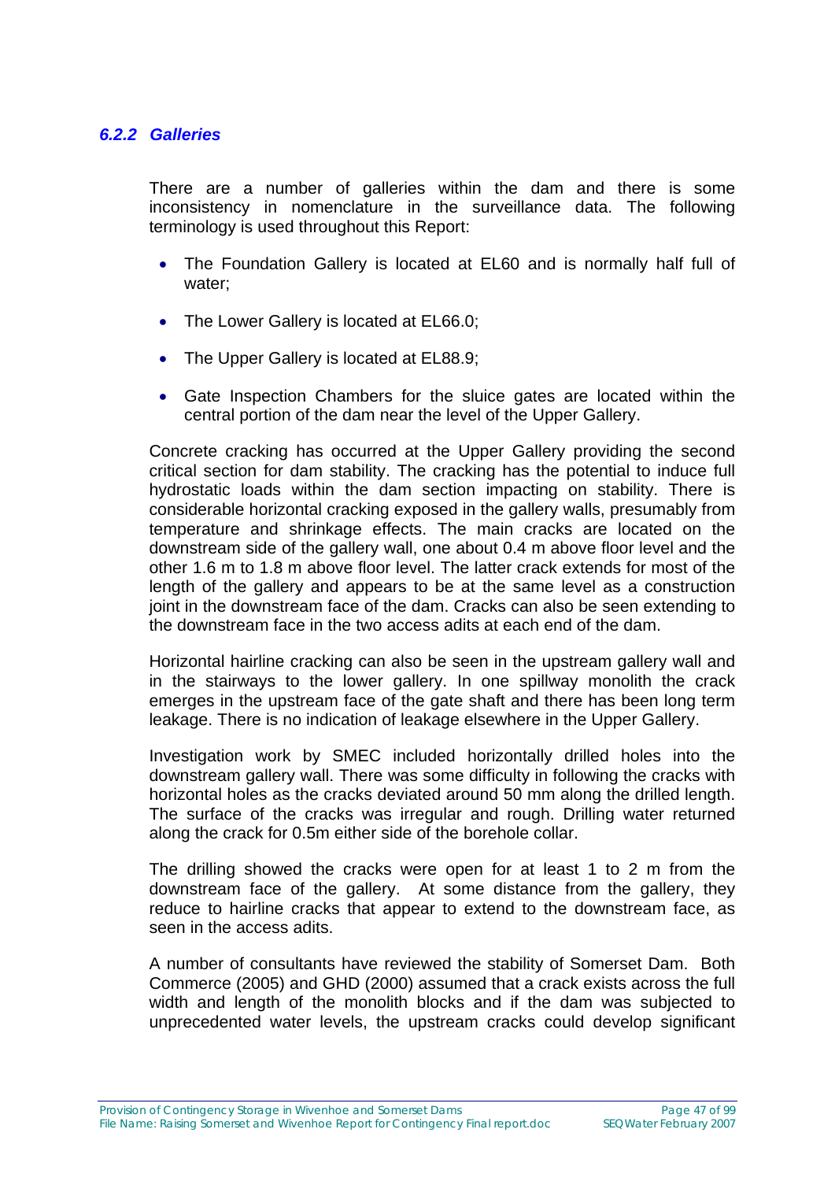### *6.2.2 Galleries*

There are a number of galleries within the dam and there is some inconsistency in nomenclature in the surveillance data. The following terminology is used throughout this Report:

- The Foundation Gallery is located at EL60 and is normally half full of water;
- The Lower Gallery is located at EL66.0;
- The Upper Gallery is located at EL88.9;
- Gate Inspection Chambers for the sluice gates are located within the central portion of the dam near the level of the Upper Gallery.

Concrete cracking has occurred at the Upper Gallery providing the second critical section for dam stability. The cracking has the potential to induce full hydrostatic loads within the dam section impacting on stability. There is considerable horizontal cracking exposed in the gallery walls, presumably from temperature and shrinkage effects. The main cracks are located on the downstream side of the gallery wall, one about 0.4 m above floor level and the other 1.6 m to 1.8 m above floor level. The latter crack extends for most of the length of the gallery and appears to be at the same level as a construction joint in the downstream face of the dam. Cracks can also be seen extending to the downstream face in the two access adits at each end of the dam.

Horizontal hairline cracking can also be seen in the upstream gallery wall and in the stairways to the lower gallery. In one spillway monolith the crack emerges in the upstream face of the gate shaft and there has been long term leakage. There is no indication of leakage elsewhere in the Upper Gallery.

Investigation work by SMEC included horizontally drilled holes into the downstream gallery wall. There was some difficulty in following the cracks with horizontal holes as the cracks deviated around 50 mm along the drilled length. The surface of the cracks was irregular and rough. Drilling water returned along the crack for 0.5m either side of the borehole collar.

The drilling showed the cracks were open for at least 1 to 2 m from the downstream face of the gallery. At some distance from the gallery, they reduce to hairline cracks that appear to extend to the downstream face, as seen in the access adits.

A number of consultants have reviewed the stability of Somerset Dam. Both Commerce (2005) and GHD (2000) assumed that a crack exists across the full width and length of the monolith blocks and if the dam was subjected to unprecedented water levels, the upstream cracks could develop significant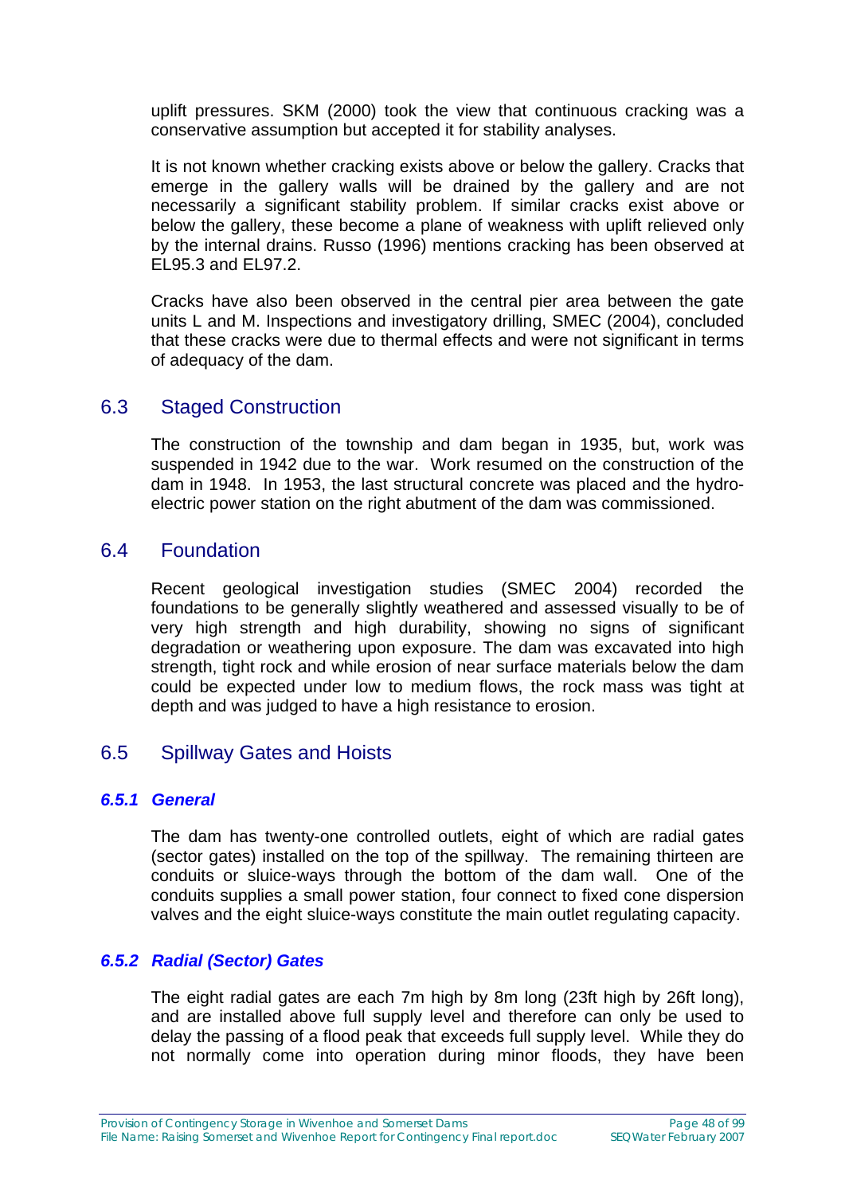uplift pressures. SKM (2000) took the view that continuous cracking was a conservative assumption but accepted it for stability analyses.

It is not known whether cracking exists above or below the gallery. Cracks that emerge in the gallery walls will be drained by the gallery and are not necessarily a significant stability problem. If similar cracks exist above or below the gallery, these become a plane of weakness with uplift relieved only by the internal drains. Russo (1996) mentions cracking has been observed at EL95.3 and EL97.2.

Cracks have also been observed in the central pier area between the gate units L and M. Inspections and investigatory drilling, SMEC (2004), concluded that these cracks were due to thermal effects and were not significant in terms of adequacy of the dam.

## 6.3 Staged Construction

The construction of the township and dam began in 1935, but, work was suspended in 1942 due to the war. Work resumed on the construction of the dam in 1948. In 1953, the last structural concrete was placed and the hydro-electric power station on the right abutment of the dam was commissioned.

## 6.4 Foundation

Recent geological investigation studies (SMEC 2004) recorded the foundations to be generally slightly weathered and assessed visually to be of very high strength and high durability, showing no signs of significant degradation or weathering upon exposure. The dam was excavated into high strength, tight rock and while erosion of near surface materials below the dam could be expected under low to medium flows, the rock mass was tight at depth and was judged to have a high resistance to erosion.

## 6.5 Spillway Gates and Hoists

### *6.5.1 General*

The dam has twenty-one controlled outlets, eight of which are radial gates (sector gates) installed on the top of the spillway. The remaining thirteen are conduits or sluice-ways through the bottom of the dam wall. One of the conduits supplies a small power station, four connect to fixed cone dispersion valves and the eight sluice-ways constitute the main outlet regulating capacity.

### *6.5.2 Radial (Sector) Gates*

The eight radial gates are each 7m high by 8m long (23ft high by 26ft long), and are installed above full supply level and therefore can only be used to delay the passing of a flood peak that exceeds full supply level. While they do not normally come into operation during minor floods, they have been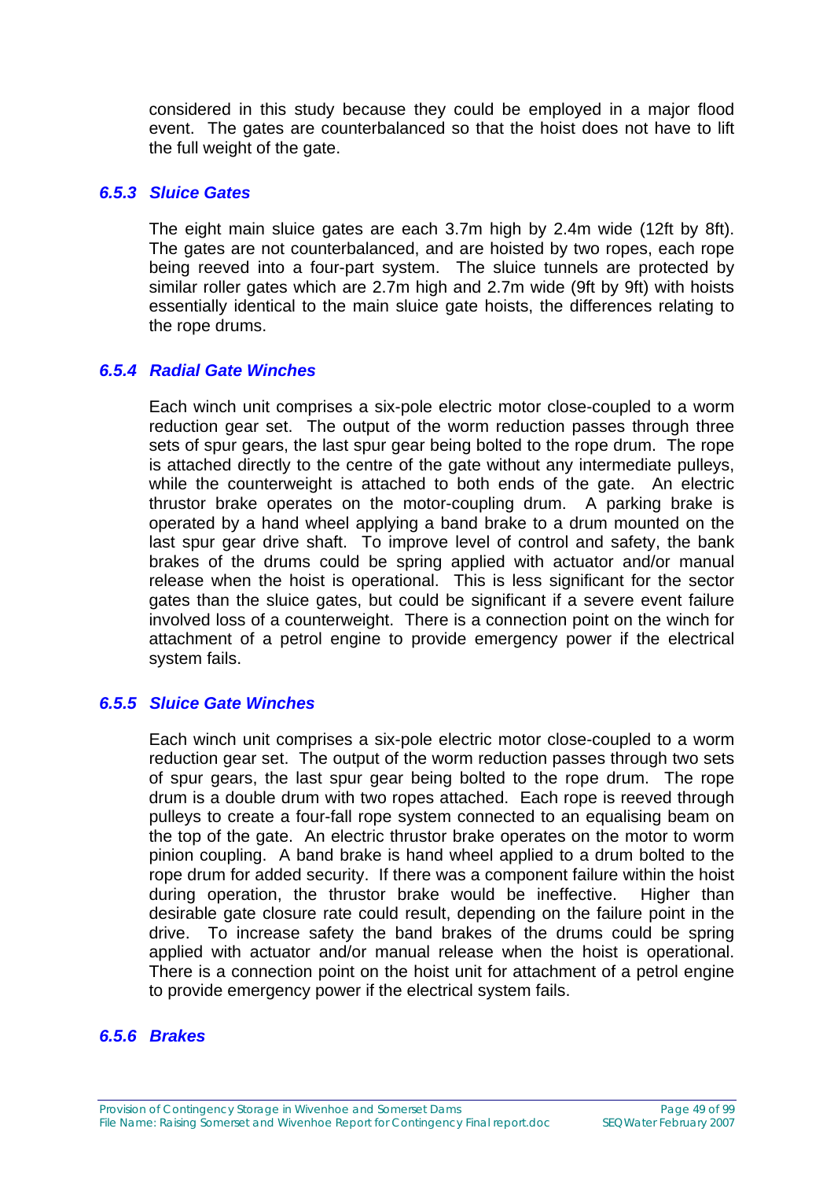considered in this study because they could be employed in a major flood event. The gates are counterbalanced so that the hoist does not have to lift the full weight of the gate.

### *6.5.3 Sluice Gates*

The eight main sluice gates are each 3.7m high by 2.4m wide (12ft by 8ft). The gates are not counterbalanced, and are hoisted by two ropes, each rope being reeved into a four-part system. The sluice tunnels are protected by similar roller gates which are 2.7m high and 2.7m wide (9ft by 9ft) with hoists essentially identical to the main sluice gate hoists, the differences relating to the rope drums.

### *6.5.4 Radial Gate Winches*

Each winch unit comprises a six-pole electric motor close-coupled to a worm reduction gear set. The output of the worm reduction passes through three sets of spur gears, the last spur gear being bolted to the rope drum. The rope is attached directly to the centre of the gate without any intermediate pulleys, while the counterweight is attached to both ends of the gate. An electric thrustor brake operates on the motor-coupling drum. A parking brake is operated by a hand wheel applying a band brake to a drum mounted on the last spur gear drive shaft. To improve level of control and safety, the bank brakes of the drums could be spring applied with actuator and/or manual release when the hoist is operational. This is less significant for the sector gates than the sluice gates, but could be significant if a severe event failure involved loss of a counterweight. There is a connection point on the winch for attachment of a petrol engine to provide emergency power if the electrical system fails.

### *6.5.5 Sluice Gate Winches*

Each winch unit comprises a six-pole electric motor close-coupled to a worm reduction gear set. The output of the worm reduction passes through two sets of spur gears, the last spur gear being bolted to the rope drum. The rope drum is a double drum with two ropes attached. Each rope is reeved through pulleys to create a four-fall rope system connected to an equalising beam on the top of the gate. An electric thrustor brake operates on the motor to worm pinion coupling. A band brake is hand wheel applied to a drum bolted to the rope drum for added security. If there was a component failure within the hoist during operation, the thrustor brake would be ineffective. Higher than desirable gate closure rate could result, depending on the failure point in the drive. To increase safety the band brakes of the drums could be spring applied with actuator and/or manual release when the hoist is operational. There is a connection point on the hoist unit for attachment of a petrol engine to provide emergency power if the electrical system fails.

### *6.5.6 Brakes*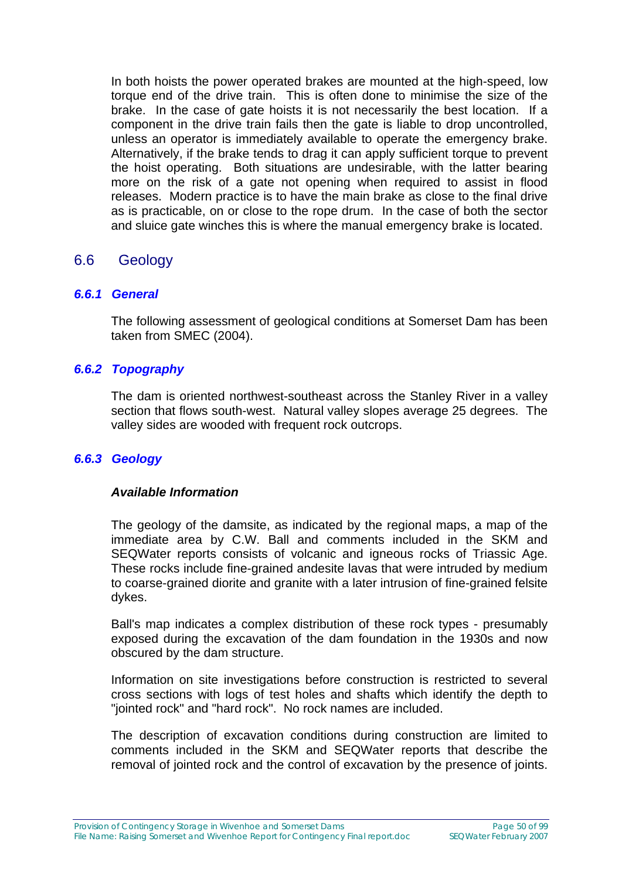In both hoists the power operated brakes are mounted at the high-speed, low torque end of the drive train. This is often done to minimise the size of the brake. In the case of gate hoists it is not necessarily the best location. If a component in the drive train fails then the gate is liable to drop uncontrolled, unless an operator is immediately available to operate the emergency brake. Alternatively, if the brake tends to drag it can apply sufficient torque to prevent the hoist operating. Both situations are undesirable, with the latter bearing more on the risk of a gate not opening when required to assist in flood releases. Modern practice is to have the main brake as close to the final drive as is practicable, on or close to the rope drum. In the case of both the sector and sluice gate winches this is where the manual emergency brake is located.

## 6.6 Geology

### *6.6.1 General*

The following assessment of geological conditions at Somerset Dam has been taken from SMEC (2004).

### *6.6.2 Topography*

The dam is oriented northwest-southeast across the Stanley River in a valley section that flows south-west. Natural valley slopes average 25 degrees. The valley sides are wooded with frequent rock outcrops.

### *6.6.3 Geology*

#### ***Available Information***

The geology of the damsite, as indicated by the regional maps, a map of the immediate area by C.W. Ball and comments included in the SKM and SEQWater reports consists of volcanic and igneous rocks of Triassic Age. These rocks include fine-grained andesite lavas that were intruded by medium to coarse-grained diorite and granite with a later intrusion of fine-grained felsite dykes.

Ball's map indicates a complex distribution of these rock types - presumably exposed during the excavation of the dam foundation in the 1930s and now obscured by the dam structure.

Information on site investigations before construction is restricted to several cross sections with logs of test holes and shafts which identify the depth to "jointed rock" and "hard rock". No rock names are included.

The description of excavation conditions during construction are limited to comments included in the SKM and SEQWater reports that describe the removal of jointed rock and the control of excavation by the presence of joints.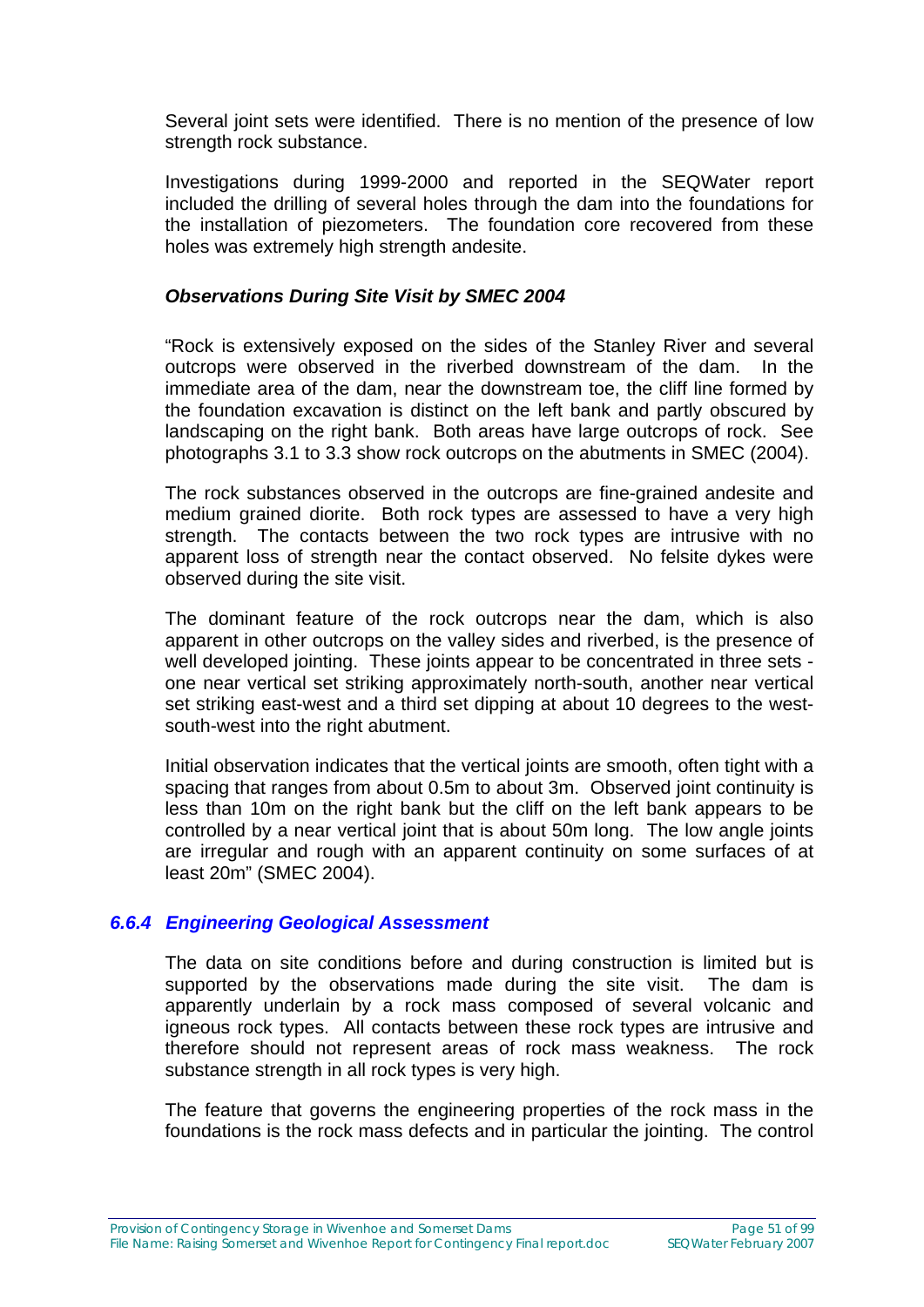Several joint sets were identified. There is no mention of the presence of low strength rock substance.

Investigations during 1999-2000 and reported in the SEQWater report included the drilling of several holes through the dam into the foundations for the installation of piezometers. The foundation core recovered from these holes was extremely high strength andesite.

***Observations During Site Visit by SMEC 2004***

"Rock is extensively exposed on the sides of the Stanley River and several outcrops were observed in the riverbed downstream of the dam. In the immediate area of the dam, near the downstream toe, the cliff line formed by the foundation excavation is distinct on the left bank and partly obscured by landscaping on the right bank. Both areas have large outcrops of rock. See photographs 3.1 to 3.3 show rock outcrops on the abutments in SMEC (2004).

The rock substances observed in the outcrops are fine-grained andesite and medium grained diorite. Both rock types are assessed to have a very high strength. The contacts between the two rock types are intrusive with no apparent loss of strength near the contact observed. No felsite dykes were observed during the site visit.

The dominant feature of the rock outcrops near the dam, which is also apparent in other outcrops on the valley sides and riverbed, is the presence of well developed jointing. These joints appear to be concentrated in three sets - one near vertical set striking approximately north-south, another near vertical set striking east-west and a third set dipping at about 10 degrees to the west-south-west into the right abutment.

Initial observation indicates that the vertical joints are smooth, often tight with a spacing that ranges from about 0.5m to about 3m. Observed joint continuity is less than 10m on the right bank but the cliff on the left bank appears to be controlled by a near vertical joint that is about 50m long. The low angle joints are irregular and rough with an apparent continuity on some surfaces of at least 20m" (SMEC 2004).

### *6.6.4 Engineering Geological Assessment*

The data on site conditions before and during construction is limited but is supported by the observations made during the site visit. The dam is apparently underlain by a rock mass composed of several volcanic and igneous rock types. All contacts between these rock types are intrusive and therefore should not represent areas of rock mass weakness. The rock substance strength in all rock types is very high.

The feature that governs the engineering properties of the rock mass in the foundations is the rock mass defects and in particular the jointing. The control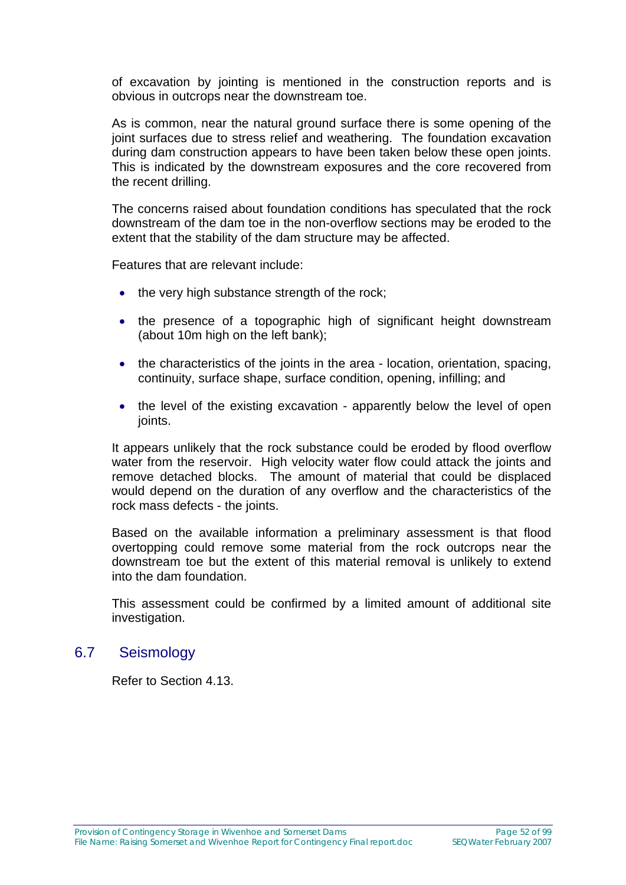of excavation by jointing is mentioned in the construction reports and is obvious in outcrops near the downstream toe.

As is common, near the natural ground surface there is some opening of the joint surfaces due to stress relief and weathering. The foundation excavation during dam construction appears to have been taken below these open joints. This is indicated by the downstream exposures and the core recovered from the recent drilling.

The concerns raised about foundation conditions has speculated that the rock downstream of the dam toe in the non-overflow sections may be eroded to the extent that the stability of the dam structure may be affected.

Features that are relevant include:

- the very high substance strength of the rock;
- the presence of a topographic high of significant height downstream (about 10m high on the left bank);
- the characteristics of the joints in the area - location, orientation, spacing, continuity, surface shape, surface condition, opening, infilling; and
- the level of the existing excavation - apparently below the level of open joints.

It appears unlikely that the rock substance could be eroded by flood overflow water from the reservoir. High velocity water flow could attack the joints and remove detached blocks. The amount of material that could be displaced would depend on the duration of any overflow and the characteristics of the rock mass defects - the joints.

Based on the available information a preliminary assessment is that flood overtopping could remove some material from the rock outcrops near the downstream toe but the extent of this material removal is unlikely to extend into the dam foundation.

This assessment could be confirmed by a limited amount of additional site investigation.

## 6.7 Seismology

Refer to Section 4.13.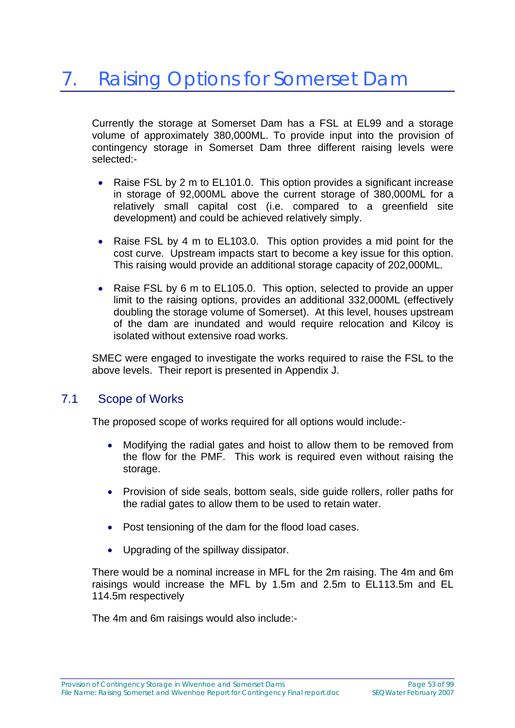# 7. Raising Options for Somerset Dam

Currently the storage at Somerset Dam has a FSL at EL99 and a storage volume of approximately 380,000ML. To provide input into the provision of contingency storage in Somerset Dam three different raising levels were selected:-

- Raise FSL by 2 m to EL101.0. This option provides a significant increase in storage of 92,000ML above the current storage of 380,000ML for a relatively small capital cost (i.e. compared to a greenfield site development) and could be achieved relatively simply.
- Raise FSL by 4 m to EL103.0. This option provides a mid point for the cost curve. Upstream impacts start to become a key issue for this option. This raising would provide an additional storage capacity of 202,000ML.
- Raise FSL by 6 m to EL105.0. This option, selected to provide an upper limit to the raising options, provides an additional 332,000ML (effectively doubling the storage volume of Somerset). At this level, houses upstream of the dam are inundated and would require relocation and Kilcoy is isolated without extensive road works.

SMEC were engaged to investigate the works required to raise the FSL to the above levels. Their report is presented in Appendix J.

## 7.1 Scope of Works

The proposed scope of works required for all options would include:-

- Modifying the radial gates and hoist to allow them to be removed from the flow for the PMF. This work is required even without raising the storage.
- Provision of side seals, bottom seals, side guide rollers, roller paths for the radial gates to allow them to be used to retain water.
- Post tensioning of the dam for the flood load cases.
- Upgrading of the spillway dissipator.

There would be a nominal increase in MFL for the 2m raising. The 4m and 6m raisings would increase the MFL by 1.5m and 2.5m to EL113.5m and EL 114.5m respectively

The 4m and 6m raisings would also include:-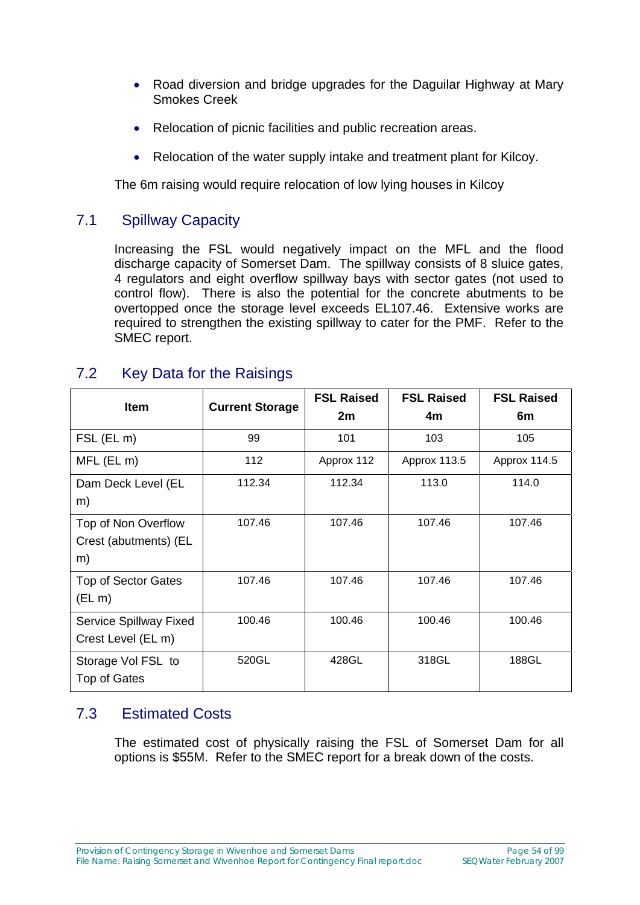- Road diversion and bridge upgrades for the Daguilar Highway at Mary Smokes Creek
- Relocation of picnic facilities and public recreation areas.
- Relocation of the water supply intake and treatment plant for Kilcoy.

The 6m raising would require relocation of low lying houses in Kilcoy

## 7.1 Spillway Capacity

Increasing the FSL would negatively impact on the MFL and the flood discharge capacity of Somerset Dam. The spillway consists of 8 sluice gates, 4 regulators and eight overflow spillway bays with sector gates (not used to control flow). There is also the potential for the concrete abutments to be overtopped once the storage level exceeds EL107.46. Extensive works are required to strengthen the existing spillway to cater for the PMF. Refer to the SMEC report.

## 7.2 Key Data for the Raisings

| Item | Current Storage | FSL Raised 2m | FSL Raised 4m | FSL Raised 6m |
|---|---|---|---|---|
| FSL (EL m) | 99 | 101 | 103 | 105 |
| MFL (EL m) | 112 | Approx 112 | Approx 113.5 | Approx 114.5 |
| Dam Deck Level (EL m) | 112.34 | 112.34 | 113.0 | 114.0 |
| Top of Non Overflow Crest (abutments) (EL m) | 107.46 | 107.46 | 107.46 | 107.46 |
| Top of Sector Gates (EL m) | 107.46 | 107.46 | 107.46 | 107.46 |
| Service Spillway Fixed Crest Level (EL m) | 100.46 | 100.46 | 100.46 | 100.46 |
| Storage Vol FSL to Top of Gates | 520GL | 428GL | 318GL | 188GL |

## 7.3 Estimated Costs

The estimated cost of physically raising the FSL of Somerset Dam for all options is $55M. Refer to the SMEC report for a break down of the costs.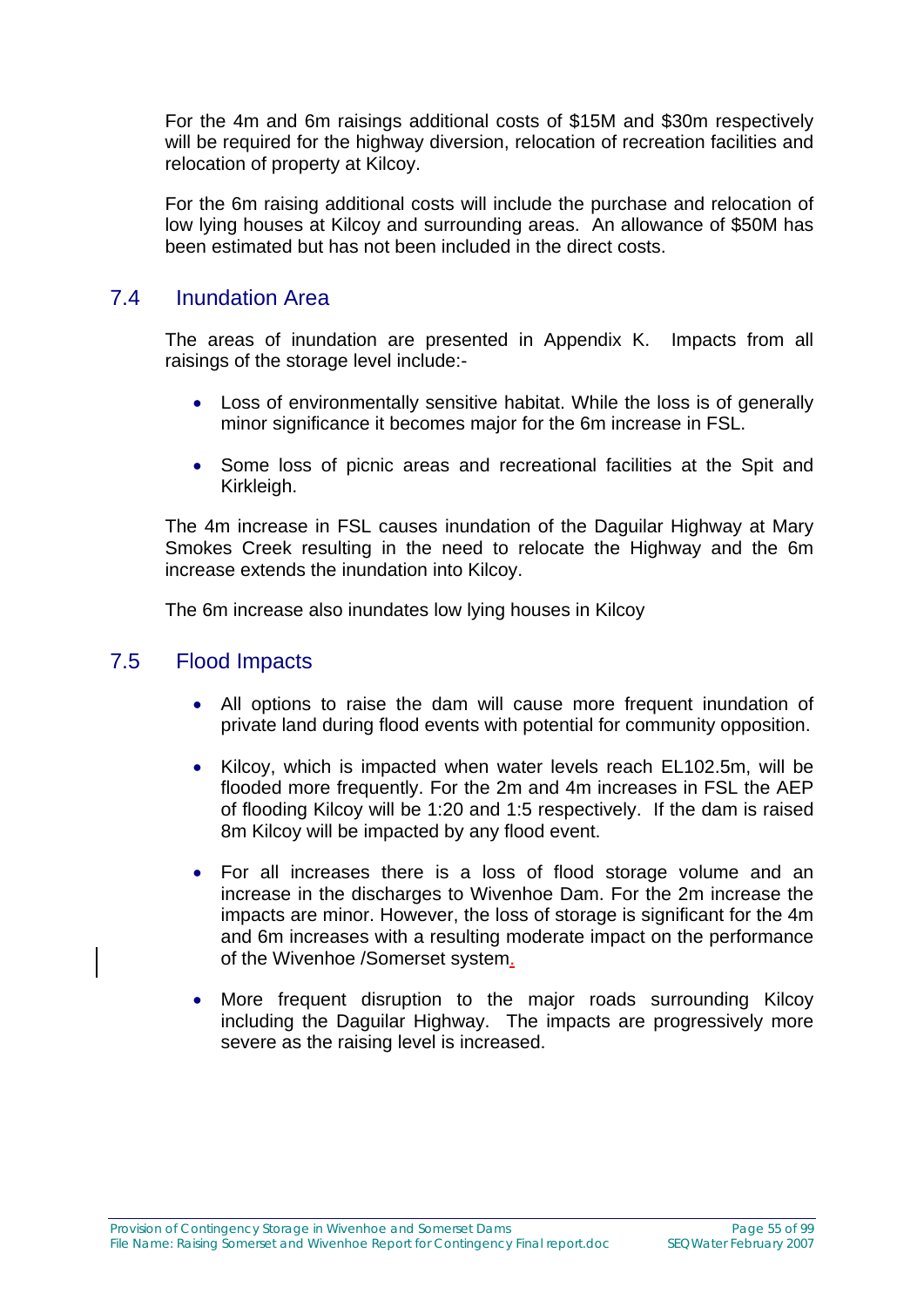For the 4m and 6m raisings additional costs of $15M and $30m respectively will be required for the highway diversion, relocation of recreation facilities and relocation of property at Kilcoy.

For the 6m raising additional costs will include the purchase and relocation of low lying houses at Kilcoy and surrounding areas. An allowance of $50M has been estimated but has not been included in the direct costs.

## 7.4 Inundation Area

The areas of inundation are presented in Appendix K. Impacts from all raisings of the storage level include:-

- Loss of environmentally sensitive habitat. While the loss is of generally minor significance it becomes major for the 6m increase in FSL.
- Some loss of picnic areas and recreational facilities at the Spit and Kirkleigh.

The 4m increase in FSL causes inundation of the Daguilar Highway at Mary Smokes Creek resulting in the need to relocate the Highway and the 6m increase extends the inundation into Kilcoy.

The 6m increase also inundates low lying houses in Kilcoy

## 7.5 Flood Impacts

- All options to raise the dam will cause more frequent inundation of private land during flood events with potential for community opposition.
- Kilcoy, which is impacted when water levels reach EL102.5m, will be flooded more frequently. For the 2m and 4m increases in FSL the AEP of flooding Kilcoy will be 1:20 and 1:5 respectively. If the dam is raised 8m Kilcoy will be impacted by any flood event.
- For all increases there is a loss of flood storage volume and an increase in the discharges to Wivenhoe Dam. For the 2m increase the impacts are minor. However, the loss of storage is significant for the 4m and 6m increases with a resulting moderate impact on the performance of the Wivenhoe /Somerset system.
- More frequent disruption to the major roads surrounding Kilcoy including the Daguilar Highway. The impacts are progressively more severe as the raising level is increased.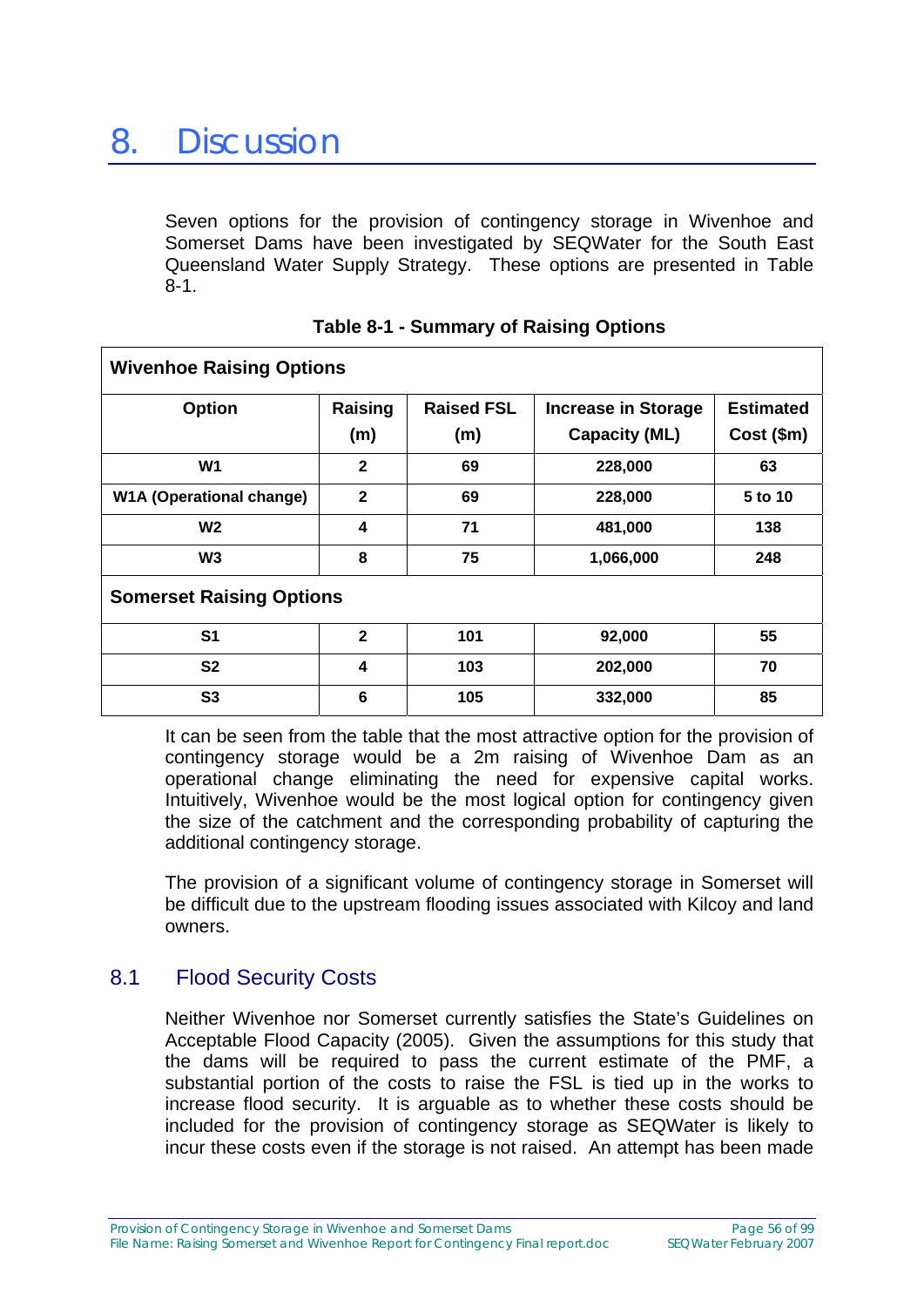# 8. Discussion

Seven options for the provision of contingency storage in Wivenhoe and Somerset Dams have been investigated by SEQWater for the South East Queensland Water Supply Strategy. These options are presented in Table 8-1.

**Table 8-1 - Summary of Raising Options**

| **Wivenhoe Raising Options** | | | | |
|---|---|---|---|---|
| **Option** | **Raising (m)** | **Raised FSL (m)** | **Increase in Storage Capacity (ML)** | **Estimated Cost ($m)** |
| **W1** | **2** | **69** | **228,000** | **63** |
| **W1A (Operational change)** | **2** | **69** | **228,000** | **5 to 10** |
| **W2** | **4** | **71** | **481,000** | **138** |
| **W3** | **8** | **75** | **1,066,000** | **248** |
| **Somerset Raising Options** | | | | |
| **S1** | **2** | **101** | **92,000** | **55** |
| **S2** | **4** | **103** | **202,000** | **70** |
| **S3** | **6** | **105** | **332,000** | **85** |

It can be seen from the table that the most attractive option for the provision of contingency storage would be a 2m raising of Wivenhoe Dam as an operational change eliminating the need for expensive capital works. Intuitively, Wivenhoe would be the most logical option for contingency given the size of the catchment and the corresponding probability of capturing the additional contingency storage.

The provision of a significant volume of contingency storage in Somerset will be difficult due to the upstream flooding issues associated with Kilcoy and land owners.

## 8.1 Flood Security Costs

Neither Wivenhoe nor Somerset currently satisfies the State's Guidelines on Acceptable Flood Capacity (2005). Given the assumptions for this study that the dams will be required to pass the current estimate of the PMF, a substantial portion of the costs to raise the FSL is tied up in the works to increase flood security. It is arguable as to whether these costs should be included for the provision of contingency storage as SEQWater is likely to incur these costs even if the storage is not raised. An attempt has been made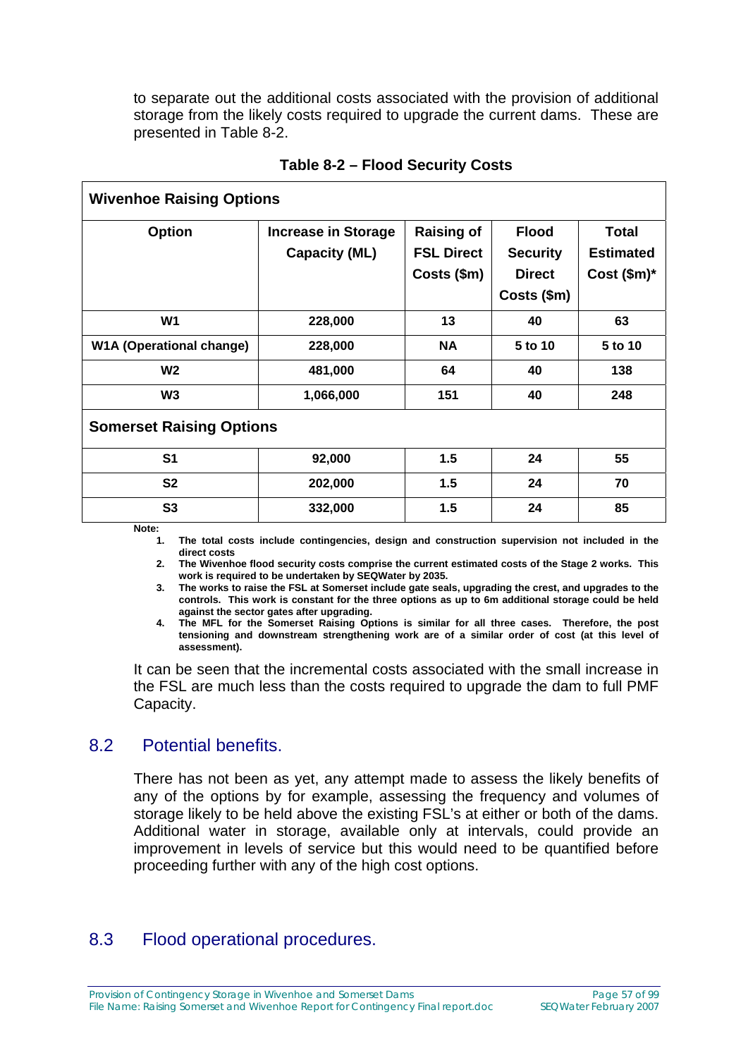to separate out the additional costs associated with the provision of additional storage from the likely costs required to upgrade the current dams. These are presented in Table 8-2.

**Table 8-2 – Flood Security Costs**

| Option | Increase in Storage Capacity (ML) | Raising of FSL Direct Costs ($m) | Flood Security Direct Costs ($m) | Total Estimated Cost ($m)* |
|---|---|---|---|---|
| **Wivenhoe Raising Options** | | | | |
| W1 | 228,000 | 13 | 40 | 63 |
| W1A (Operational change) | 228,000 | NA | 5 to 10 | 5 to 10 |
| W2 | 481,000 | 64 | 40 | 138 |
| W3 | 1,066,000 | 151 | 40 | 248 |
| **Somerset Raising Options** | | | | |
| S1 | 92,000 | 1.5 | 24 | 55 |
| S2 | 202,000 | 1.5 | 24 | 70 |
| S3 | 332,000 | 1.5 | 24 | 85 |

**Note:**

1. **The total costs include contingencies, design and construction supervision not included in the direct costs**
2. **The Wivenhoe flood security costs comprise the current estimated costs of the Stage 2 works. This work is required to be undertaken by SEQWater by 2035.**
3. **The works to raise the FSL at Somerset include gate seals, upgrading the crest, and upgrades to the controls. This work is constant for the three options as up to 6m additional storage could be held against the sector gates after upgrading.**
4. **The MFL for the Somerset Raising Options is similar for all three cases. Therefore, the post tensioning and downstream strengthening work are of a similar order of cost (at this level of assessment).**

It can be seen that the incremental costs associated with the small increase in the FSL are much less than the costs required to upgrade the dam to full PMF Capacity.

## 8.2 Potential benefits.

There has not been as yet, any attempt made to assess the likely benefits of any of the options by for example, assessing the frequency and volumes of storage likely to be held above the existing FSL's at either or both of the dams. Additional water in storage, available only at intervals, could provide an improvement in levels of service but this would need to be quantified before proceeding further with any of the high cost options.

## 8.3 Flood operational procedures.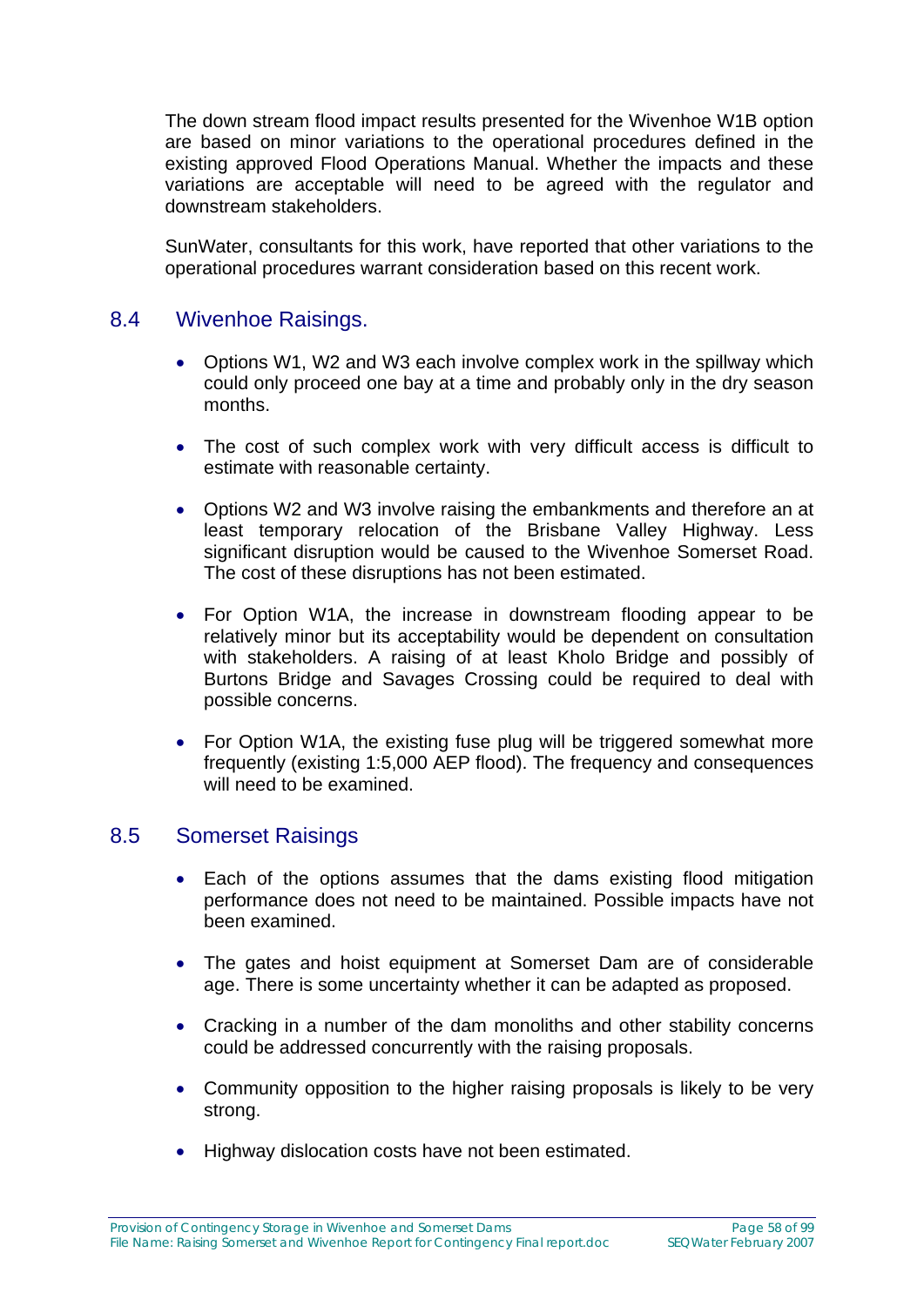The down stream flood impact results presented for the Wivenhoe W1B option are based on minor variations to the operational procedures defined in the existing approved Flood Operations Manual. Whether the impacts and these variations are acceptable will need to be agreed with the regulator and downstream stakeholders.

SunWater, consultants for this work, have reported that other variations to the operational procedures warrant consideration based on this recent work.

## 8.4 Wivenhoe Raisings.

- Options W1, W2 and W3 each involve complex work in the spillway which could only proceed one bay at a time and probably only in the dry season months.

- The cost of such complex work with very difficult access is difficult to estimate with reasonable certainty.

- Options W2 and W3 involve raising the embankments and therefore an at least temporary relocation of the Brisbane Valley Highway. Less significant disruption would be caused to the Wivenhoe Somerset Road. The cost of these disruptions has not been estimated.

- For Option W1A, the increase in downstream flooding appear to be relatively minor but its acceptability would be dependent on consultation with stakeholders. A raising of at least Kholo Bridge and possibly of Burtons Bridge and Savages Crossing could be required to deal with possible concerns.

- For Option W1A, the existing fuse plug will be triggered somewhat more frequently (existing 1:5,000 AEP flood). The frequency and consequences will need to be examined.

## 8.5 Somerset Raisings

- Each of the options assumes that the dams existing flood mitigation performance does not need to be maintained. Possible impacts have not been examined.

- The gates and hoist equipment at Somerset Dam are of considerable age. There is some uncertainty whether it can be adapted as proposed.

- Cracking in a number of the dam monoliths and other stability concerns could be addressed concurrently with the raising proposals.

- Community opposition to the higher raising proposals is likely to be very strong.

- Highway dislocation costs have not been estimated.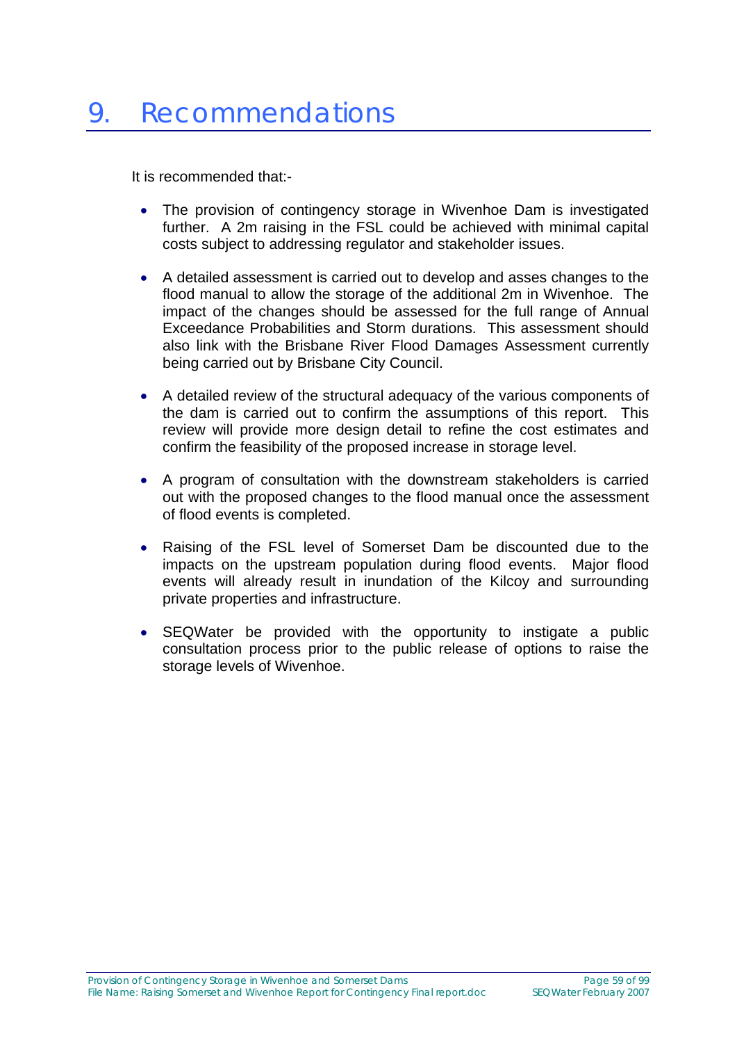# 9. Recommendations

It is recommended that:-

- The provision of contingency storage in Wivenhoe Dam is investigated further. A 2m raising in the FSL could be achieved with minimal capital costs subject to addressing regulator and stakeholder issues.

- A detailed assessment is carried out to develop and asses changes to the flood manual to allow the storage of the additional 2m in Wivenhoe. The impact of the changes should be assessed for the full range of Annual Exceedance Probabilities and Storm durations. This assessment should also link with the Brisbane River Flood Damages Assessment currently being carried out by Brisbane City Council.

- A detailed review of the structural adequacy of the various components of the dam is carried out to confirm the assumptions of this report. This review will provide more design detail to refine the cost estimates and confirm the feasibility of the proposed increase in storage level.

- A program of consultation with the downstream stakeholders is carried out with the proposed changes to the flood manual once the assessment of flood events is completed.

- Raising of the FSL level of Somerset Dam be discounted due to the impacts on the upstream population during flood events. Major flood events will already result in inundation of the Kilcoy and surrounding private properties and infrastructure.

- SEQWater be provided with the opportunity to instigate a public consultation process prior to the public release of options to raise the storage levels of Wivenhoe.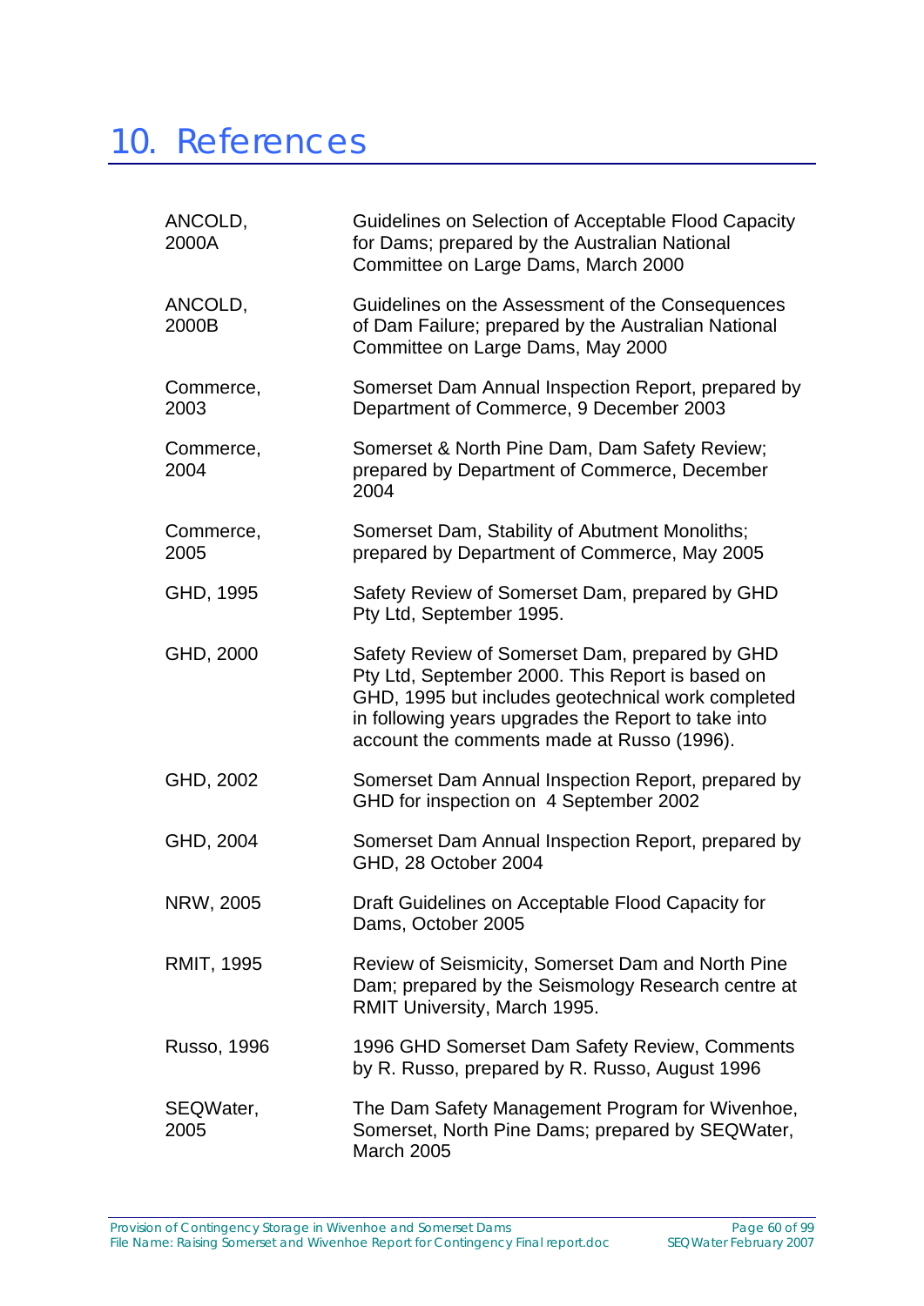# 10. References

| | |
|---|---|
| ANCOLD, 2000A | Guidelines on Selection of Acceptable Flood Capacity for Dams; prepared by the Australian National Committee on Large Dams, March 2000 |
| ANCOLD, 2000B | Guidelines on the Assessment of the Consequences of Dam Failure; prepared by the Australian National Committee on Large Dams, May 2000 |
| Commerce, 2003 | Somerset Dam Annual Inspection Report, prepared by Department of Commerce, 9 December 2003 |
| Commerce, 2004 | Somerset & North Pine Dam, Dam Safety Review; prepared by Department of Commerce, December 2004 |
| Commerce, 2005 | Somerset Dam, Stability of Abutment Monoliths; prepared by Department of Commerce, May 2005 |
| GHD, 1995 | Safety Review of Somerset Dam, prepared by GHD Pty Ltd, September 1995. |
| GHD, 2000 | Safety Review of Somerset Dam, prepared by GHD Pty Ltd, September 2000. This Report is based on GHD, 1995 but includes geotechnical work completed in following years upgrades the Report to take into account the comments made at Russo (1996). |
| GHD, 2002 | Somerset Dam Annual Inspection Report, prepared by GHD for inspection on 4 September 2002 |
| GHD, 2004 | Somerset Dam Annual Inspection Report, prepared by GHD, 28 October 2004 |
| NRW, 2005 | Draft Guidelines on Acceptable Flood Capacity for Dams, October 2005 |
| RMIT, 1995 | Review of Seismicity, Somerset Dam and North Pine Dam; prepared by the Seismology Research centre at RMIT University, March 1995. |
| Russo, 1996 | 1996 GHD Somerset Dam Safety Review, Comments by R. Russo, prepared by R. Russo, August 1996 |
| SEQWater, 2005 | The Dam Safety Management Program for Wivenhoe, Somerset, North Pine Dams; prepared by SEQWater, March 2005 |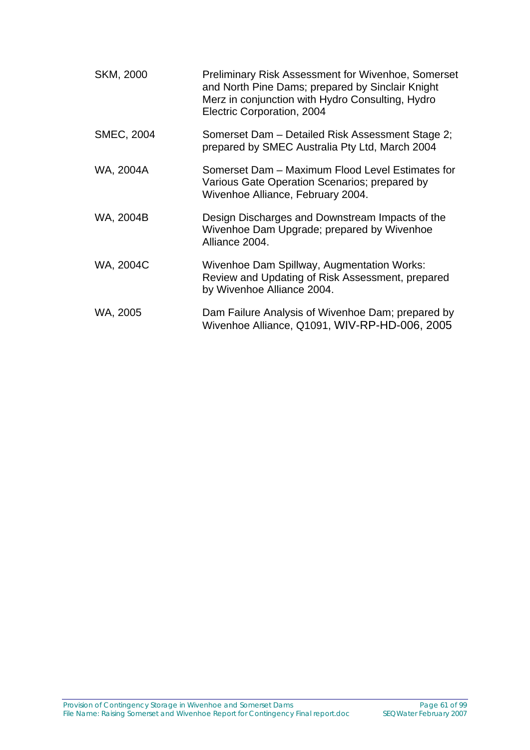| | |
|---|---|
| SKM, 2000 | Preliminary Risk Assessment for Wivenhoe, Somerset and North Pine Dams; prepared by Sinclair Knight Merz in conjunction with Hydro Consulting, Hydro Electric Corporation, 2004 |
| SMEC, 2004 | Somerset Dam – Detailed Risk Assessment Stage 2; prepared by SMEC Australia Pty Ltd, March 2004 |
| WA, 2004A | Somerset Dam – Maximum Flood Level Estimates for Various Gate Operation Scenarios; prepared by Wivenhoe Alliance, February 2004. |
| WA, 2004B | Design Discharges and Downstream Impacts of the Wivenhoe Dam Upgrade; prepared by Wivenhoe Alliance 2004. |
| WA, 2004C | Wivenhoe Dam Spillway, Augmentation Works: Review and Updating of Risk Assessment, prepared by Wivenhoe Alliance 2004. |
| WA, 2005 | Dam Failure Analysis of Wivenhoe Dam; prepared by Wivenhoe Alliance, Q1091, WIV-RP-HD-006, 2005 |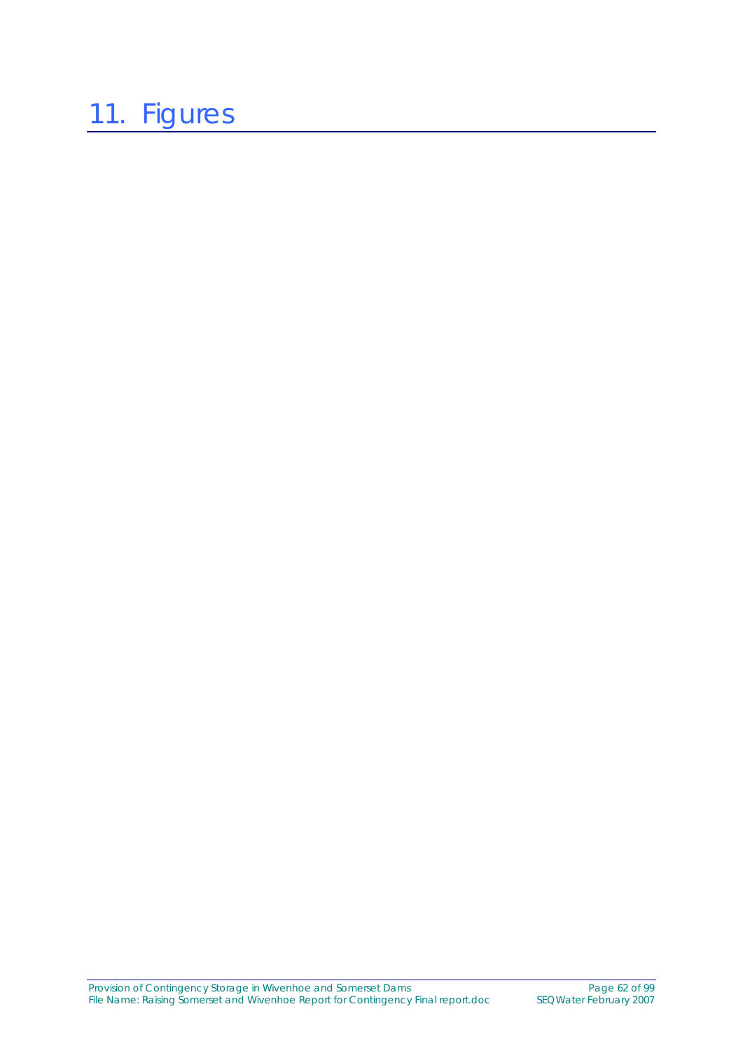# 11. Figures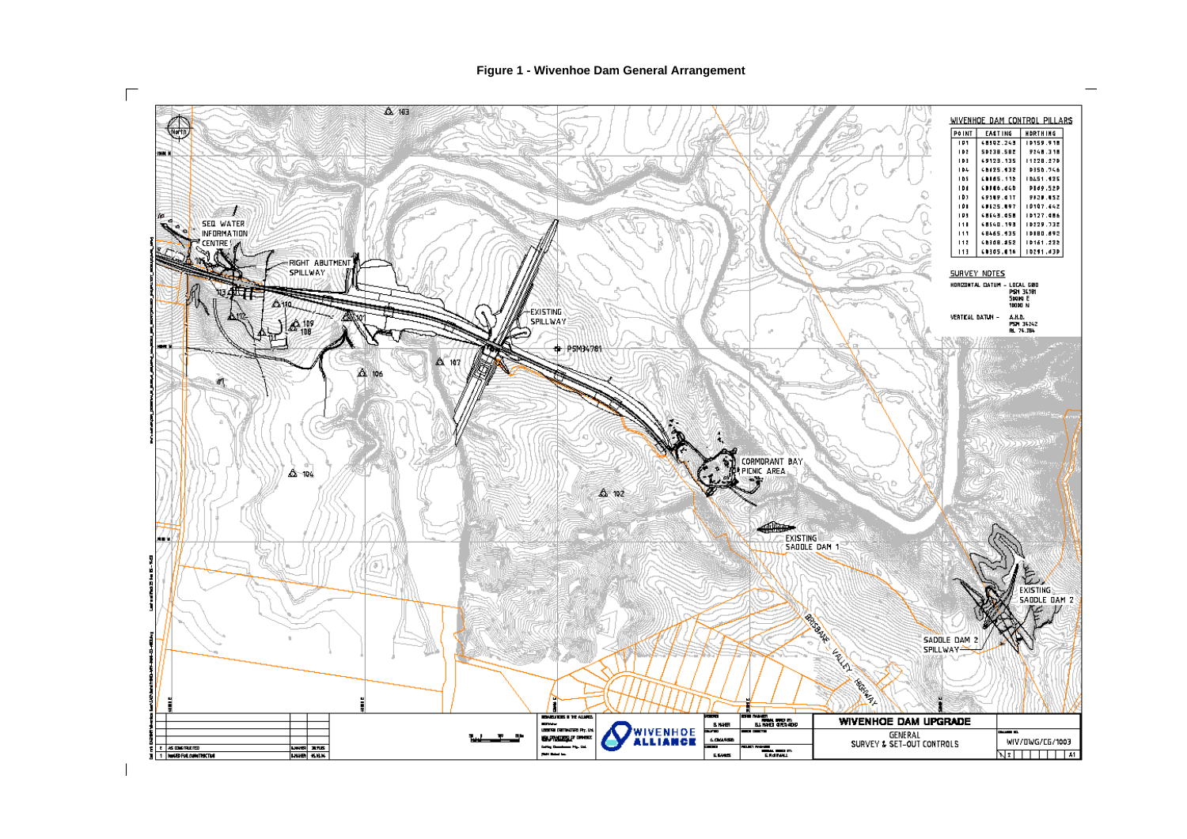# Figure 1 - Wivenhoe Dam General Arrangement

## WIVENHOE DAM CONTROL PILLARS

| POINT | EASTING | NORTHING |
|---|---|---|
| 101 | 48592.243 | 10159.918 |
| 102 | 50238.582 | 9248.318 |
| 103 | 49123.135 | 11228.270 |
| 104 | 48625.932 | 9350.746 |
| 105 | 48805.118 | 10451.925 |
| 106 | 48846.640 | 9849.529 |
| 107 | 49389.417 | 9920.852 |
| 108 | 48625.897 | 10107.442 |
| 109 | 48649.058 | 10127.486 |
| 110 | 48540.193 | 10229.732 |
| 111 | 48465.935 | 10080.892 |
| 112 | 48308.852 | 10161.223 |
| 113 | 48305.616 | 10291.439 |

## SURVEY NOTES

HORIZONTAL DATUM - LOCAL GRID PSM 34781 50000 E 10000 N

VERTICAL DATUM - A.H.D. PSM 34242 RL 76.384

SEQ WATER INFORMATION CENTRE

RIGHT ABUTMENT SPILLWAY

EXISTING SPILLWAY

PSM34781

CORMORANT BAY PICNIC AREA

EXISTING SADDLE DAM 1

EXISTING SADDLE DAM 2

SADDLE DAM 2 SPILLWAY

BRISBANE VALLEY HIGHWAY

| | | | |
|---|---|---|---|
| 2 | AS CONSTRUCTED | B.NAHER | 28.11.05 |
| 1 | ISSUED FOR CONSTRUCTION | B.NAHER | 15.10.04 |

WIVENHOE ALLIANCE

WIVENHOE DAM UPGRADE

GENERAL SURVEY & SET-OUT CONTROLS

WIV/DWG/CG/1003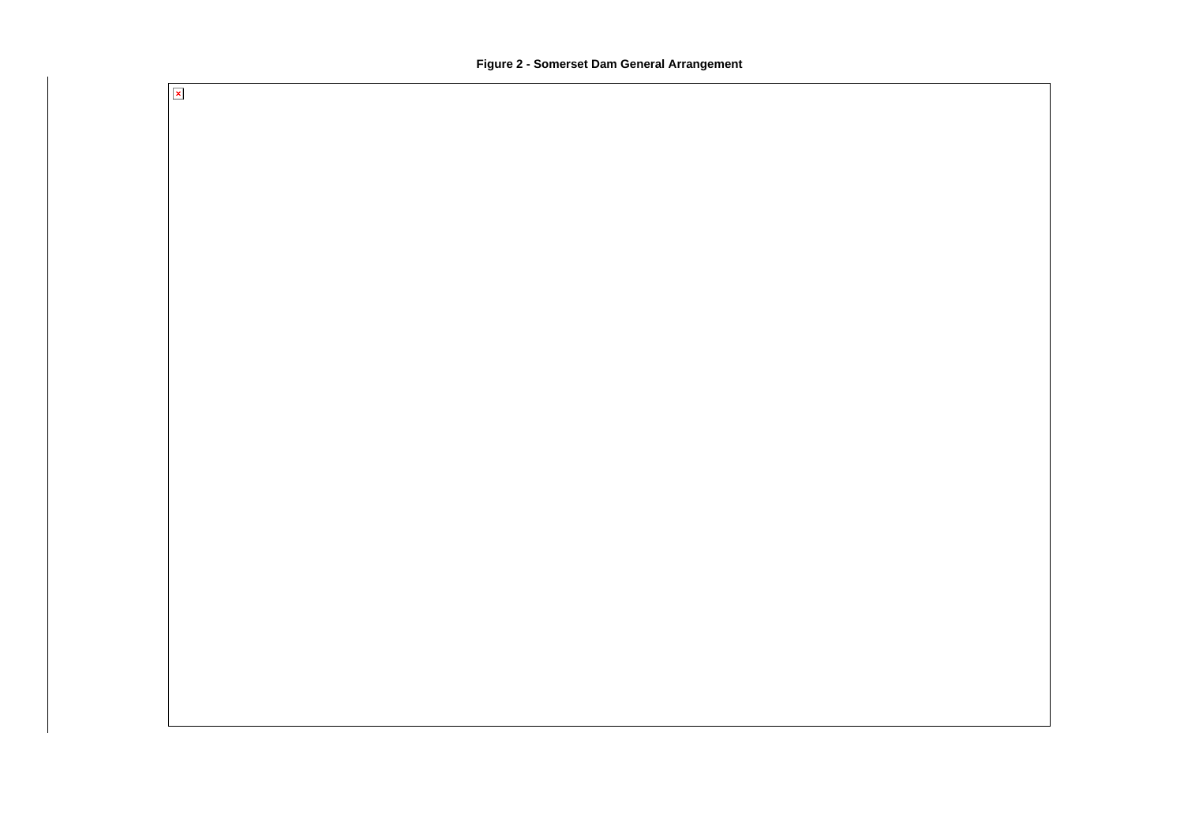**Figure 2 - Somerset Dam General Arrangement**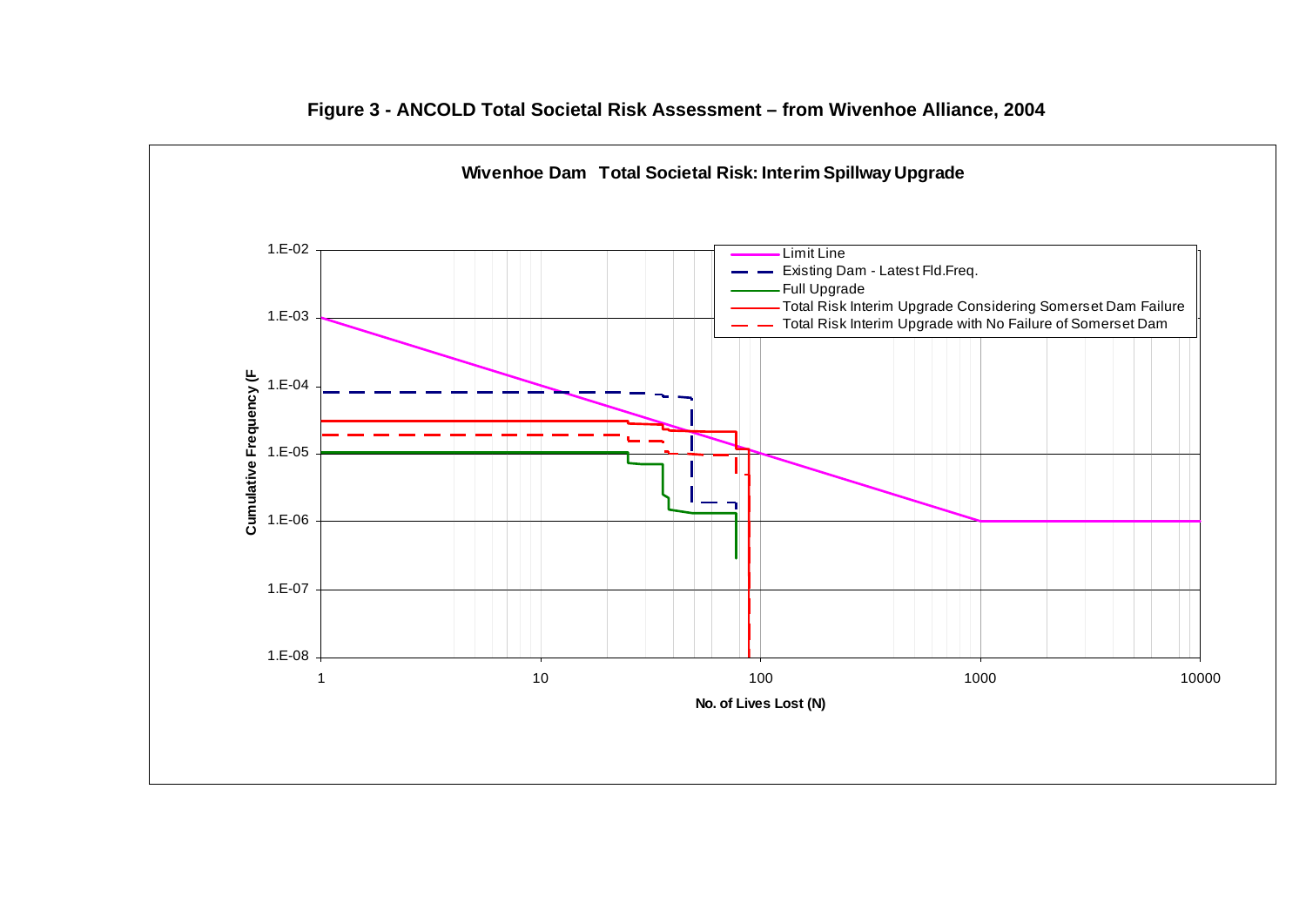**Figure 3 - ANCOLD Total Societal Risk Assessment – from Wivenhoe Alliance, 2004**

**Wivenhoe Dam Total Societal Risk: Interim Spillway Upgrade**

Legend:
- Limit Line
- Existing Dam - Latest Fld.Freq.
- Full Upgrade
- Total Risk Interim Upgrade Considering Somerset Dam Failure
- Total Risk Interim Upgrade with No Failure of Somerset Dam

Y-axis: Cumulative Frequency (F — 1.E-02, 1.E-03, 1.E-04, 1.E-05, 1.E-06, 1.E-07, 1.E-08

X-axis: No. of Lives Lost (N) — 1, 10, 100, 1000, 10000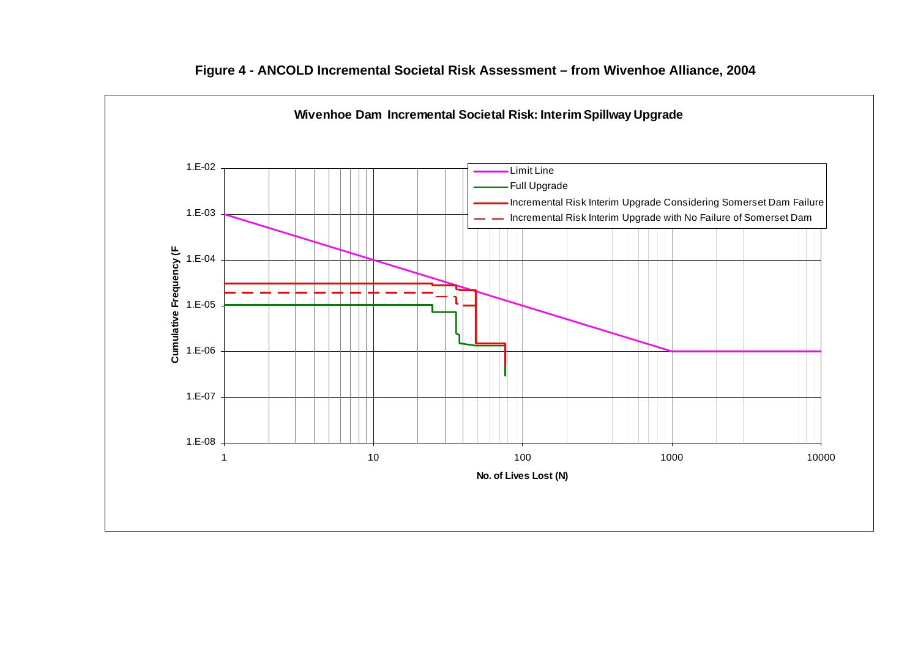**Figure 4 - ANCOLD Incremental Societal Risk Assessment – from Wivenhoe Alliance, 2004**

Wivenhoe Dam Incremental Societal Risk: Interim Spillway Upgrade

Legend:
- Limit Line
- Full Upgrade
- Incremental Risk Interim Upgrade Considering Somerset Dam Failure
- Incremental Risk Interim Upgrade with No Failure of Somerset Dam

Cumulative Frequency (F

No. of Lives Lost (N)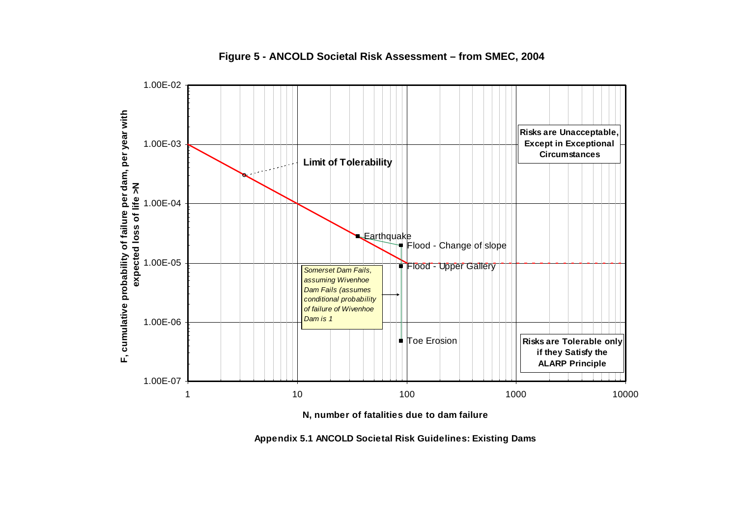**Figure 5 - ANCOLD Societal Risk Assessment – from SMEC, 2004**

F, cumulative probability of failure per dam, per year with expected loss of life >N

N, number of fatalities due to dam failure

Limit of Tolerability

Risks are Unacceptable, Except in Exceptional Circumstances

Risks are Tolerable only if they Satisfy the ALARP Principle

Earthquake

Flood - Change of slope

Flood - Upper Gallery

Toe Erosion

*Somerset Dam Fails, assuming Wivenhoe Dam Fails (assumes conditional probability of failure of Wivenhoe Dam is 1*

**Appendix 5.1 ANCOLD Societal Risk Guidelines: Existing Dams**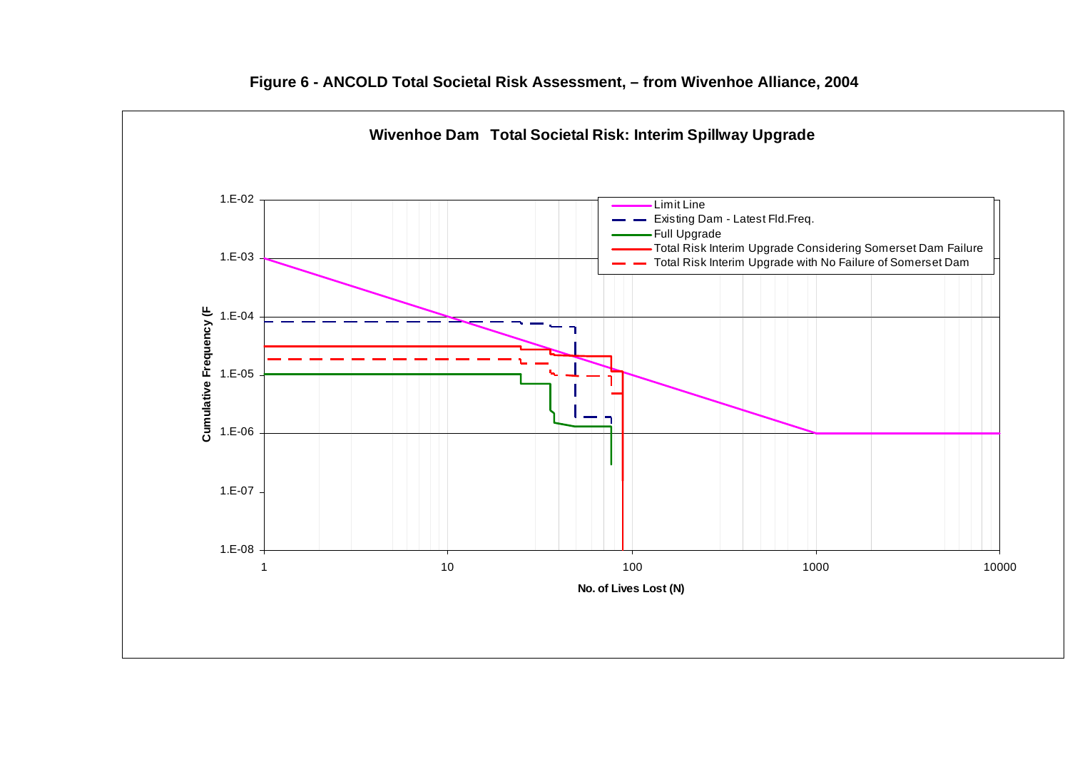**Figure 6 - ANCOLD Total Societal Risk Assessment, – from Wivenhoe Alliance, 2004**

**Wivenhoe Dam Total Societal Risk: Interim Spillway Upgrade**

Legend:
- Limit Line
- Existing Dam - Latest Fld.Freq.
- Full Upgrade
- Total Risk Interim Upgrade Considering Somerset Dam Failure
- Total Risk Interim Upgrade with No Failure of Somerset Dam

Y-axis: Cumulative Frequency (F (1.E-08 to 1.E-02)

X-axis: No. of Lives Lost (N) (1 to 10000)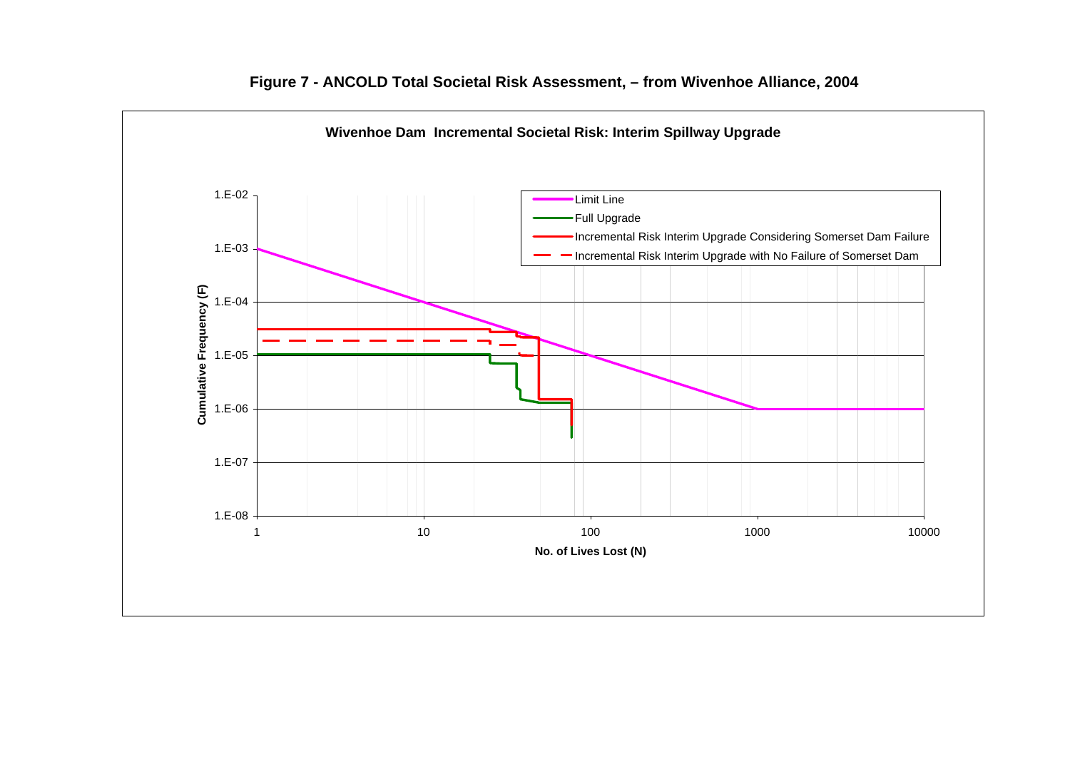**Figure 7 - ANCOLD Total Societal Risk Assessment, – from Wivenhoe Alliance, 2004**

**Wivenhoe Dam Incremental Societal Risk: Interim Spillway Upgrade**

Legend:
- Limit Line
- Full Upgrade
- Incremental Risk Interim Upgrade Considering Somerset Dam Failure
- Incremental Risk Interim Upgrade with No Failure of Somerset Dam

Y-axis: Cumulative Frequency (F) — 1.E-08, 1.E-07, 1.E-06, 1.E-05, 1.E-04, 1.E-03, 1.E-02

X-axis: No. of Lives Lost (N) — 1, 10, 100, 1000, 10000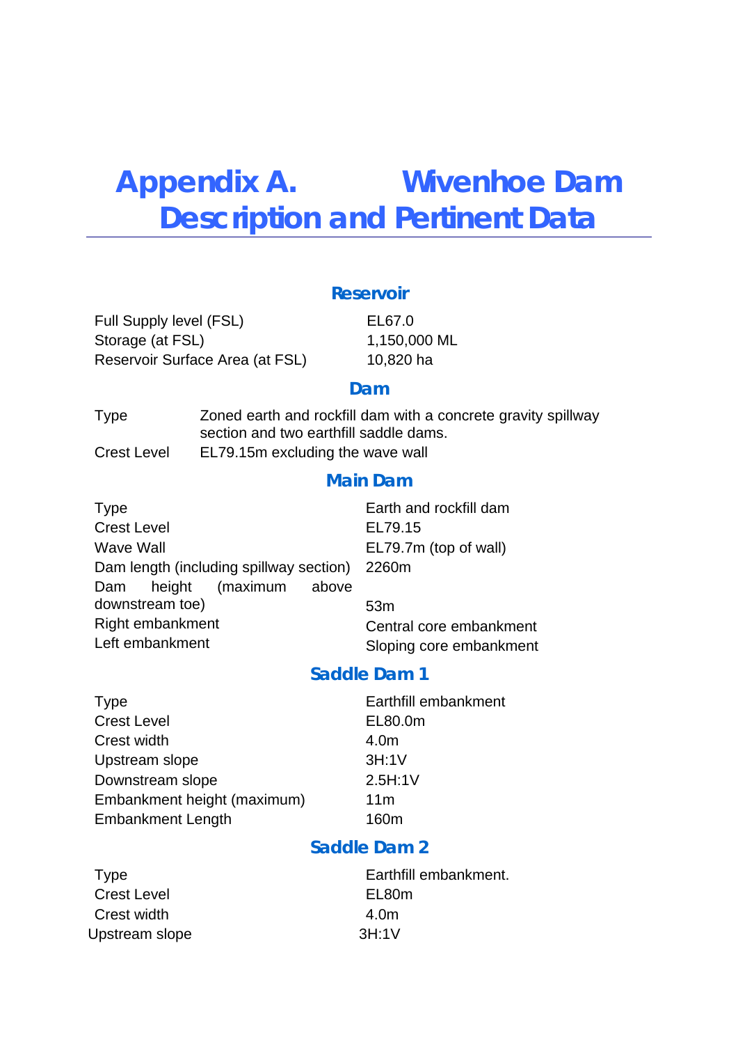# Appendix A. Wivenhoe Dam Description and Pertinent Data

### Reservoir

| | |
|---|---|
| Full Supply level (FSL) | EL67.0 |
| Storage (at FSL) | 1,150,000 ML |
| Reservoir Surface Area (at FSL) | 10,820 ha |

### Dam

| | |
|---|---|
| Type | Zoned earth and rockfill dam with a concrete gravity spillway section and two earthfill saddle dams. |
| Crest Level | EL79.15m excluding the wave wall |

### Main Dam

| | |
|---|---|
| Type | Earth and rockfill dam |
| Crest Level | EL79.15 |
| Wave Wall | EL79.7m (top of wall) |
| Dam length (including spillway section) | 2260m |
| Dam height (maximum above downstream toe) | 53m |
| Right embankment | Central core embankment |
| Left embankment | Sloping core embankment |

### Saddle Dam 1

| | |
|---|---|
| Type | Earthfill embankment |
| Crest Level | EL80.0m |
| Crest width | 4.0m |
| Upstream slope | 3H:1V |
| Downstream slope | 2.5H:1V |
| Embankment height (maximum) | 11m |
| Embankment Length | 160m |

### Saddle Dam 2

| | |
|---|---|
| Type | Earthfill embankment. |
| Crest Level | EL80m |
| Crest width | 4.0m |
| Upstream slope | 3H:1V |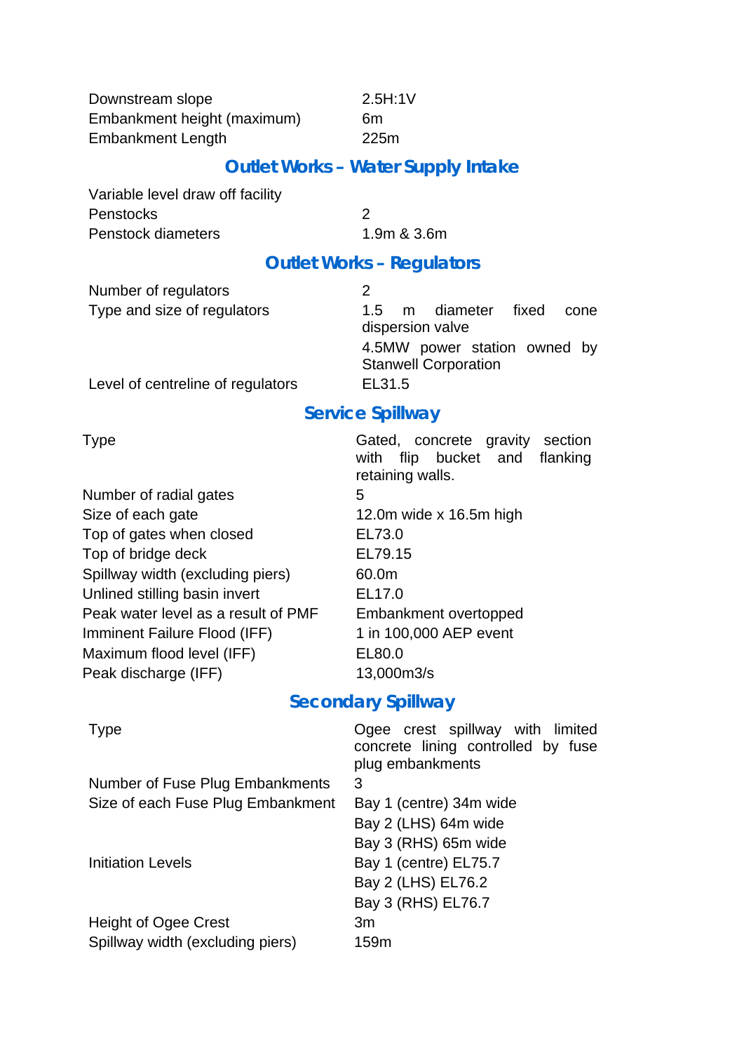| | |
|---|---|
| Downstream slope | 2.5H:1V |
| Embankment height (maximum) | 6m |
| Embankment Length | 225m |

## Outlet Works – Water Supply Intake

| | |
|---|---|
| Variable level draw off facility | |
| Penstocks | 2 |
| Penstock diameters | 1.9m & 3.6m |

## Outlet Works – Regulators

| | |
|---|---|
| Number of regulators | 2 |
| Type and size of regulators | 1.5 m diameter fixed cone dispersion valve<br>4.5MW power station owned by Stanwell Corporation |
| Level of centreline of regulators | EL31.5 |

## Service Spillway

| | |
|---|---|
| Type | Gated, concrete gravity section with flip bucket and flanking retaining walls. |
| Number of radial gates | 5 |
| Size of each gate | 12.0m wide x 16.5m high |
| Top of gates when closed | EL73.0 |
| Top of bridge deck | EL79.15 |
| Spillway width (excluding piers) | 60.0m |
| Unlined stilling basin invert | EL17.0 |
| Peak water level as a result of PMF | Embankment overtopped |
| Imminent Failure Flood (IFF) | 1 in 100,000 AEP event |
| Maximum flood level (IFF) | EL80.0 |
| Peak discharge (IFF) | 13,000m3/s |

## Secondary Spillway

| | |
|---|---|
| Type | Ogee crest spillway with limited concrete lining controlled by fuse plug embankments |
| Number of Fuse Plug Embankments | 3 |
| Size of each Fuse Plug Embankment | Bay 1 (centre) 34m wide<br>Bay 2 (LHS) 64m wide<br>Bay 3 (RHS) 65m wide |
| Initiation Levels | Bay 1 (centre) EL75.7<br>Bay 2 (LHS) EL76.2<br>Bay 3 (RHS) EL76.7 |
| Height of Ogee Crest | 3m |
| Spillway width (excluding piers) | 159m |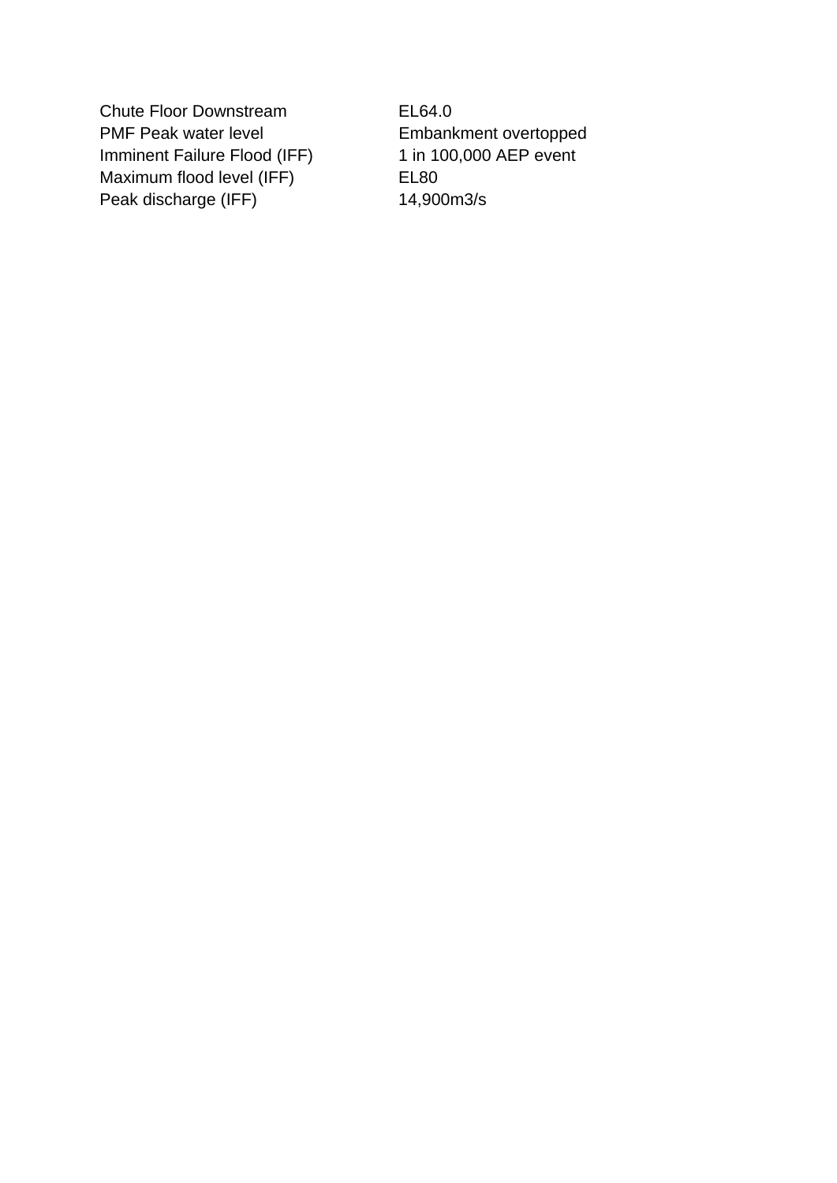| | |
|---|---|
| Chute Floor Downstream | EL64.0 |
| PMF Peak water level | Embankment overtopped |
| Imminent Failure Flood (IFF) | 1 in 100,000 AEP event |
| Maximum flood level (IFF) | EL80 |
| Peak discharge (IFF) | 14,900m3/s |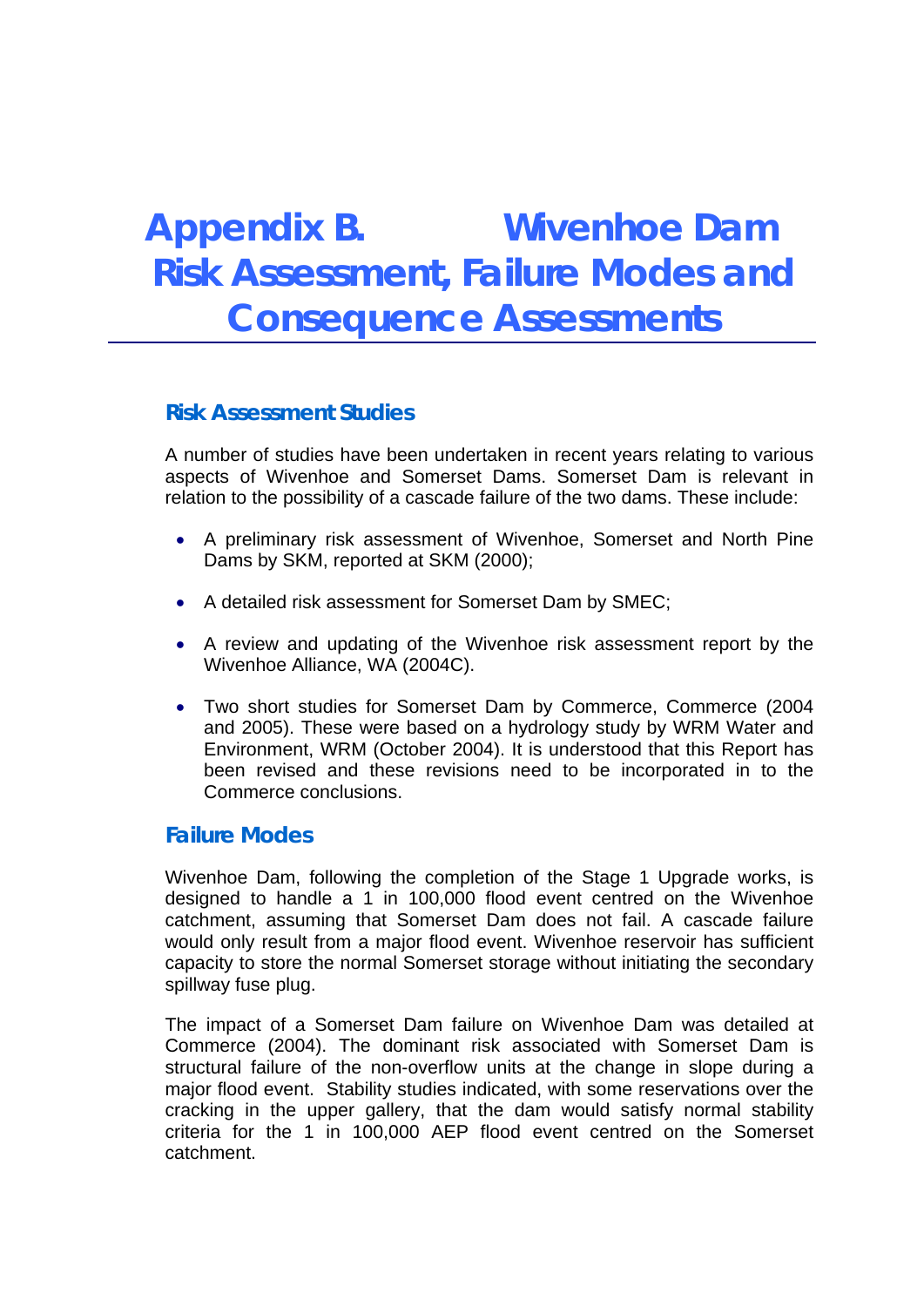# Appendix B. Wivenhoe Dam Risk Assessment, Failure Modes and Consequence Assessments

## Risk Assessment Studies

A number of studies have been undertaken in recent years relating to various aspects of Wivenhoe and Somerset Dams. Somerset Dam is relevant in relation to the possibility of a cascade failure of the two dams. These include:

- A preliminary risk assessment of Wivenhoe, Somerset and North Pine Dams by SKM, reported at SKM (2000);
- A detailed risk assessment for Somerset Dam by SMEC;
- A review and updating of the Wivenhoe risk assessment report by the Wivenhoe Alliance, WA (2004C).
- Two short studies for Somerset Dam by Commerce, Commerce (2004 and 2005). These were based on a hydrology study by WRM Water and Environment, WRM (October 2004). It is understood that this Report has been revised and these revisions need to be incorporated in to the Commerce conclusions.

## Failure Modes

Wivenhoe Dam, following the completion of the Stage 1 Upgrade works, is designed to handle a 1 in 100,000 flood event centred on the Wivenhoe catchment, assuming that Somerset Dam does not fail. A cascade failure would only result from a major flood event. Wivenhoe reservoir has sufficient capacity to store the normal Somerset storage without initiating the secondary spillway fuse plug.

The impact of a Somerset Dam failure on Wivenhoe Dam was detailed at Commerce (2004). The dominant risk associated with Somerset Dam is structural failure of the non-overflow units at the change in slope during a major flood event. Stability studies indicated, with some reservations over the cracking in the upper gallery, that the dam would satisfy normal stability criteria for the 1 in 100,000 AEP flood event centred on the Somerset catchment.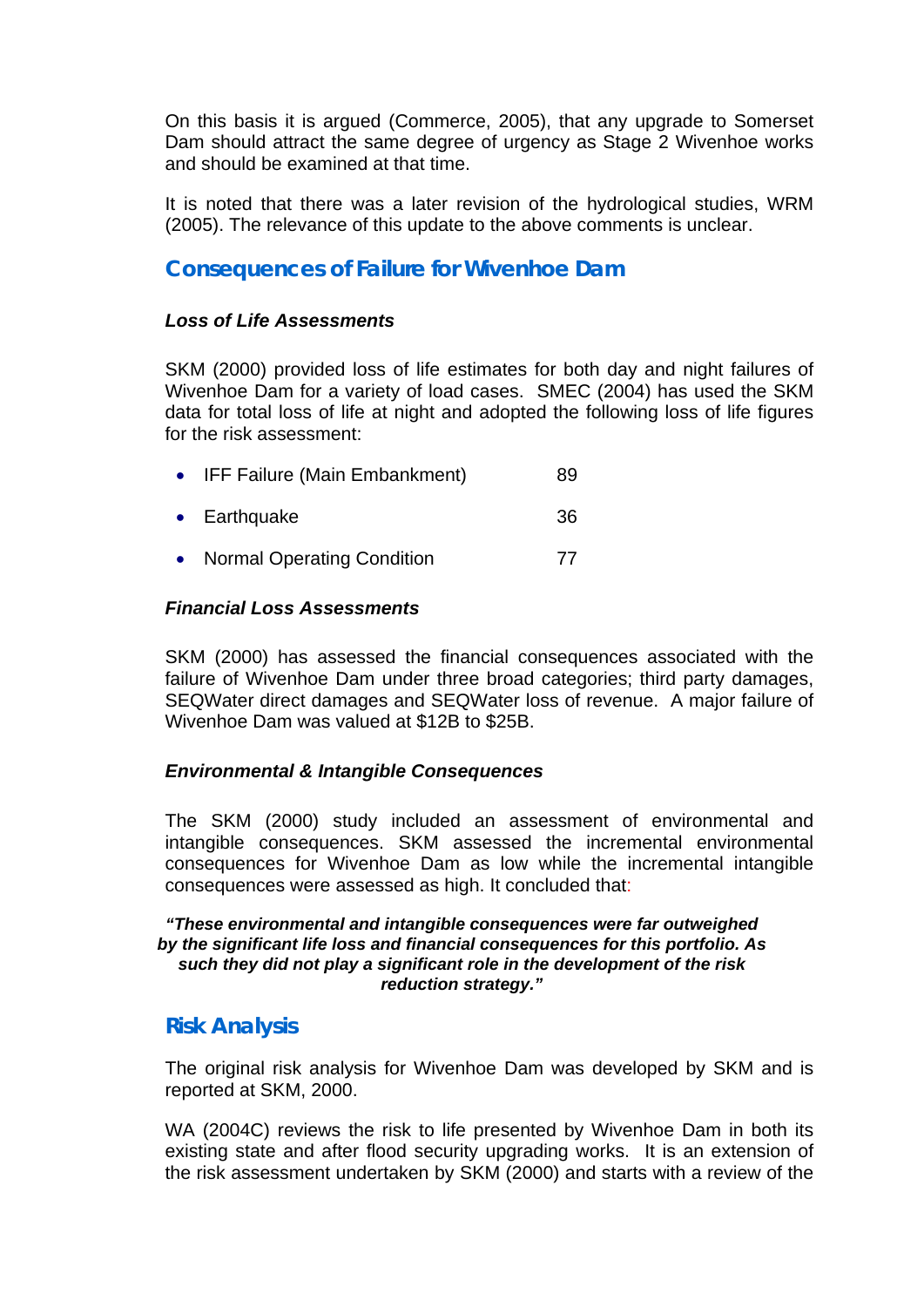On this basis it is argued (Commerce, 2005), that any upgrade to Somerset Dam should attract the same degree of urgency as Stage 2 Wivenhoe works and should be examined at that time.

It is noted that there was a later revision of the hydrological studies, WRM (2005). The relevance of this update to the above comments is unclear.

## Consequences of Failure for Wivenhoe Dam

### *Loss of Life Assessments*

SKM (2000) provided loss of life estimates for both day and night failures of Wivenhoe Dam for a variety of load cases. SMEC (2004) has used the SKM data for total loss of life at night and adopted the following loss of life figures for the risk assessment:

- IFF Failure (Main Embankment) 89
- Earthquake 36
- Normal Operating Condition 77

### *Financial Loss Assessments*

SKM (2000) has assessed the financial consequences associated with the failure of Wivenhoe Dam under three broad categories; third party damages, SEQWater direct damages and SEQWater loss of revenue. A major failure of Wivenhoe Dam was valued at $12B to $25B.

### *Environmental & Intangible Consequences*

The SKM (2000) study included an assessment of environmental and intangible consequences. SKM assessed the incremental environmental consequences for Wivenhoe Dam as low while the incremental intangible consequences were assessed as high. It concluded that:

> ***"These environmental and intangible consequences were far outweighed by the significant life loss and financial consequences for this portfolio. As such they did not play a significant role in the development of the risk reduction strategy."***

## Risk Analysis

The original risk analysis for Wivenhoe Dam was developed by SKM and is reported at SKM, 2000.

WA (2004C) reviews the risk to life presented by Wivenhoe Dam in both its existing state and after flood security upgrading works. It is an extension of the risk assessment undertaken by SKM (2000) and starts with a review of the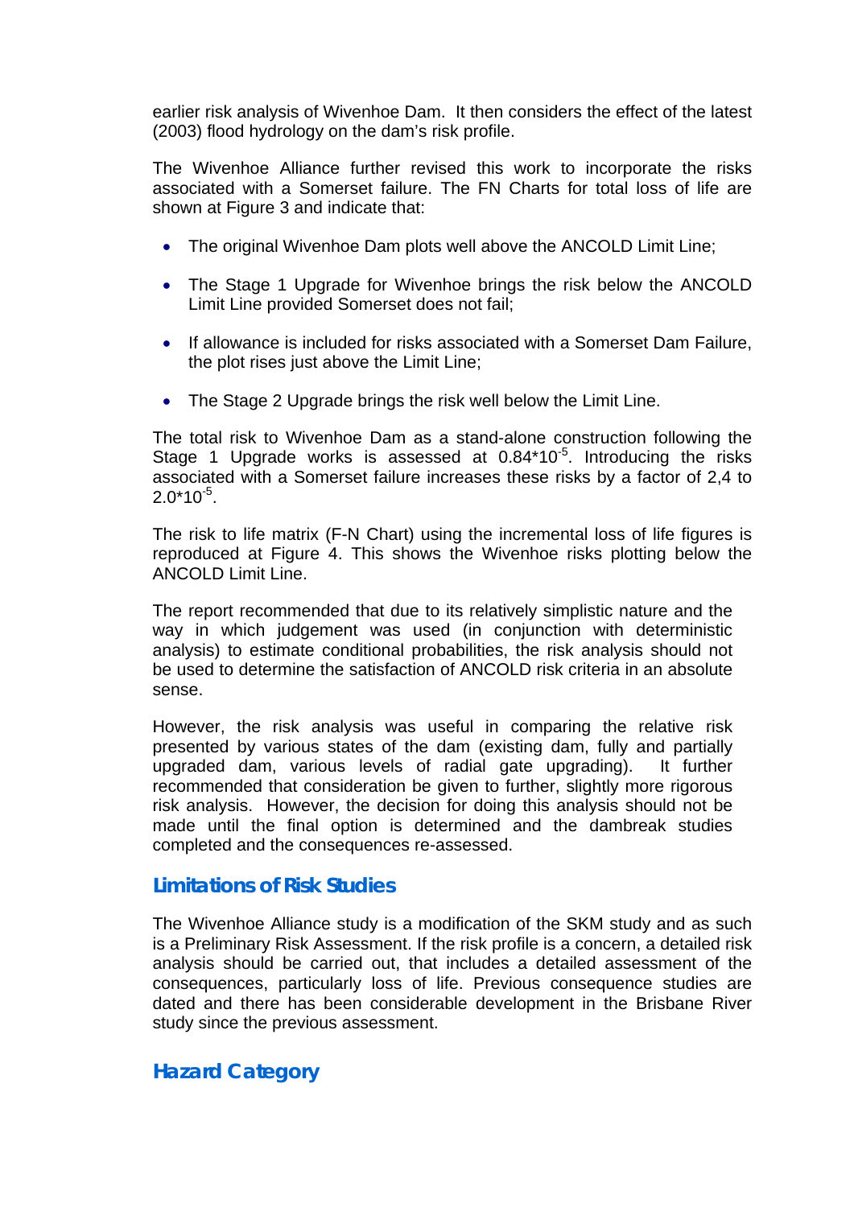earlier risk analysis of Wivenhoe Dam. It then considers the effect of the latest (2003) flood hydrology on the dam's risk profile.

The Wivenhoe Alliance further revised this work to incorporate the risks associated with a Somerset failure. The FN Charts for total loss of life are shown at Figure 3 and indicate that:

- The original Wivenhoe Dam plots well above the ANCOLD Limit Line;
- The Stage 1 Upgrade for Wivenhoe brings the risk below the ANCOLD Limit Line provided Somerset does not fail;
- If allowance is included for risks associated with a Somerset Dam Failure, the plot rises just above the Limit Line;
- The Stage 2 Upgrade brings the risk well below the Limit Line.

The total risk to Wivenhoe Dam as a stand-alone construction following the Stage 1 Upgrade works is assessed at $0.84*10^{-5}$. Introducing the risks associated with a Somerset failure increases these risks by a factor of 2,4 to $2.0*10^{-5}$.

The risk to life matrix (F-N Chart) using the incremental loss of life figures is reproduced at Figure 4. This shows the Wivenhoe risks plotting below the ANCOLD Limit Line.

The report recommended that due to its relatively simplistic nature and the way in which judgement was used (in conjunction with deterministic analysis) to estimate conditional probabilities, the risk analysis should not be used to determine the satisfaction of ANCOLD risk criteria in an absolute sense.

However, the risk analysis was useful in comparing the relative risk presented by various states of the dam (existing dam, fully and partially upgraded dam, various levels of radial gate upgrading). It further recommended that consideration be given to further, slightly more rigorous risk analysis. However, the decision for doing this analysis should not be made until the final option is determined and the dambreak studies completed and the consequences re-assessed.

## Limitations of Risk Studies

The Wivenhoe Alliance study is a modification of the SKM study and as such is a Preliminary Risk Assessment. If the risk profile is a concern, a detailed risk analysis should be carried out, that includes a detailed assessment of the consequences, particularly loss of life. Previous consequence studies are dated and there has been considerable development in the Brisbane River study since the previous assessment.

## Hazard Category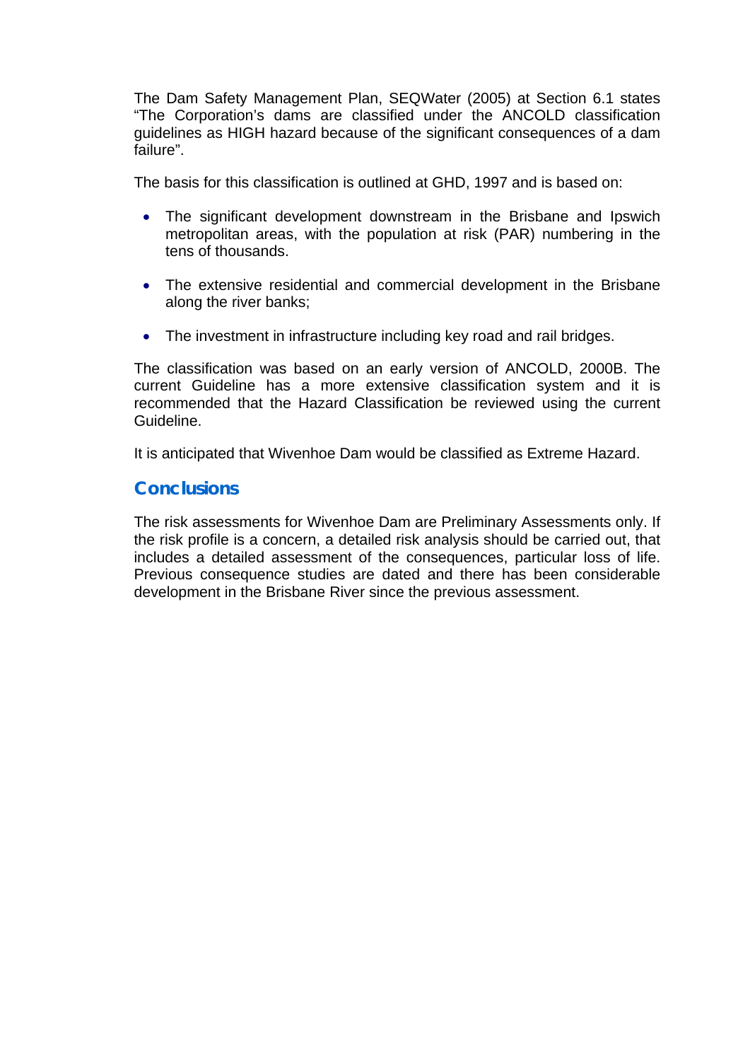The Dam Safety Management Plan, SEQWater (2005) at Section 6.1 states "The Corporation's dams are classified under the ANCOLD classification guidelines as HIGH hazard because of the significant consequences of a dam failure".

The basis for this classification is outlined at GHD, 1997 and is based on:

- The significant development downstream in the Brisbane and Ipswich metropolitan areas, with the population at risk (PAR) numbering in the tens of thousands.
- The extensive residential and commercial development in the Brisbane along the river banks;
- The investment in infrastructure including key road and rail bridges.

The classification was based on an early version of ANCOLD, 2000B. The current Guideline has a more extensive classification system and it is recommended that the Hazard Classification be reviewed using the current Guideline.

It is anticipated that Wivenhoe Dam would be classified as Extreme Hazard.

## Conclusions

The risk assessments for Wivenhoe Dam are Preliminary Assessments only. If the risk profile is a concern, a detailed risk analysis should be carried out, that includes a detailed assessment of the consequences, particular loss of life. Previous consequence studies are dated and there has been considerable development in the Brisbane River since the previous assessment.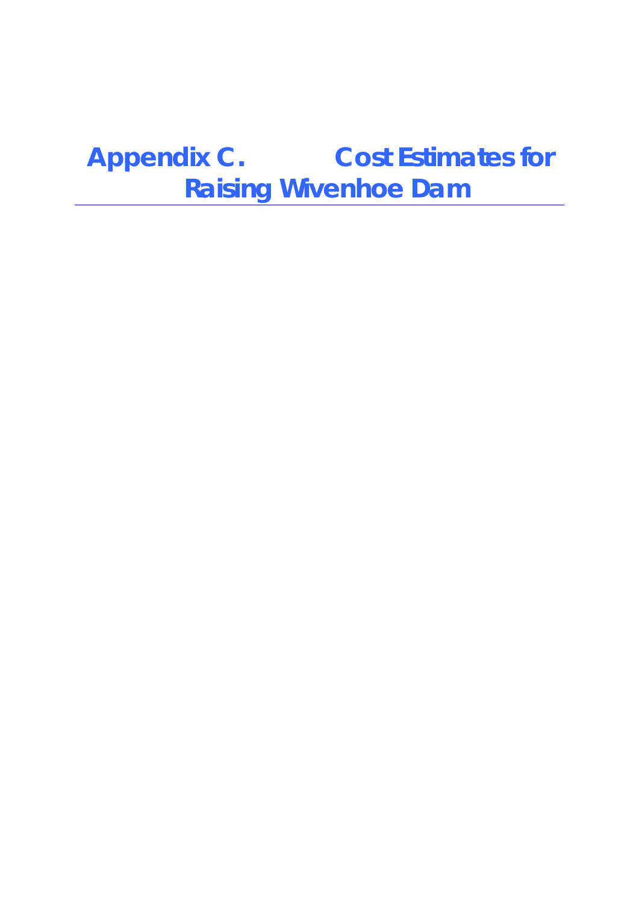# Appendix C. Cost Estimates for Raising Wivenhoe Dam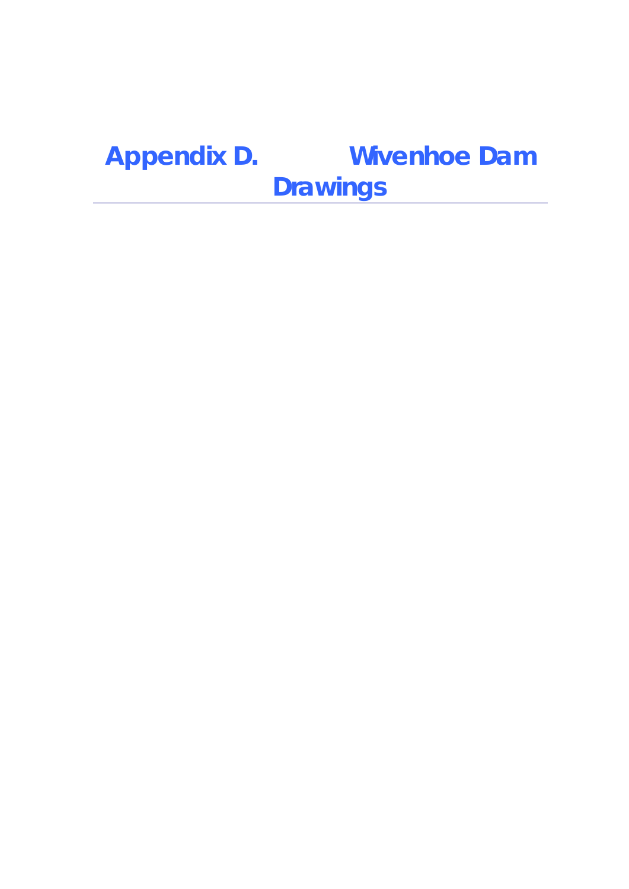# Appendix D. Wivenhoe Dam Drawings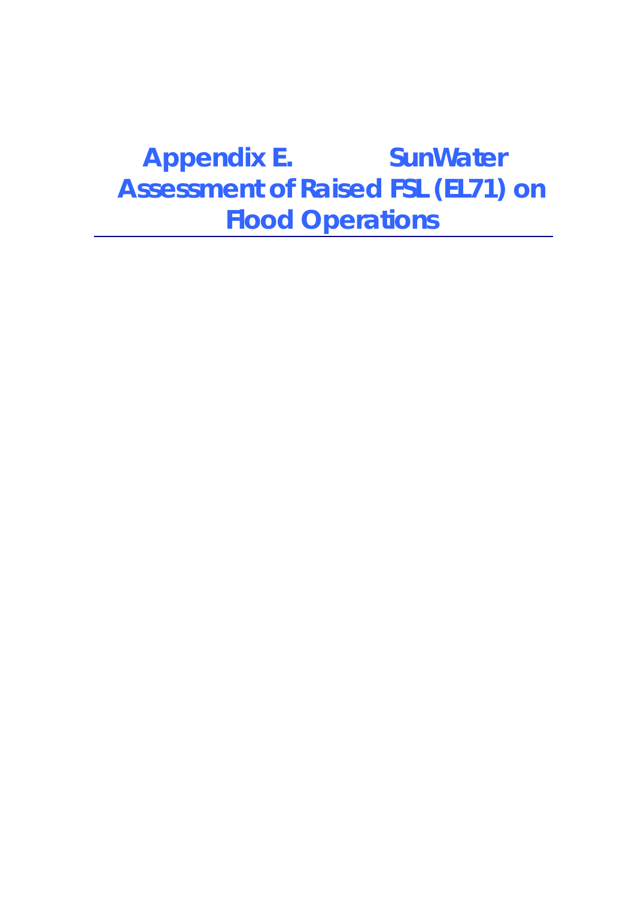# Appendix E. SunWater Assessment of Raised FSL (EL71) on Flood Operations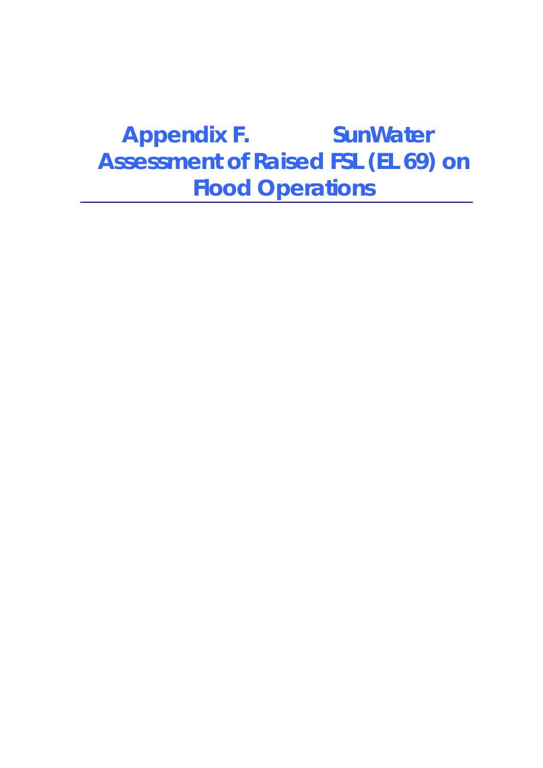# Appendix F. SunWater Assessment of Raised FSL (EL 69) on Flood Operations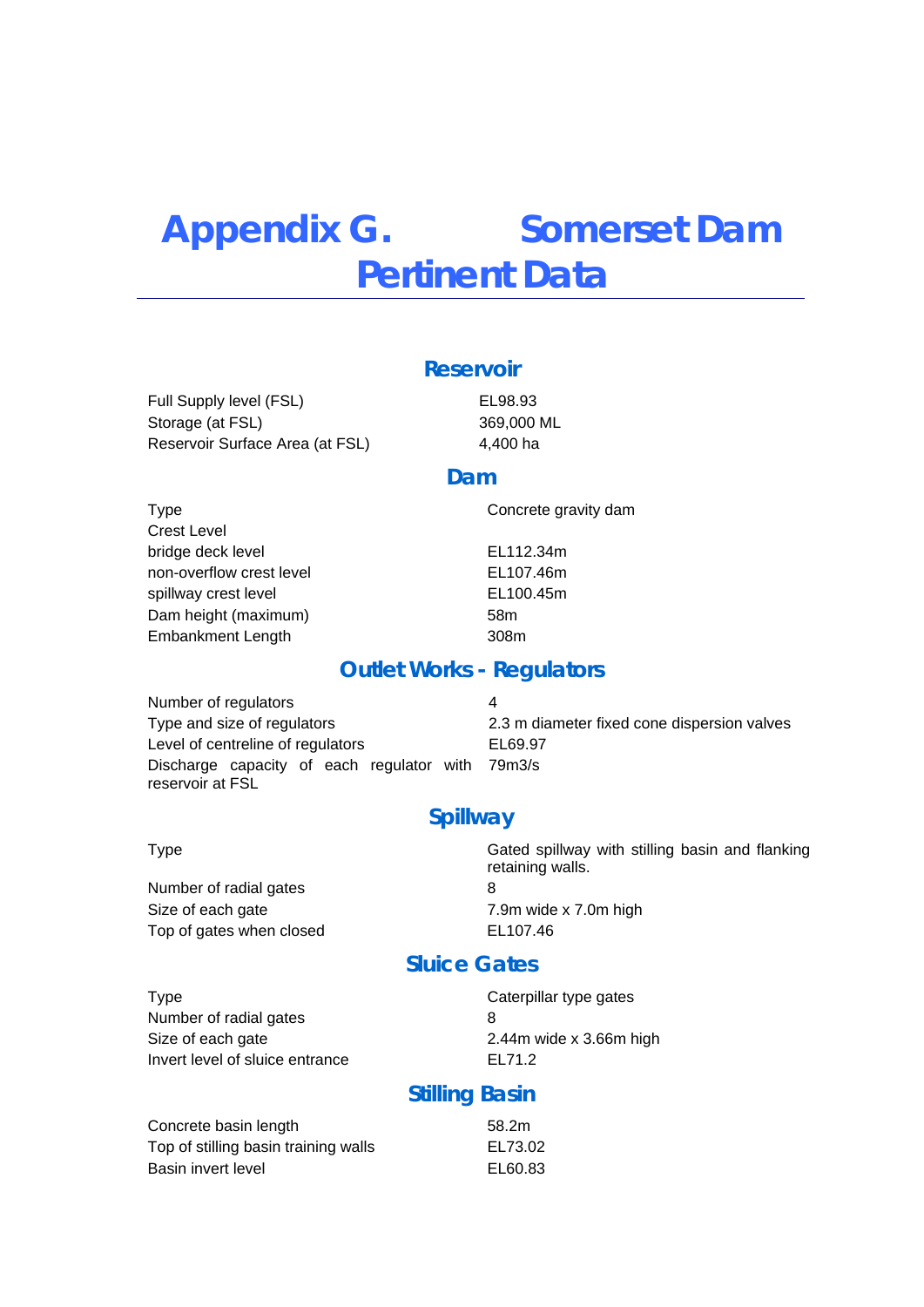# Appendix G. Somerset Dam Pertinent Data

## Reservoir

| | |
|---|---|
| Full Supply level (FSL) | EL98.93 |
| Storage (at FSL) | 369,000 ML |
| Reservoir Surface Area (at FSL) | 4,400 ha |

## Dam

| | |
|---|---|
| Type | Concrete gravity dam |
| Crest Level | |
| bridge deck level | EL112.34m |
| non-overflow crest level | EL107.46m |
| spillway crest level | EL100.45m |
| Dam height (maximum) | 58m |
| Embankment Length | 308m |

## Outlet Works - Regulators

| | |
|---|---|
| Number of regulators | 4 |
| Type and size of regulators | 2.3 m diameter fixed cone dispersion valves |
| Level of centreline of regulators | EL69.97 |
| Discharge capacity of each regulator with reservoir at FSL | 79m3/s |

## Spillway

| | |
|---|---|
| Type | Gated spillway with stilling basin and flanking retaining walls. |
| Number of radial gates | 8 |
| Size of each gate | 7.9m wide x 7.0m high |
| Top of gates when closed | EL107.46 |

## Sluice Gates

| | |
|---|---|
| Type | Caterpillar type gates |
| Number of radial gates | 8 |
| Size of each gate | 2.44m wide x 3.66m high |
| Invert level of sluice entrance | EL71.2 |

## Stilling Basin

| | |
|---|---|
| Concrete basin length | 58.2m |
| Top of stilling basin training walls | EL73.02 |
| Basin invert level | EL60.83 |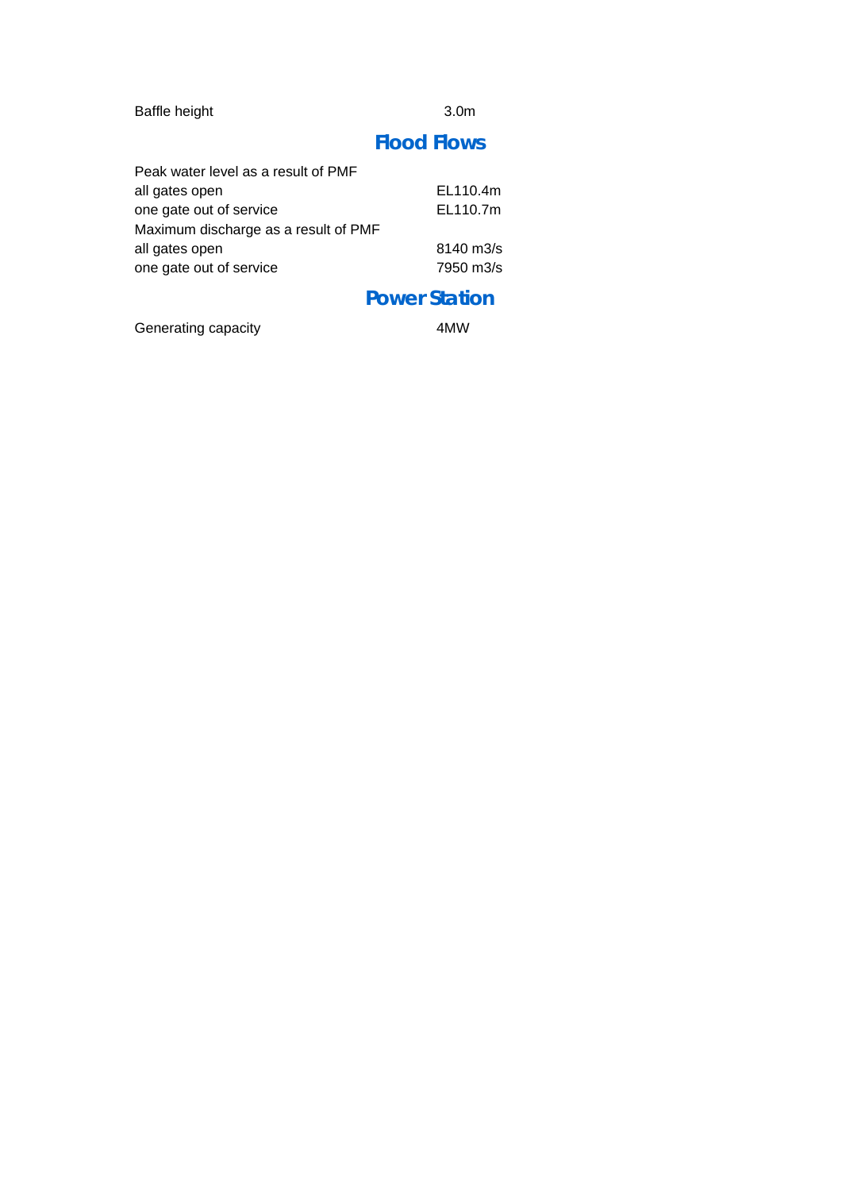| | |
|---|---|
| Baffle height | 3.0m |

## Flood Flows

| | |
|---|---|
| Peak water level as a result of PMF | |
| all gates open | EL110.4m |
| one gate out of service | EL110.7m |
| Maximum discharge as a result of PMF | |
| all gates open | 8140 m3/s |
| one gate out of service | 7950 m3/s |

## Power Station

| | |
|---|---|
| Generating capacity | 4MW |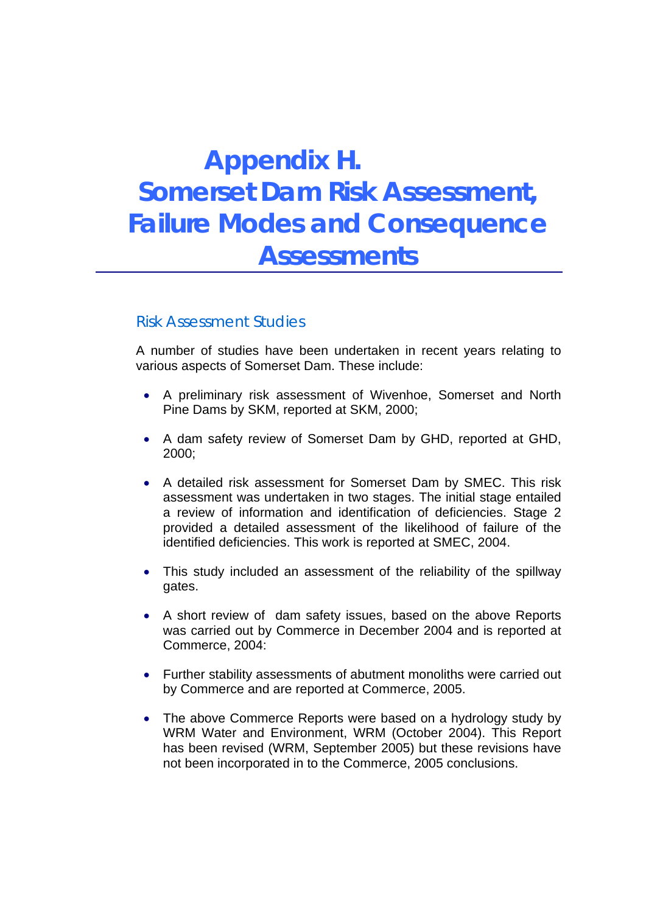# Appendix H. Somerset Dam Risk Assessment, Failure Modes and Consequence Assessments

## Risk Assessment Studies

A number of studies have been undertaken in recent years relating to various aspects of Somerset Dam. These include:

- A preliminary risk assessment of Wivenhoe, Somerset and North Pine Dams by SKM, reported at SKM, 2000;
- A dam safety review of Somerset Dam by GHD, reported at GHD, 2000;
- A detailed risk assessment for Somerset Dam by SMEC. This risk assessment was undertaken in two stages. The initial stage entailed a review of information and identification of deficiencies. Stage 2 provided a detailed assessment of the likelihood of failure of the identified deficiencies. This work is reported at SMEC, 2004.
- This study included an assessment of the reliability of the spillway gates.
- A short review of dam safety issues, based on the above Reports was carried out by Commerce in December 2004 and is reported at Commerce, 2004:
- Further stability assessments of abutment monoliths were carried out by Commerce and are reported at Commerce, 2005.
- The above Commerce Reports were based on a hydrology study by WRM Water and Environment, WRM (October 2004). This Report has been revised (WRM, September 2005) but these revisions have not been incorporated in to the Commerce, 2005 conclusions.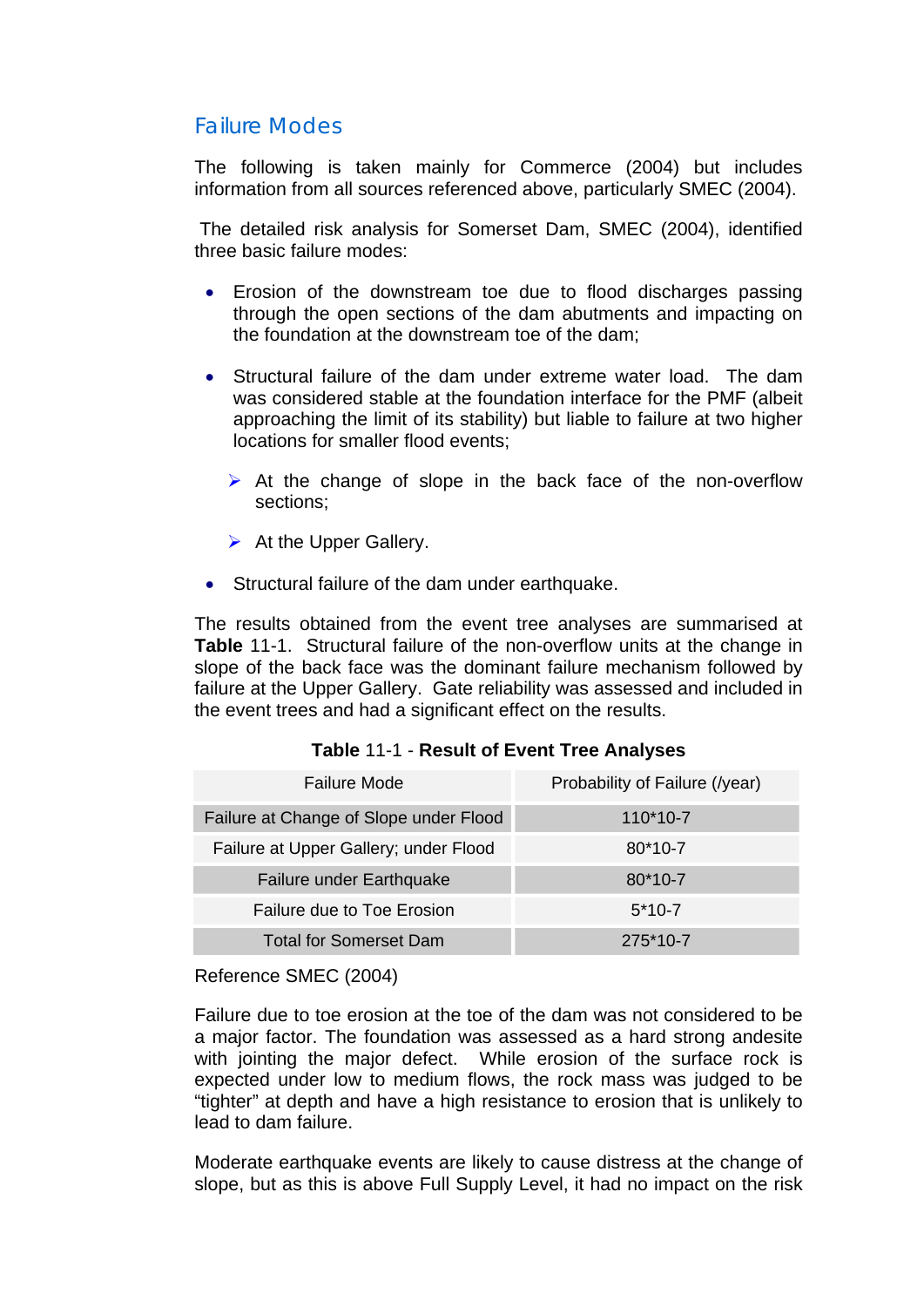## Failure Modes

The following is taken mainly for Commerce (2004) but includes information from all sources referenced above, particularly SMEC (2004).

The detailed risk analysis for Somerset Dam, SMEC (2004), identified three basic failure modes:

- Erosion of the downstream toe due to flood discharges passing through the open sections of the dam abutments and impacting on the foundation at the downstream toe of the dam;
- Structural failure of the dam under extreme water load. The dam was considered stable at the foundation interface for the PMF (albeit approaching the limit of its stability) but liable to failure at two higher locations for smaller flood events;
  - At the change of slope in the back face of the non-overflow sections;
  - At the Upper Gallery.
- Structural failure of the dam under earthquake.

The results obtained from the event tree analyses are summarised at **Table** 11-1. Structural failure of the non-overflow units at the change in slope of the back face was the dominant failure mechanism followed by failure at the Upper Gallery. Gate reliability was assessed and included in the event trees and had a significant effect on the results.

**Table** 11-1 - **Result of Event Tree Analyses**

| Failure Mode | Probability of Failure (/year) |
| --- | --- |
| Failure at Change of Slope under Flood | 110*10-7 |
| Failure at Upper Gallery; under Flood | 80*10-7 |
| Failure under Earthquake | 80*10-7 |
| Failure due to Toe Erosion | 5*10-7 |
| Total for Somerset Dam | 275*10-7 |

Reference SMEC (2004)

Failure due to toe erosion at the toe of the dam was not considered to be a major factor. The foundation was assessed as a hard strong andesite with jointing the major defect. While erosion of the surface rock is expected under low to medium flows, the rock mass was judged to be "tighter" at depth and have a high resistance to erosion that is unlikely to lead to dam failure.

Moderate earthquake events are likely to cause distress at the change of slope, but as this is above Full Supply Level, it had no impact on the risk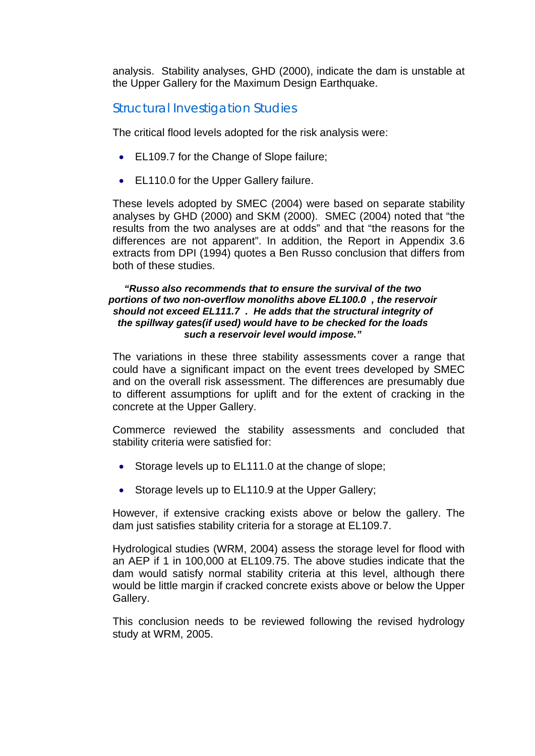analysis. Stability analyses, GHD (2000), indicate the dam is unstable at the Upper Gallery for the Maximum Design Earthquake.

## Structural Investigation Studies

The critical flood levels adopted for the risk analysis were:

- EL109.7 for the Change of Slope failure;
- EL110.0 for the Upper Gallery failure.

These levels adopted by SMEC (2004) were based on separate stability analyses by GHD (2000) and SKM (2000). SMEC (2004) noted that "the results from the two analyses are at odds" and that "the reasons for the differences are not apparent". In addition, the Report in Appendix 3.6 extracts from DPI (1994) quotes a Ben Russo conclusion that differs from both of these studies.

> ***"Russo also recommends that to ensure the survival of the two portions of two non-overflow monoliths above EL100.0 , the reservoir should not exceed EL111.7 . He adds that the structural integrity of the spillway gates(if used) would have to be checked for the loads such a reservoir level would impose."***

The variations in these three stability assessments cover a range that could have a significant impact on the event trees developed by SMEC and on the overall risk assessment. The differences are presumably due to different assumptions for uplift and for the extent of cracking in the concrete at the Upper Gallery.

Commerce reviewed the stability assessments and concluded that stability criteria were satisfied for:

- Storage levels up to EL111.0 at the change of slope;
- Storage levels up to EL110.9 at the Upper Gallery;

However, if extensive cracking exists above or below the gallery. The dam just satisfies stability criteria for a storage at EL109.7.

Hydrological studies (WRM, 2004) assess the storage level for flood with an AEP if 1 in 100,000 at EL109.75. The above studies indicate that the dam would satisfy normal stability criteria at this level, although there would be little margin if cracked concrete exists above or below the Upper Gallery.

This conclusion needs to be reviewed following the revised hydrology study at WRM, 2005.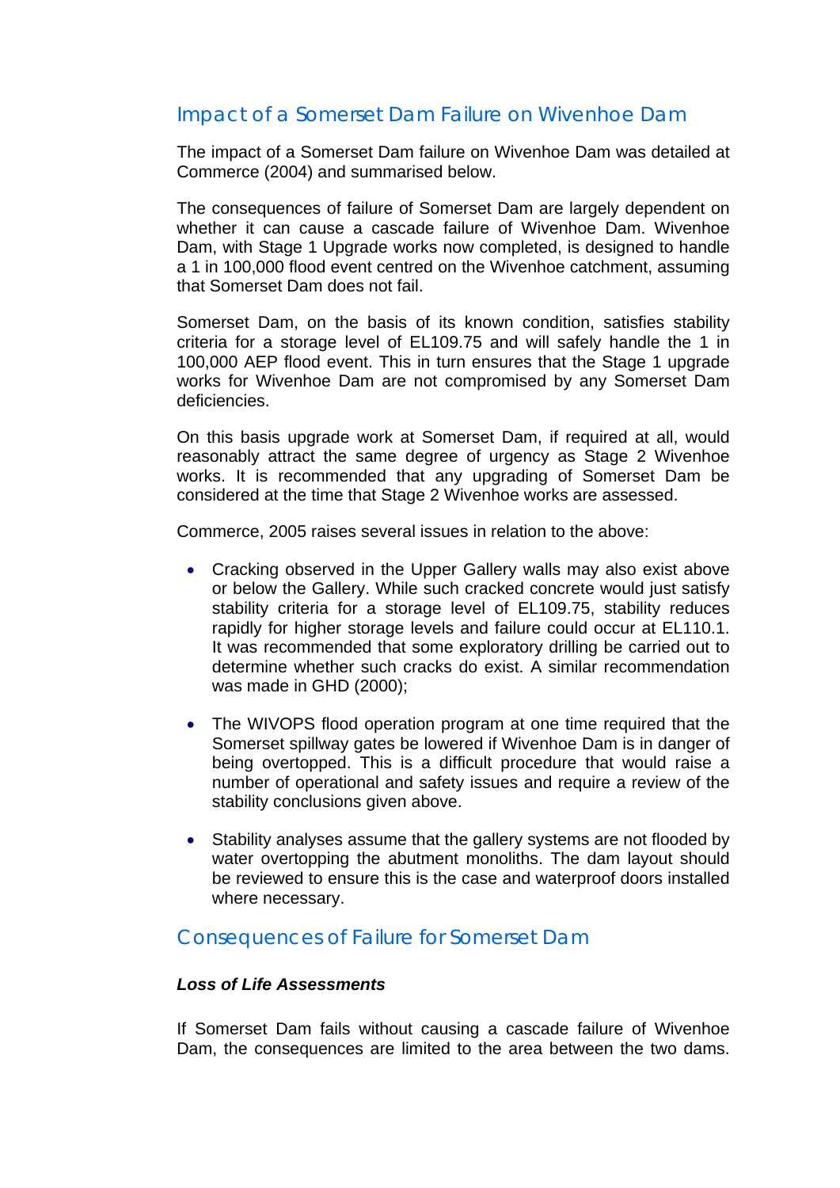## Impact of a Somerset Dam Failure on Wivenhoe Dam

The impact of a Somerset Dam failure on Wivenhoe Dam was detailed at Commerce (2004) and summarised below.

The consequences of failure of Somerset Dam are largely dependent on whether it can cause a cascade failure of Wivenhoe Dam. Wivenhoe Dam, with Stage 1 Upgrade works now completed, is designed to handle a 1 in 100,000 flood event centred on the Wivenhoe catchment, assuming that Somerset Dam does not fail.

Somerset Dam, on the basis of its known condition, satisfies stability criteria for a storage level of EL109.75 and will safely handle the 1 in 100,000 AEP flood event. This in turn ensures that the Stage 1 upgrade works for Wivenhoe Dam are not compromised by any Somerset Dam deficiencies.

On this basis upgrade work at Somerset Dam, if required at all, would reasonably attract the same degree of urgency as Stage 2 Wivenhoe works. It is recommended that any upgrading of Somerset Dam be considered at the time that Stage 2 Wivenhoe works are assessed.

Commerce, 2005 raises several issues in relation to the above:

- Cracking observed in the Upper Gallery walls may also exist above or below the Gallery. While such cracked concrete would just satisfy stability criteria for a storage level of EL109.75, stability reduces rapidly for higher storage levels and failure could occur at EL110.1. It was recommended that some exploratory drilling be carried out to determine whether such cracks do exist. A similar recommendation was made in GHD (2000);

- The WIVOPS flood operation program at one time required that the Somerset spillway gates be lowered if Wivenhoe Dam is in danger of being overtopped. This is a difficult procedure that would raise a number of operational and safety issues and require a review of the stability conclusions given above.

- Stability analyses assume that the gallery systems are not flooded by water overtopping the abutment monoliths. The dam layout should be reviewed to ensure this is the case and waterproof doors installed where necessary.

## Consequences of Failure for Somerset Dam

***Loss of Life Assessments***

If Somerset Dam fails without causing a cascade failure of Wivenhoe Dam, the consequences are limited to the area between the two dams.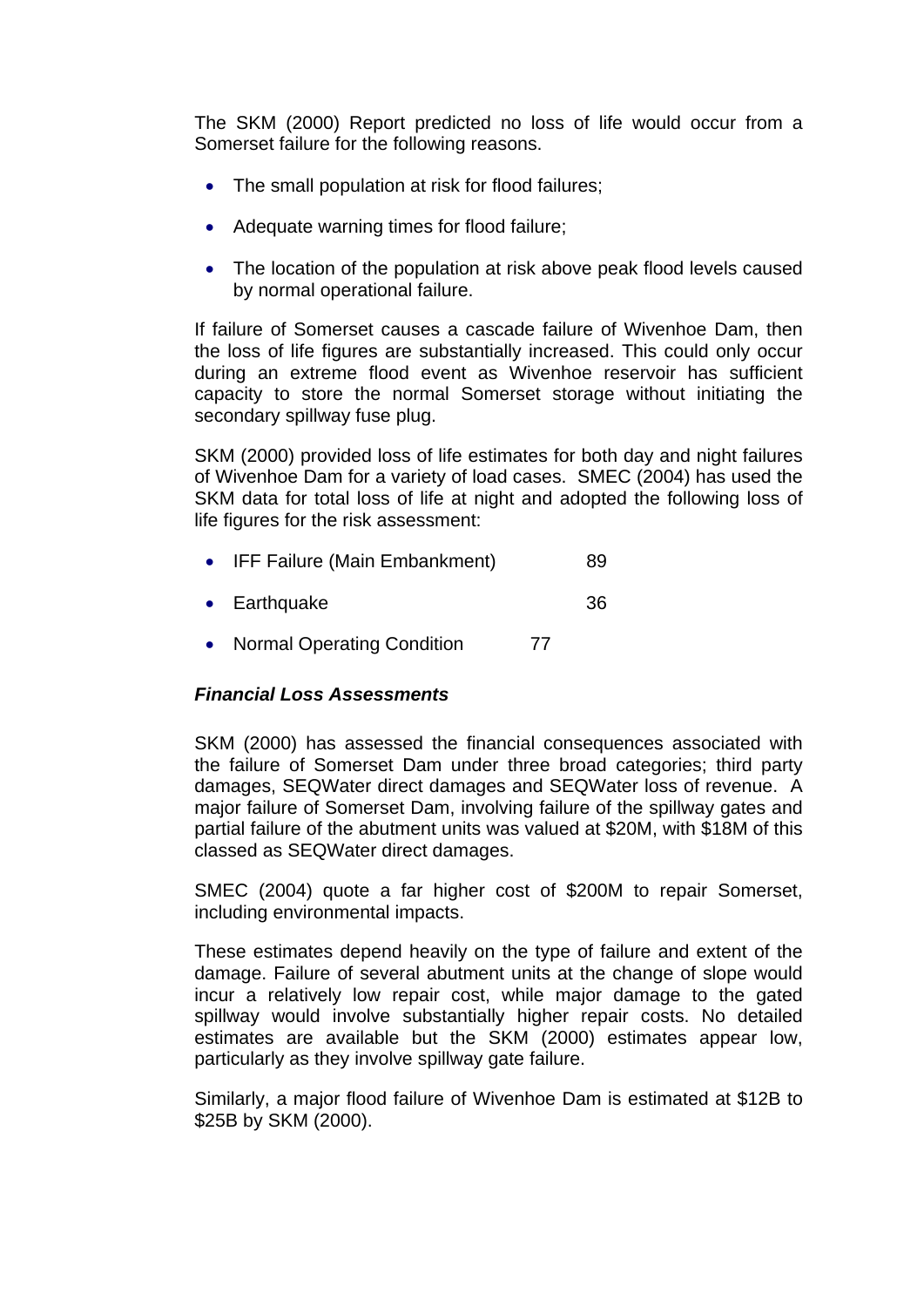The SKM (2000) Report predicted no loss of life would occur from a Somerset failure for the following reasons.

- The small population at risk for flood failures;
- Adequate warning times for flood failure;
- The location of the population at risk above peak flood levels caused by normal operational failure.

If failure of Somerset causes a cascade failure of Wivenhoe Dam, then the loss of life figures are substantially increased. This could only occur during an extreme flood event as Wivenhoe reservoir has sufficient capacity to store the normal Somerset storage without initiating the secondary spillway fuse plug.

SKM (2000) provided loss of life estimates for both day and night failures of Wivenhoe Dam for a variety of load cases. SMEC (2004) has used the SKM data for total loss of life at night and adopted the following loss of life figures for the risk assessment:

- IFF Failure (Main Embankment) 89
- Earthquake 36
- Normal Operating Condition 77

### *Financial Loss Assessments*

SKM (2000) has assessed the financial consequences associated with the failure of Somerset Dam under three broad categories; third party damages, SEQWater direct damages and SEQWater loss of revenue. A major failure of Somerset Dam, involving failure of the spillway gates and partial failure of the abutment units was valued at $20M, with $18M of this classed as SEQWater direct damages.

SMEC (2004) quote a far higher cost of $200M to repair Somerset, including environmental impacts.

These estimates depend heavily on the type of failure and extent of the damage. Failure of several abutment units at the change of slope would incur a relatively low repair cost, while major damage to the gated spillway would involve substantially higher repair costs. No detailed estimates are available but the SKM (2000) estimates appear low, particularly as they involve spillway gate failure.

Similarly, a major flood failure of Wivenhoe Dam is estimated at $12B to $25B by SKM (2000).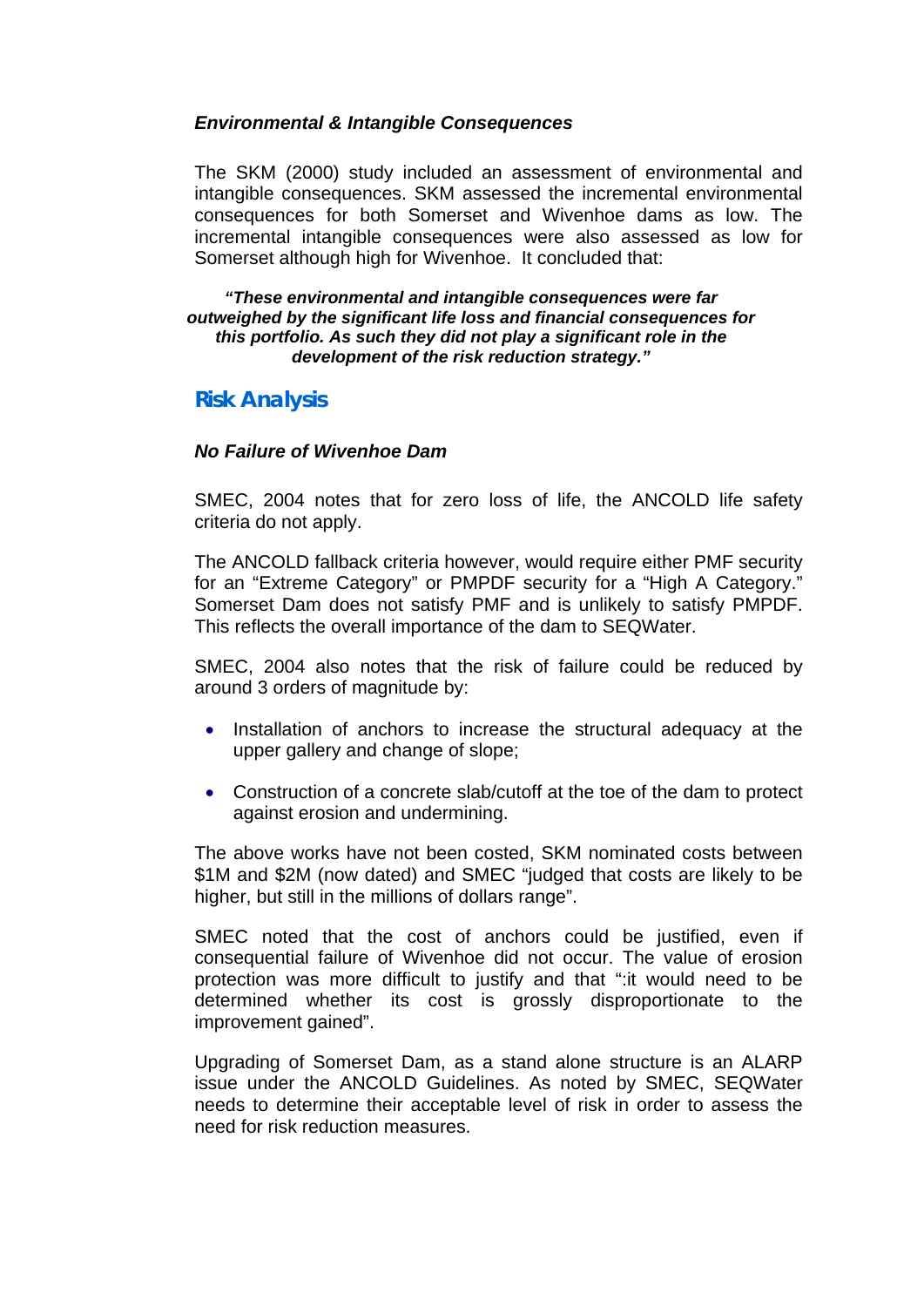### *Environmental & Intangible Consequences*

The SKM (2000) study included an assessment of environmental and intangible consequences. SKM assessed the incremental environmental consequences for both Somerset and Wivenhoe dams as low. The incremental intangible consequences were also assessed as low for Somerset although high for Wivenhoe. It concluded that:

> ***"These environmental and intangible consequences were far outweighed by the significant life loss and financial consequences for this portfolio. As such they did not play a significant role in the development of the risk reduction strategy."***

## Risk Analysis

### *No Failure of Wivenhoe Dam*

SMEC, 2004 notes that for zero loss of life, the ANCOLD life safety criteria do not apply.

The ANCOLD fallback criteria however, would require either PMF security for an "Extreme Category" or PMPDF security for a "High A Category." Somerset Dam does not satisfy PMF and is unlikely to satisfy PMPDF. This reflects the overall importance of the dam to SEQWater.

SMEC, 2004 also notes that the risk of failure could be reduced by around 3 orders of magnitude by:

- Installation of anchors to increase the structural adequacy at the upper gallery and change of slope;
- Construction of a concrete slab/cutoff at the toe of the dam to protect against erosion and undermining.

The above works have not been costed, SKM nominated costs between $1M and $2M (now dated) and SMEC "judged that costs are likely to be higher, but still in the millions of dollars range".

SMEC noted that the cost of anchors could be justified, even if consequential failure of Wivenhoe did not occur. The value of erosion protection was more difficult to justify and that ":it would need to be determined whether its cost is grossly disproportionate to the improvement gained".

Upgrading of Somerset Dam, as a stand alone structure is an ALARP issue under the ANCOLD Guidelines. As noted by SMEC, SEQWater needs to determine their acceptable level of risk in order to assess the need for risk reduction measures.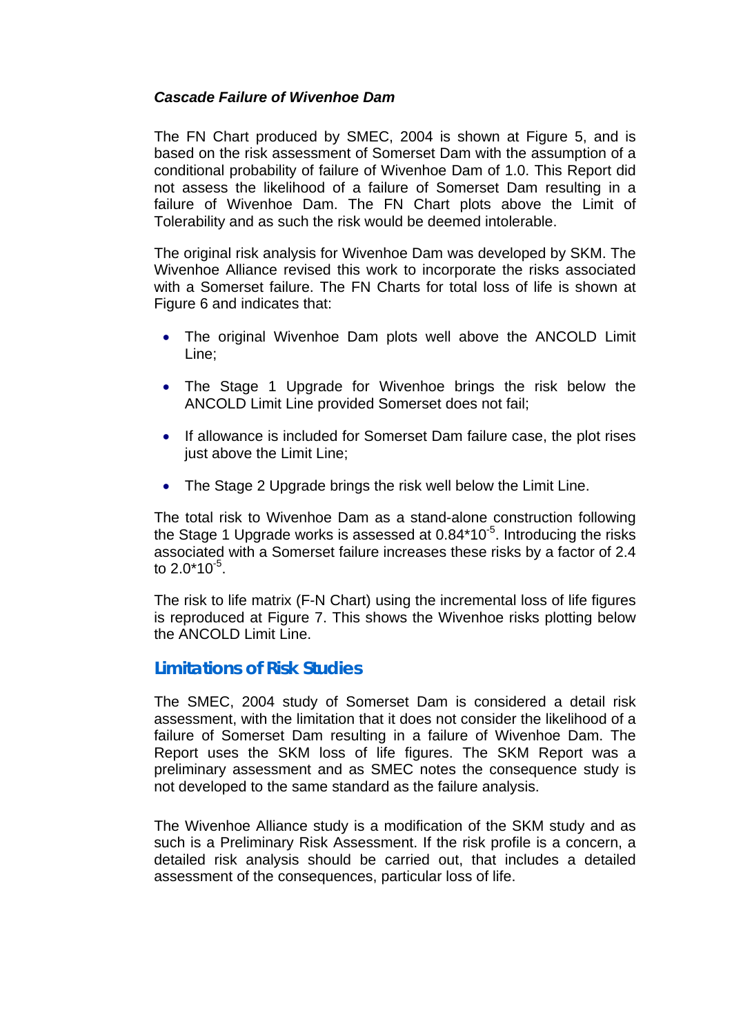***Cascade Failure of Wivenhoe Dam***

The FN Chart produced by SMEC, 2004 is shown at Figure 5, and is based on the risk assessment of Somerset Dam with the assumption of a conditional probability of failure of Wivenhoe Dam of 1.0. This Report did not assess the likelihood of a failure of Somerset Dam resulting in a failure of Wivenhoe Dam. The FN Chart plots above the Limit of Tolerability and as such the risk would be deemed intolerable.

The original risk analysis for Wivenhoe Dam was developed by SKM. The Wivenhoe Alliance revised this work to incorporate the risks associated with a Somerset failure. The FN Charts for total loss of life is shown at Figure 6 and indicates that:

- The original Wivenhoe Dam plots well above the ANCOLD Limit Line;
- The Stage 1 Upgrade for Wivenhoe brings the risk below the ANCOLD Limit Line provided Somerset does not fail;
- If allowance is included for Somerset Dam failure case, the plot rises just above the Limit Line;
- The Stage 2 Upgrade brings the risk well below the Limit Line.

The total risk to Wivenhoe Dam as a stand-alone construction following the Stage 1 Upgrade works is assessed at $0.84*10^{-5}$. Introducing the risks associated with a Somerset failure increases these risks by a factor of 2.4 to $2.0*10^{-5}$.

The risk to life matrix (F-N Chart) using the incremental loss of life figures is reproduced at Figure 7. This shows the Wivenhoe risks plotting below the ANCOLD Limit Line.

## Limitations of Risk Studies

The SMEC, 2004 study of Somerset Dam is considered a detail risk assessment, with the limitation that it does not consider the likelihood of a failure of Somerset Dam resulting in a failure of Wivenhoe Dam. The Report uses the SKM loss of life figures. The SKM Report was a preliminary assessment and as SMEC notes the consequence study is not developed to the same standard as the failure analysis.

The Wivenhoe Alliance study is a modification of the SKM study and as such is a Preliminary Risk Assessment. If the risk profile is a concern, a detailed risk analysis should be carried out, that includes a detailed assessment of the consequences, particular loss of life.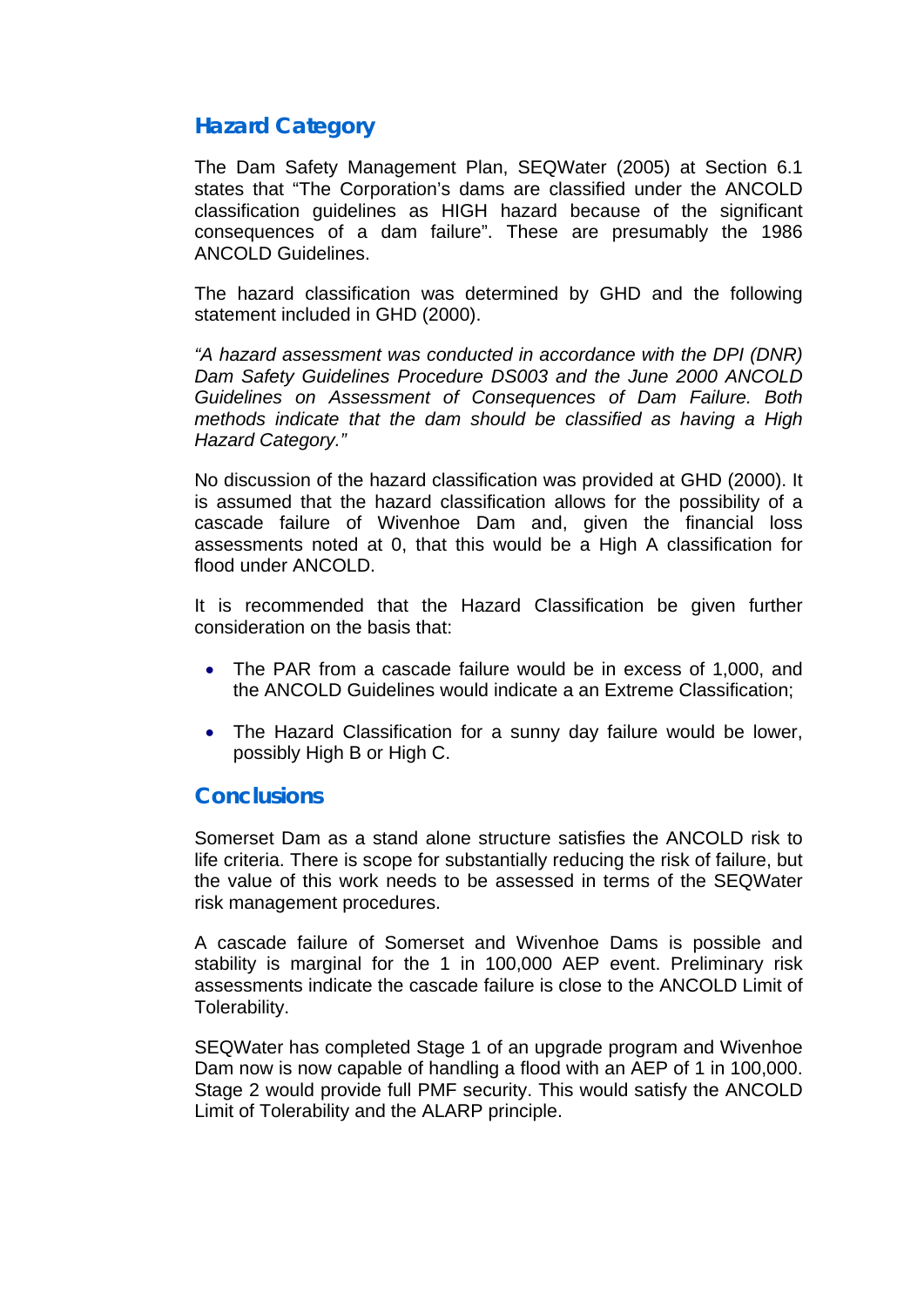## Hazard Category

The Dam Safety Management Plan, SEQWater (2005) at Section 6.1 states that "The Corporation's dams are classified under the ANCOLD classification guidelines as HIGH hazard because of the significant consequences of a dam failure". These are presumably the 1986 ANCOLD Guidelines.

The hazard classification was determined by GHD and the following statement included in GHD (2000).

*"A hazard assessment was conducted in accordance with the DPI (DNR) Dam Safety Guidelines Procedure DS003 and the June 2000 ANCOLD Guidelines on Assessment of Consequences of Dam Failure. Both methods indicate that the dam should be classified as having a High Hazard Category."*

No discussion of the hazard classification was provided at GHD (2000). It is assumed that the hazard classification allows for the possibility of a cascade failure of Wivenhoe Dam and, given the financial loss assessments noted at 0, that this would be a High A classification for flood under ANCOLD.

It is recommended that the Hazard Classification be given further consideration on the basis that:

- The PAR from a cascade failure would be in excess of 1,000, and the ANCOLD Guidelines would indicate a an Extreme Classification;
- The Hazard Classification for a sunny day failure would be lower, possibly High B or High C.

## Conclusions

Somerset Dam as a stand alone structure satisfies the ANCOLD risk to life criteria. There is scope for substantially reducing the risk of failure, but the value of this work needs to be assessed in terms of the SEQWater risk management procedures.

A cascade failure of Somerset and Wivenhoe Dams is possible and stability is marginal for the 1 in 100,000 AEP event. Preliminary risk assessments indicate the cascade failure is close to the ANCOLD Limit of Tolerability.

SEQWater has completed Stage 1 of an upgrade program and Wivenhoe Dam now is now capable of handling a flood with an AEP of 1 in 100,000. Stage 2 would provide full PMF security. This would satisfy the ANCOLD Limit of Tolerability and the ALARP principle.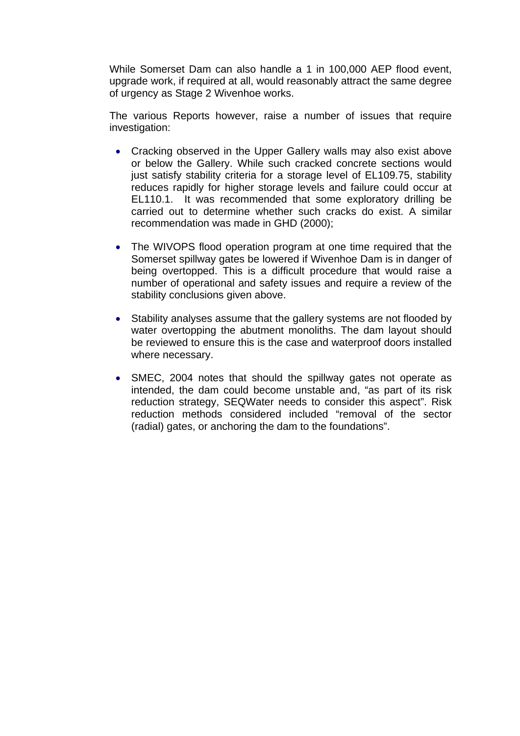While Somerset Dam can also handle a 1 in 100,000 AEP flood event, upgrade work, if required at all, would reasonably attract the same degree of urgency as Stage 2 Wivenhoe works.

The various Reports however, raise a number of issues that require investigation:

- Cracking observed in the Upper Gallery walls may also exist above or below the Gallery. While such cracked concrete sections would just satisfy stability criteria for a storage level of EL109.75, stability reduces rapidly for higher storage levels and failure could occur at EL110.1. It was recommended that some exploratory drilling be carried out to determine whether such cracks do exist. A similar recommendation was made in GHD (2000);

- The WIVOPS flood operation program at one time required that the Somerset spillway gates be lowered if Wivenhoe Dam is in danger of being overtopped. This is a difficult procedure that would raise a number of operational and safety issues and require a review of the stability conclusions given above.

- Stability analyses assume that the gallery systems are not flooded by water overtopping the abutment monoliths. The dam layout should be reviewed to ensure this is the case and waterproof doors installed where necessary.

- SMEC, 2004 notes that should the spillway gates not operate as intended, the dam could become unstable and, "as part of its risk reduction strategy, SEQWater needs to consider this aspect". Risk reduction methods considered included "removal of the sector (radial) gates, or anchoring the dam to the foundations".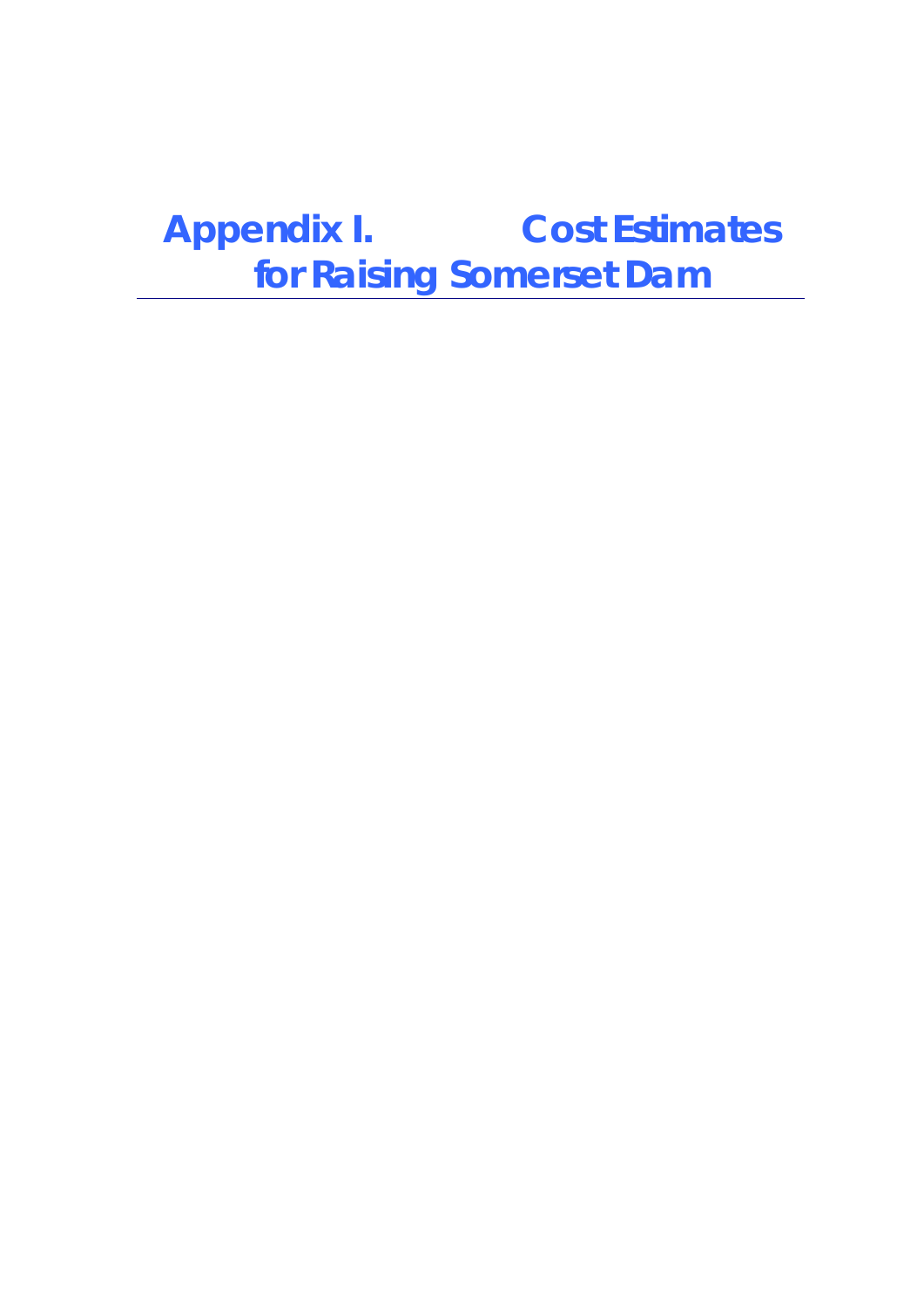# Appendix I. Cost Estimates for Raising Somerset Dam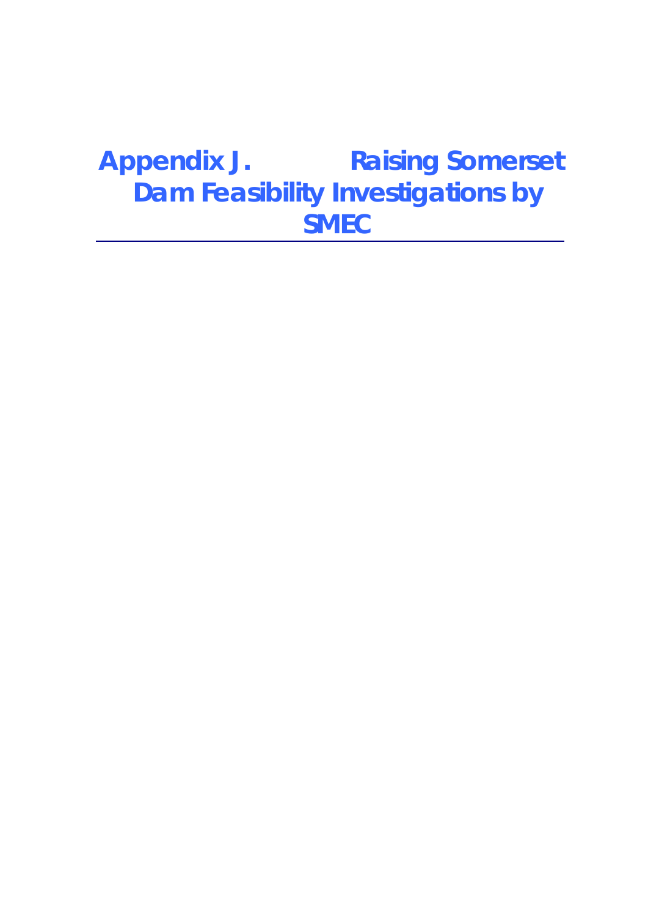# Appendix J. Raising Somerset Dam Feasibility Investigations by SMEC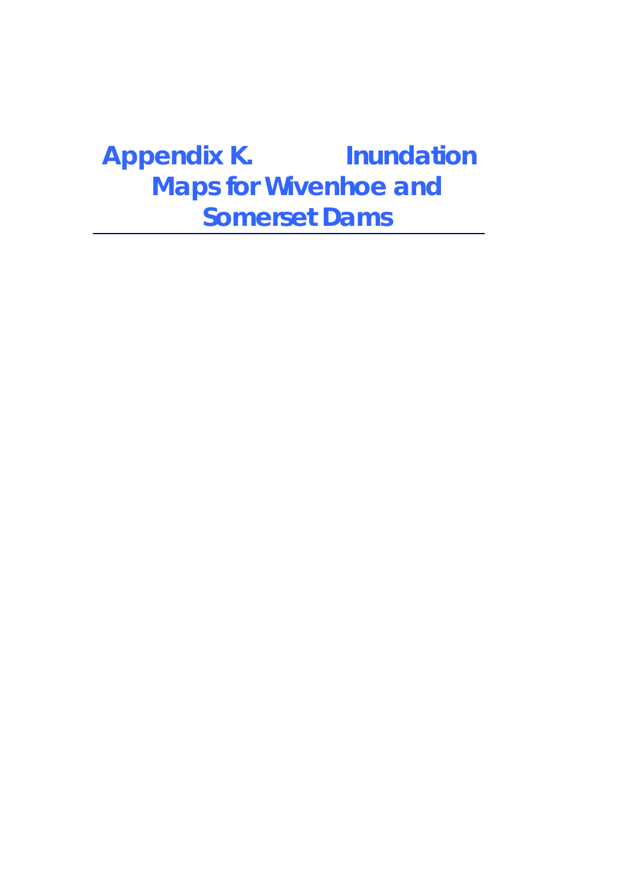# Appendix K. Inundation Maps for Wivenhoe and Somerset Dams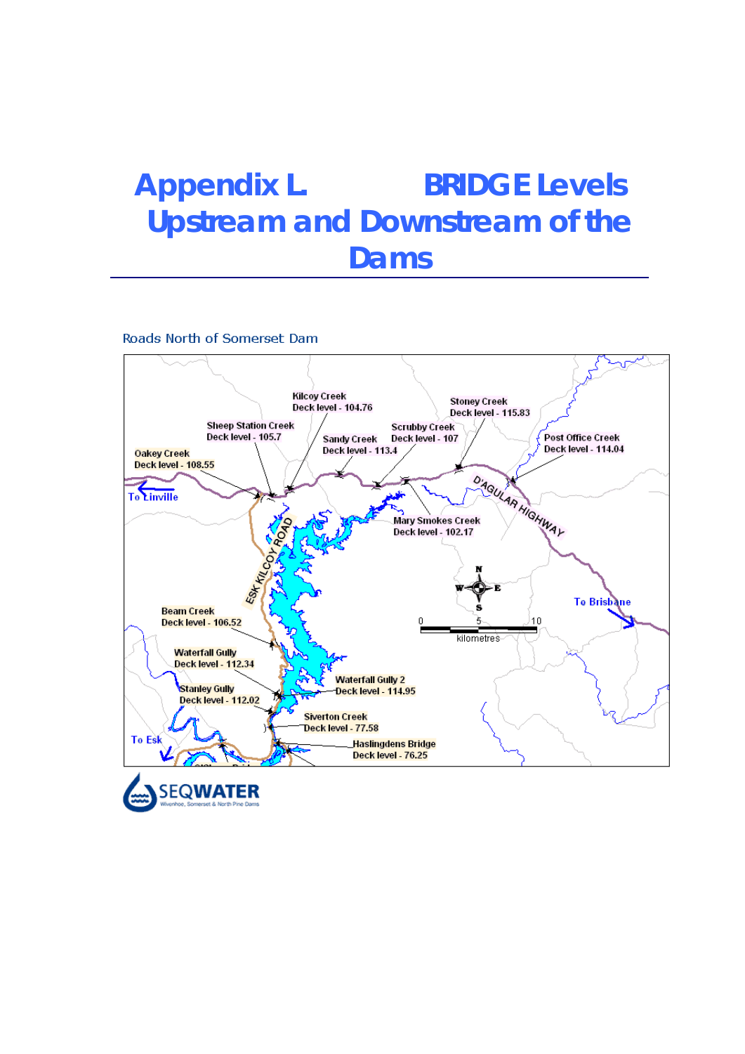# Appendix L. BRIDGE Levels Upstream and Downstream of the Dams

Roads North of Somerset Dam

Kilcoy Creek
Deck level - 104.76

Stoney Creek
Deck level - 115.83

Sheep Station Creek
Deck level - 105.7

Scrubby Creek
Deck level - 107

Sandy Creek
Deck level - 113.4

Post Office Creek
Deck level - 114.04

Oakey Creek
Deck level - 108.55

To Linville

D'AGULAR HIGHWAY

Mary Smokes Creek
Deck level - 102.17

ESK KILCOY ROAD

To Brisbane

Beam Creek
Deck level - 106.52

0 5 10
kilometres

Waterfall Gully
Deck level - 112.34

Waterfall Gully 2
Deck level - 114.95

Stanley Gully
Deck level - 112.02

Siverton Creek
Deck level - 77.58

To Esk

Haslingdens Bridge
Deck level - 76.25

SEQWATER
Wivenhoe, Somerset & North Pine Dams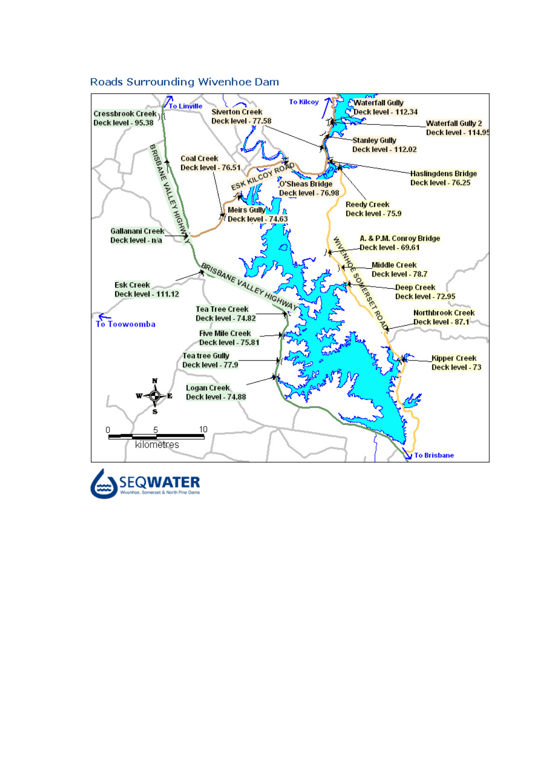## Roads Surrounding Wivenhoe Dam

To Linville

To Kilcoy

Cressbrook Creek
Deck level - 95.38

Siverton Creek
Deck level - 77.58

Waterfall Gully
Deck level - 112.34

Waterfall Gully 2
Deck level - 114.95

Stanley Gully
Deck level - 112.02

Coal Creek
Deck level - 76.51

ESK KILCOY ROAD

O'Sheas Bridge
Deck level - 76.98

Haslingdens Bridge
Deck level - 76.25

BRISBANE VALLEY HIGHWAY

Meirs Gully
Deck level - 74.63

Reedy Creek
Deck level - 75.9

Gallanani Creek
Deck level - n/a

A. & P.M. Conroy Bridge
Deck level - 69.61

WIVENHOE SOMERSET ROAD

Middle Creek
Deck level - 78.7

Esk Creek
Deck level - 111.12

Deep Creek
Deck level - 72.95

Tea Tree Creek
Deck level - 74.82

Northbrook Creek
Deck level - 87.1

To Toowoomba

Five Mile Creek
Deck level - 75.81

Tea tree Gully
Deck level - 77.9

Kipper Creek
Deck level - 73

Logan Creek
Deck level - 74.88

N W E S

0 5 10
kilometres

To Brisbane

SEQWATER
Wivenhoe, Somerset & North Pine Dams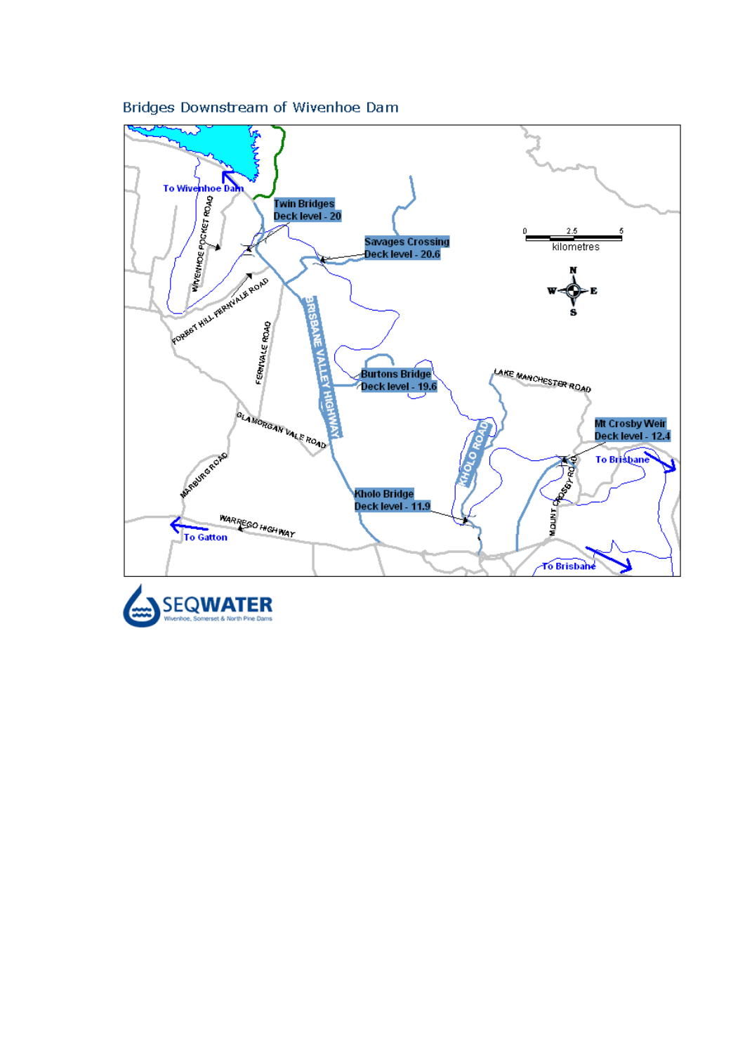## Bridges Downstream of Wivenhoe Dam

To Wivenhoe Dam

Twin Bridges
Deck level - 20

Savages Crossing
Deck level - 20.6

Burtons Bridge
Deck level - 19.6

Kholo Bridge
Deck level - 11.9

Mt Crosby Weir
Deck level - 12.4

To Brisbane

To Brisbane

To Gatton

WIVENHOE POCKET ROAD

FOREST HILL FERNVALE ROAD

FERNVALE ROAD

BRISBANE VALLEY HIGHWAY

GLAMORGAN VALE ROAD

MARBURG ROAD

WARREGO HIGHWAY

LAKE MANCHESTER ROAD

KHOLO ROAD

MOUNT CROSBY ROAD

0 2.5 5
kilometres

N
W E
S

SEQWATER
Wivenhoe, Somerset & North Pine Dams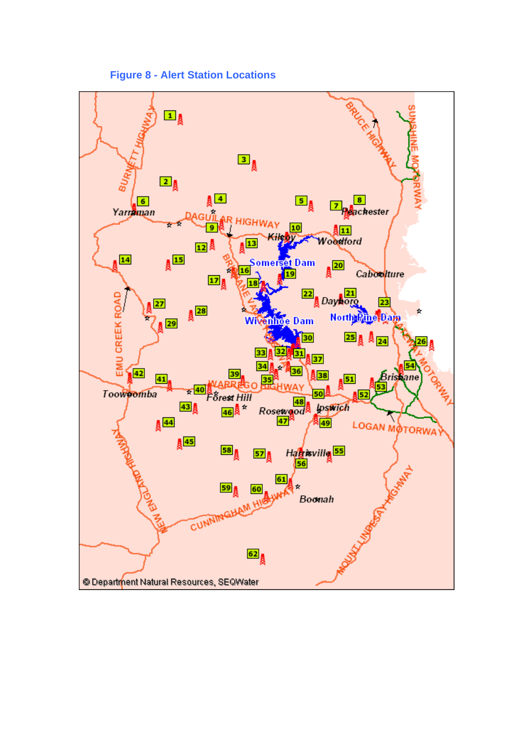## Figure 8 - Alert Station Locations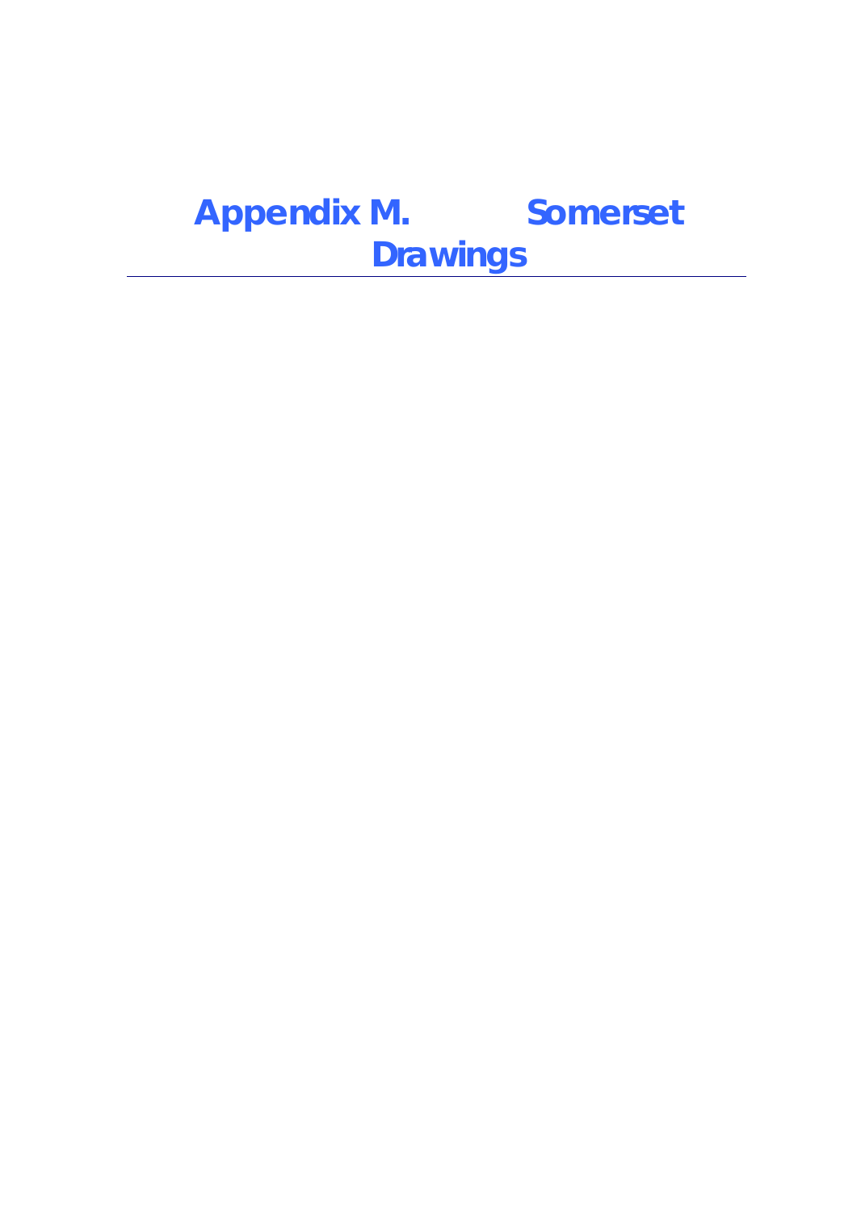# Appendix M. Somerset Drawings